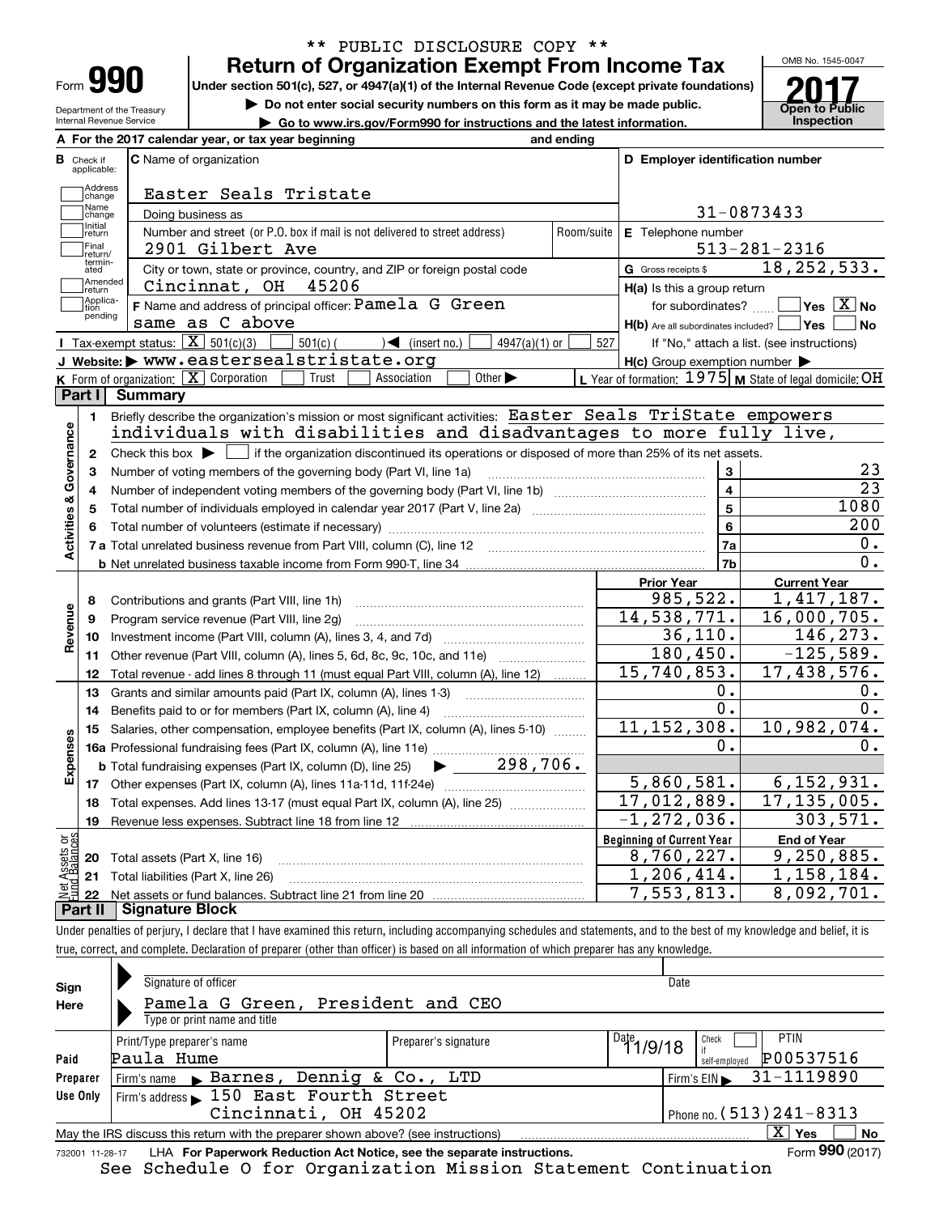** PUBLIC DISCLOSURE COPY **

# Form 990 — Return of Organization Exempt From Income Tax (2017)

Under section 501(c), 527, or 4947(a)(1) of the Internal Revenue Code (except private foundations)

▶ Do not enter social security numbers on this form as it may be made public.

▶ Go to www.irs.gov/Form990 for instructions and the latest information.

Department of the Treasury, Internal Revenue Service

OMB No. 1545-0047 — Open to Public Inspection

**A** For the 2017 calendar year, or tax year beginning and ending

**B** Check if applicable: Address change, Name change, Initial return, Final return/terminated, Amended return, Application pending

**C** Name of organization: Easter Seals Tristate

Doing business as

Number and street (or P.O. box if mail is not delivered to street address): 2901 Gilbert Ave — Room/suite

City or town, state or province, country, and ZIP or foreign postal code: Cincinnat, OH 45206

**D** Employer identification number: 31-0873433

**E** Telephone number: 513-281-2316

**G** Gross receipts $ 18,252,533.

**F** Name and address of principal officer: Pamela G Green, same as C above

**H(a)** Is this a group return for subordinates? Yes [ ] No [X]

**H(b)** Are all subordinates included? Yes [ ] No [ ] If "No," attach a list. (see instructions)

**H(c)** Group exemption number ▶

**I** Tax-exempt status: [X] 501(c)(3) [ ] 501(c) ( ) ◀ (insert no.) [ ] 4947(a)(1) or [ ] 527

**J** Website: ▶ www.eastersealstristate.org

**K** Form of organization: [X] Corporation [ ] Trust [ ] Association [ ] Other ▶

**L** Year of formation: 1975 **M** State of legal domicile: OH

## Part I Summary

**Activities & Governance**

1 Briefly describe the organization's mission or most significant activities: Easter Seals TriState empowers individuals with disabilities and disadvantages to more fully live,

2 Check this box ▶ [ ] if the organization discontinued its operations or disposed of more than 25% of its net assets.

| Line | Description | | Value |
|---|---|---|---|
| 3 | Number of voting members of the governing body (Part VI, line 1a) | 3 | 23 |
| 4 | Number of independent voting members of the governing body (Part VI, line 1b) | 4 | 23 |
| 5 | Total number of individuals employed in calendar year 2017 (Part V, line 2a) | 5 | 1080 |
| 6 | Total number of volunteers (estimate if necessary) | 6 | 200 |
| 7a | Total unrelated business revenue from Part VIII, column (C), line 12 | 7a | 0. |
| 7b | Net unrelated business taxable income from Form 990-T, line 34 | 7b | 0. |

| Line | Description | Prior Year | Current Year |
|---|---|---|---|
| **Revenue** | | | |
| 8 | Contributions and grants (Part VIII, line 1h) | 985,522. | 1,417,187. |
| 9 | Program service revenue (Part VIII, line 2g) | 14,538,771. | 16,000,705. |
| 10 | Investment income (Part VIII, column (A), lines 3, 4, and 7d) | 36,110. | 146,273. |
| 11 | Other revenue (Part VIII, column (A), lines 5, 6d, 8c, 9c, 10c, and 11e) | 180,450. | -125,589. |
| 12 | Total revenue - add lines 8 through 11 (must equal Part VIII, column (A), line 12) | 15,740,853. | 17,438,576. |
| **Expenses** | | | |
| 13 | Grants and similar amounts paid (Part IX, column (A), lines 1-3) | 0. | 0. |
| 14 | Benefits paid to or for members (Part IX, column (A), line 4) | 0. | 0. |
| 15 | Salaries, other compensation, employee benefits (Part IX, column (A), lines 5-10) | 11,152,308. | 10,982,074. |
| 16a | Professional fundraising fees (Part IX, column (A), line 11e) | 0. | 0. |
| b | Total fundraising expenses (Part IX, column (D), line 25) ▶ 298,706. | | |
| 17 | Other expenses (Part IX, column (A), lines 11a-11d, 11f-24e) | 5,860,581. | 6,152,931. |
| 18 | Total expenses. Add lines 13-17 (must equal Part IX, column (A), line 25) | 17,012,889. | 17,135,005. |
| 19 | Revenue less expenses. Subtract line 18 from line 12 | -1,272,036. | 303,571. |

| Line | Net Assets or Fund Balances | Beginning of Current Year | End of Year |
|---|---|---|---|
| 20 | Total assets (Part X, line 16) | 8,760,227. | 9,250,885. |
| 21 | Total liabilities (Part X, line 26) | 1,206,414. | 1,158,184. |
| 22 | Net assets or fund balances. Subtract line 21 from line 20 | 7,553,813. | 8,092,701. |

## Part II Signature Block

Under penalties of perjury, I declare that I have examined this return, including accompanying schedules and statements, and to the best of my knowledge and belief, it is true, correct, and complete. Declaration of preparer (other than officer) is based on all information of which preparer has any knowledge.

**Sign Here**

Signature of officer — Date

Pamela G Green, President and CEO

Type or print name and title

**Paid Preparer Use Only**

| Print/Type preparer's name | Preparer's signature | Date | Check if self-employed | PTIN |
|---|---|---|---|---|
| Paula Hume | | 11/9/18 | [ ] | P00537516 |

Firm's name ▶ Barnes, Dennig & Co., LTD — Firm's EIN ▶ 31-1119890

Firm's address ▶ 150 East Fourth Street, Cincinnati, OH 45202 — Phone no. (513) 241-8313

May the IRS discuss this return with the preparer shown above? (see instructions) [X] Yes [ ] No

732001 11-28-17 LHA For Paperwork Reduction Act Notice, see the separate instructions. Form **990** (2017)

See Schedule O for Organization Mission Statement Continuation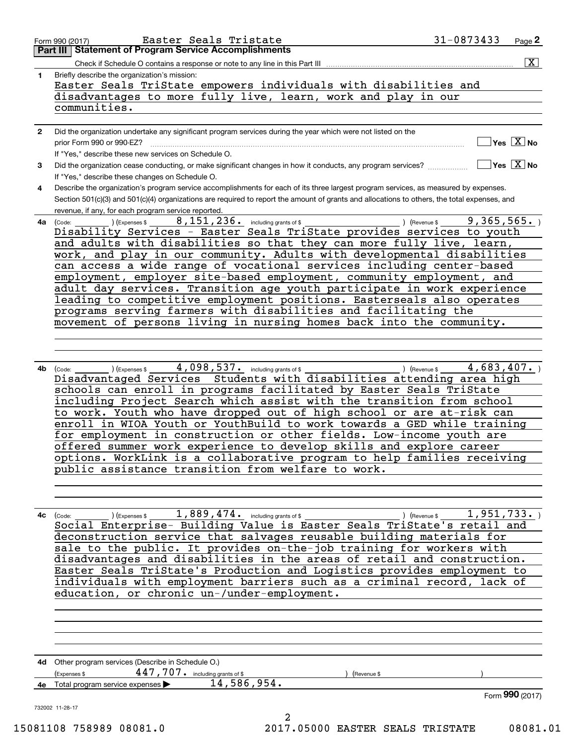Form 990 (2017) Easter Seals Tristate 31-0873433

## Part III Statement of Program Service Accomplishments

Check if Schedule O contains a response or note to any line in this Part III [X]

**1** Briefly describe the organization's mission:

Easter Seals TriState empowers individuals with disabilities and disadvantages to more fully live, learn, work and play in our communities.

**2** Did the organization undertake any significant program services during the year which were not listed on the prior Form 990 or 990-EZ? [ ] Yes [X] No

If "Yes," describe these new services on Schedule O.

**3** Did the organization cease conducting, or make significant changes in how it conducts, any program services? [ ] Yes [X] No

If "Yes," describe these changes on Schedule O.

**4** Describe the organization's program service accomplishments for each of its three largest program services, as measured by expenses. Section 501(c)(3) and 501(c)(4) organizations are required to report the amount of grants and allocations to others, the total expenses, and revenue, if any, for each program service reported.

**4a** (Code: ) (Expenses $ 8,151,236. including grants of $ ) (Revenue $ 9,365,565. )

Disability Services - Easter Seals TriState provides services to youth and adults with disabilities so that they can more fully live, learn, work, and play in our community. Adults with developmental disabilities can access a wide range of vocational services including center-based employment, employer site-based employment, community employment, and adult day services. Transition age youth participate in work experience leading to competitive employment positions. Easterseals also operates programs serving farmers with disabilities and facilitating the movement of persons living in nursing homes back into the community.

**4b** (Code: ) (Expenses $ 4,098,537. including grants of $ ) (Revenue $ 4,683,407. )

Disadvantaged Services Students with disabilities attending area high schools can enroll in programs facilitated by Easter Seals TriState including Project Search which assist with the transition from school to work. Youth who have dropped out of high school or are at-risk can enroll in WIOA Youth or YouthBuild to work towards a GED while training for employment in construction or other fields. Low-income youth are offered summer work experience to develop skills and explore career options. WorkLink is a collaborative program to help families receiving public assistance transition from welfare to work.

**4c** (Code: ) (Expenses $ 1,889,474. including grants of $ ) (Revenue $ 1,951,733. )

Social Enterprise- Building Value is Easter Seals TriState's retail and deconstruction service that salvages reusable building materials for sale to the public. It provides on-the-job training for workers with disadvantages and disabilities in the areas of retail and construction. Easter Seals TriState's Production and Logistics provides employment to individuals with employment barriers such as a criminal record, lack of education, or chronic un-/under-employment.

**4d** Other program services (Describe in Schedule O.)

(Expenses $ 447,707. including grants of $ ) (Revenue $ )

**4e** Total program service expenses ▶ 14,586,954.

Form **990** (2017)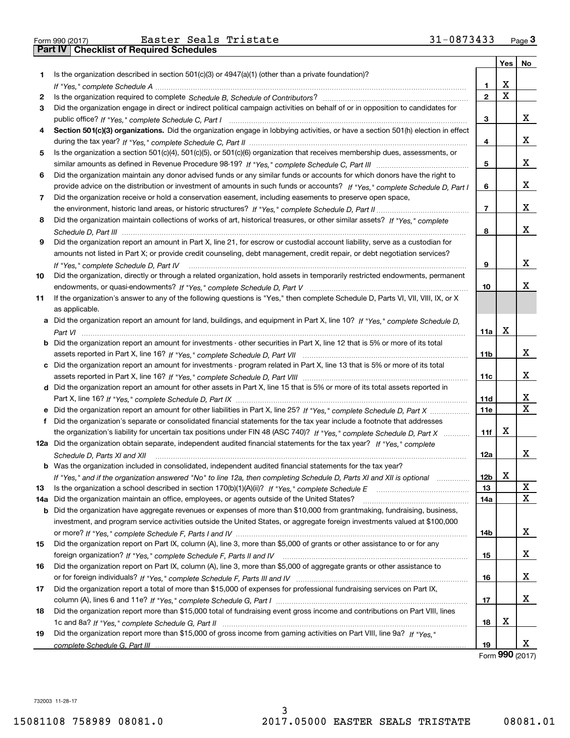Form 990 (2017) Easter Seals Tristate 31-0873433 Page 3

## Part IV Checklist of Required Schedules

| | | | Yes | No |
|---|---|---|---|---|
| 1 | Is the organization described in section 501(c)(3) or 4947(a)(1) (other than a private foundation)? *If "Yes," complete Schedule A* | 1 | X | |
| 2 | Is the organization required to complete *Schedule B, Schedule of Contributors*? | 2 | X | |
| 3 | Did the organization engage in direct or indirect political campaign activities on behalf of or in opposition to candidates for public office? *If "Yes," complete Schedule C, Part I* | 3 | | X |
| 4 | **Section 501(c)(3) organizations.** Did the organization engage in lobbying activities, or have a section 501(h) election in effect during the tax year? *If "Yes," complete Schedule C, Part II* | 4 | | X |
| 5 | Is the organization a section 501(c)(4), 501(c)(5), or 501(c)(6) organization that receives membership dues, assessments, or similar amounts as defined in Revenue Procedure 98-19? *If "Yes," complete Schedule C, Part III* | 5 | | X |
| 6 | Did the organization maintain any donor advised funds or any similar funds or accounts for which donors have the right to provide advice on the distribution or investment of amounts in such funds or accounts? *If "Yes," complete Schedule D, Part I* | 6 | | X |
| 7 | Did the organization receive or hold a conservation easement, including easements to preserve open space, the environment, historic land areas, or historic structures? *If "Yes," complete Schedule D, Part II* | 7 | | X |
| 8 | Did the organization maintain collections of works of art, historical treasures, or other similar assets? *If "Yes," complete Schedule D, Part III* | 8 | | X |
| 9 | Did the organization report an amount in Part X, line 21, for escrow or custodial account liability, serve as a custodian for amounts not listed in Part X; or provide credit counseling, debt management, credit repair, or debt negotiation services? *If "Yes," complete Schedule D, Part IV* | 9 | | X |
| 10 | Did the organization, directly or through a related organization, hold assets in temporarily restricted endowments, permanent endowments, or quasi-endowments? *If "Yes," complete Schedule D, Part V* | 10 | | X |
| 11 | If the organization's answer to any of the following questions is "Yes," then complete Schedule D, Parts VI, VII, VIII, IX, or X as applicable. | | | |
| a | Did the organization report an amount for land, buildings, and equipment in Part X, line 10? *If "Yes," complete Schedule D, Part VI* | 11a | X | |
| b | Did the organization report an amount for investments - other securities in Part X, line 12 that is 5% or more of its total assets reported in Part X, line 16? *If "Yes," complete Schedule D, Part VII* | 11b | | X |
| c | Did the organization report an amount for investments - program related in Part X, line 13 that is 5% or more of its total assets reported in Part X, line 16? *If "Yes," complete Schedule D, Part VIII* | 11c | | X |
| d | Did the organization report an amount for other assets in Part X, line 15 that is 5% or more of its total assets reported in Part X, line 16? *If "Yes," complete Schedule D, Part IX* | 11d | | X |
| e | Did the organization report an amount for other liabilities in Part X, line 25? *If "Yes," complete Schedule D, Part X* | 11e | | X |
| f | Did the organization's separate or consolidated financial statements for the tax year include a footnote that addresses the organization's liability for uncertain tax positions under FIN 48 (ASC 740)? *If "Yes," complete Schedule D, Part X* | 11f | X | |
| 12a | Did the organization obtain separate, independent audited financial statements for the tax year? *If "Yes," complete Schedule D, Parts XI and XII* | 12a | | X |
| b | Was the organization included in consolidated, independent audited financial statements for the tax year? *If "Yes," and if the organization answered "No" to line 12a, then completing Schedule D, Parts XI and XII is optional* | 12b | X | |
| 13 | Is the organization a school described in section 170(b)(1)(A)(ii)? *If "Yes," complete Schedule E* | 13 | | X |
| 14a | Did the organization maintain an office, employees, or agents outside of the United States? | 14a | | X |
| b | Did the organization have aggregate revenues or expenses of more than $10,000 from grantmaking, fundraising, business, investment, and program service activities outside the United States, or aggregate foreign investments valued at $100,000 or more? *If "Yes," complete Schedule F, Parts I and IV* | 14b | | X |
| 15 | Did the organization report on Part IX, column (A), line 3, more than $5,000 of grants or other assistance to or for any foreign organization? *If "Yes," complete Schedule F, Parts II and IV* | 15 | | X |
| 16 | Did the organization report on Part IX, column (A), line 3, more than $5,000 of aggregate grants or other assistance to or for foreign individuals? *If "Yes," complete Schedule F, Parts III and IV* | 16 | | X |
| 17 | Did the organization report a total of more than $15,000 of expenses for professional fundraising services on Part IX, column (A), lines 6 and 11e? *If "Yes," complete Schedule G, Part I* | 17 | | X |
| 18 | Did the organization report more than $15,000 total of fundraising event gross income and contributions on Part VIII, lines 1c and 8a? *If "Yes," complete Schedule G, Part II* | 18 | X | |
| 19 | Did the organization report more than $15,000 of gross income from gaming activities on Part VIII, line 9a? *If "Yes," complete Schedule G, Part III* | 19 | | X |

Form **990** (2017)

732003 11-28-17

15081108 758989 08081.0 2017.05000 EASTER SEALS TRISTATE 08081.01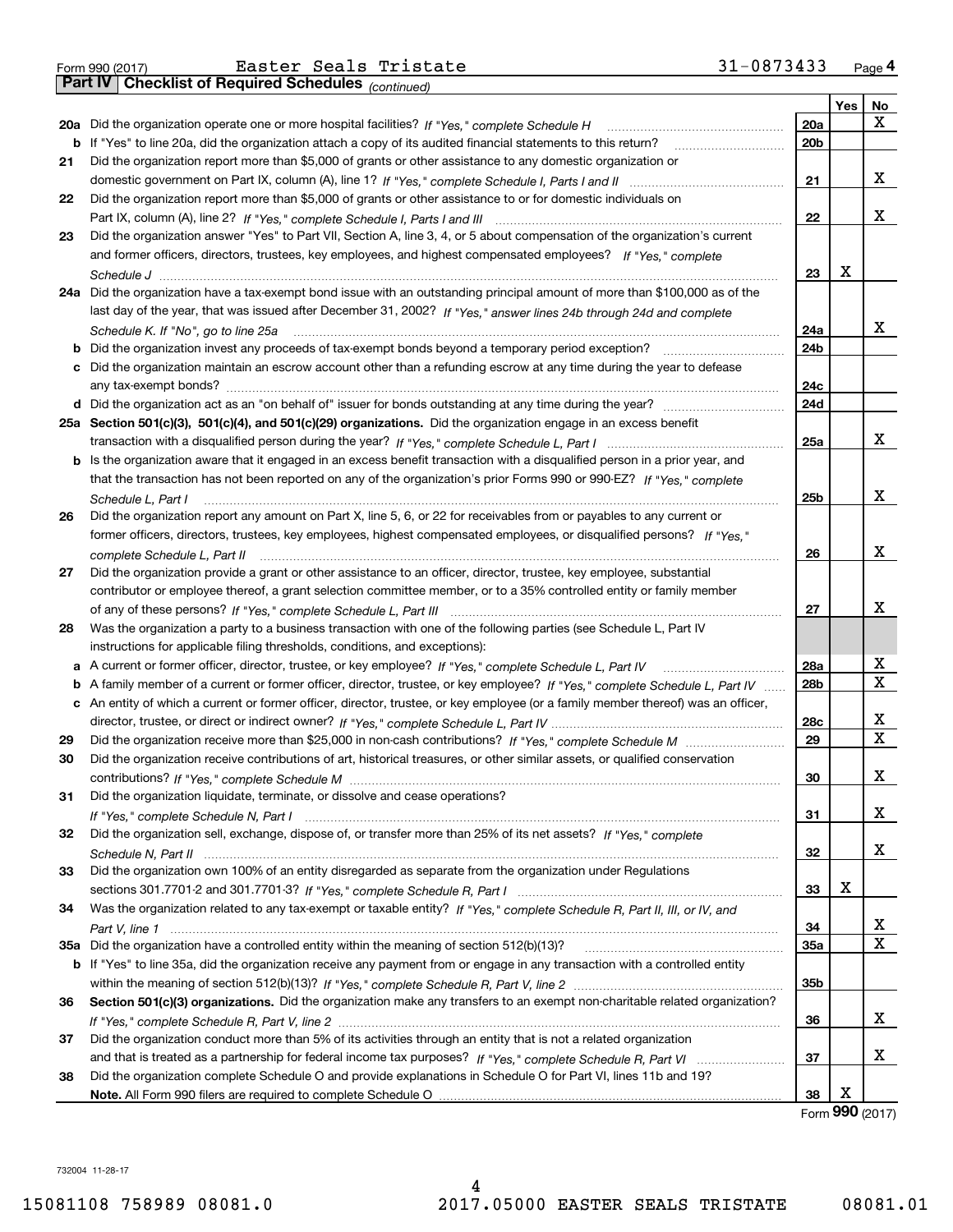Form 990 (2017) Easter Seals Tristate 31-0873433 Page **4**

## Part IV Checklist of Required Schedules *(continued)*

| | | | Yes | No |
|---|---|---|---|---|
| **20a** | Did the organization operate one or more hospital facilities? *If "Yes," complete Schedule H* | **20a** | | X |
| **b** | If "Yes" to line 20a, did the organization attach a copy of its audited financial statements to this return? | **20b** | | |
| **21** | Did the organization report more than $5,000 of grants or other assistance to any domestic organization or domestic government on Part IX, column (A), line 1? *If "Yes," complete Schedule I, Parts I and II* | **21** | | X |
| **22** | Did the organization report more than $5,000 of grants or other assistance to or for domestic individuals on Part IX, column (A), line 2? *If "Yes," complete Schedule I, Parts I and III* | **22** | | X |
| **23** | Did the organization answer "Yes" to Part VII, Section A, line 3, 4, or 5 about compensation of the organization's current and former officers, directors, trustees, key employees, and highest compensated employees? *If "Yes," complete Schedule J* | **23** | X | |
| **24a** | Did the organization have a tax-exempt bond issue with an outstanding principal amount of more than $100,000 as of the last day of the year, that was issued after December 31, 2002? *If "Yes," answer lines 24b through 24d and complete Schedule K. If "No", go to line 25a* | **24a** | | X |
| **b** | Did the organization invest any proceeds of tax-exempt bonds beyond a temporary period exception? | **24b** | | |
| **c** | Did the organization maintain an escrow account other than a refunding escrow at any time during the year to defease any tax-exempt bonds? | **24c** | | |
| **d** | Did the organization act as an "on behalf of" issuer for bonds outstanding at any time during the year? | **24d** | | |
| **25a** | **Section 501(c)(3), 501(c)(4), and 501(c)(29) organizations.** Did the organization engage in an excess benefit transaction with a disqualified person during the year? *If "Yes," complete Schedule L, Part I* | **25a** | | X |
| **b** | Is the organization aware that it engaged in an excess benefit transaction with a disqualified person in a prior year, and that the transaction has not been reported on any of the organization's prior Forms 990 or 990-EZ? *If "Yes," complete Schedule L, Part I* | **25b** | | X |
| **26** | Did the organization report any amount on Part X, line 5, 6, or 22 for receivables from or payables to any current or former officers, directors, trustees, key employees, highest compensated employees, or disqualified persons? *If "Yes," complete Schedule L, Part II* | **26** | | X |
| **27** | Did the organization provide a grant or other assistance to an officer, director, trustee, key employee, substantial contributor or employee thereof, a grant selection committee member, or to a 35% controlled entity or family member of any of these persons? *If "Yes," complete Schedule L, Part III* | **27** | | X |
| **28** | Was the organization a party to a business transaction with one of the following parties (see Schedule L, Part IV instructions for applicable filing thresholds, conditions, and exceptions): | | | |
| **a** | A current or former officer, director, trustee, or key employee? *If "Yes," complete Schedule L, Part IV* | **28a** | | X |
| **b** | A family member of a current or former officer, director, trustee, or key employee? *If "Yes," complete Schedule L, Part IV* | **28b** | | X |
| **c** | An entity of which a current or former officer, director, trustee, or key employee (or a family member thereof) was an officer, director, trustee, or direct or indirect owner? *If "Yes," complete Schedule L, Part IV* | **28c** | | X |
| **29** | Did the organization receive more than $25,000 in non-cash contributions? *If "Yes," complete Schedule M* | **29** | | X |
| **30** | Did the organization receive contributions of art, historical treasures, or other similar assets, or qualified conservation contributions? *If "Yes," complete Schedule M* | **30** | | X |
| **31** | Did the organization liquidate, terminate, or dissolve and cease operations? *If "Yes," complete Schedule N, Part I* | **31** | | X |
| **32** | Did the organization sell, exchange, dispose of, or transfer more than 25% of its net assets? *If "Yes," complete Schedule N, Part II* | **32** | | X |
| **33** | Did the organization own 100% of an entity disregarded as separate from the organization under Regulations sections 301.7701-2 and 301.7701-3? *If "Yes," complete Schedule R, Part I* | **33** | X | |
| **34** | Was the organization related to any tax-exempt or taxable entity? *If "Yes," complete Schedule R, Part II, III, or IV, and Part V, line 1* | **34** | | X |
| **35a** | Did the organization have a controlled entity within the meaning of section 512(b)(13)? | **35a** | | X |
| **b** | If "Yes" to line 35a, did the organization receive any payment from or engage in any transaction with a controlled entity within the meaning of section 512(b)(13)? *If "Yes," complete Schedule R, Part V, line 2* | **35b** | | |
| **36** | **Section 501(c)(3) organizations.** Did the organization make any transfers to an exempt non-charitable related organization? *If "Yes," complete Schedule R, Part V, line 2* | **36** | | X |
| **37** | Did the organization conduct more than 5% of its activities through an entity that is not a related organization and that is treated as a partnership for federal income tax purposes? *If "Yes," complete Schedule R, Part VI* | **37** | | X |
| **38** | Did the organization complete Schedule O and provide explanations in Schedule O for Part VI, lines 11b and 19? **Note.** All Form 990 filers are required to complete Schedule O | **38** | X | |

Form **990** (2017)

732004 11-28-17

15081108 758989 08081.0 2017.05000 EASTER SEALS TRISTATE 08081.01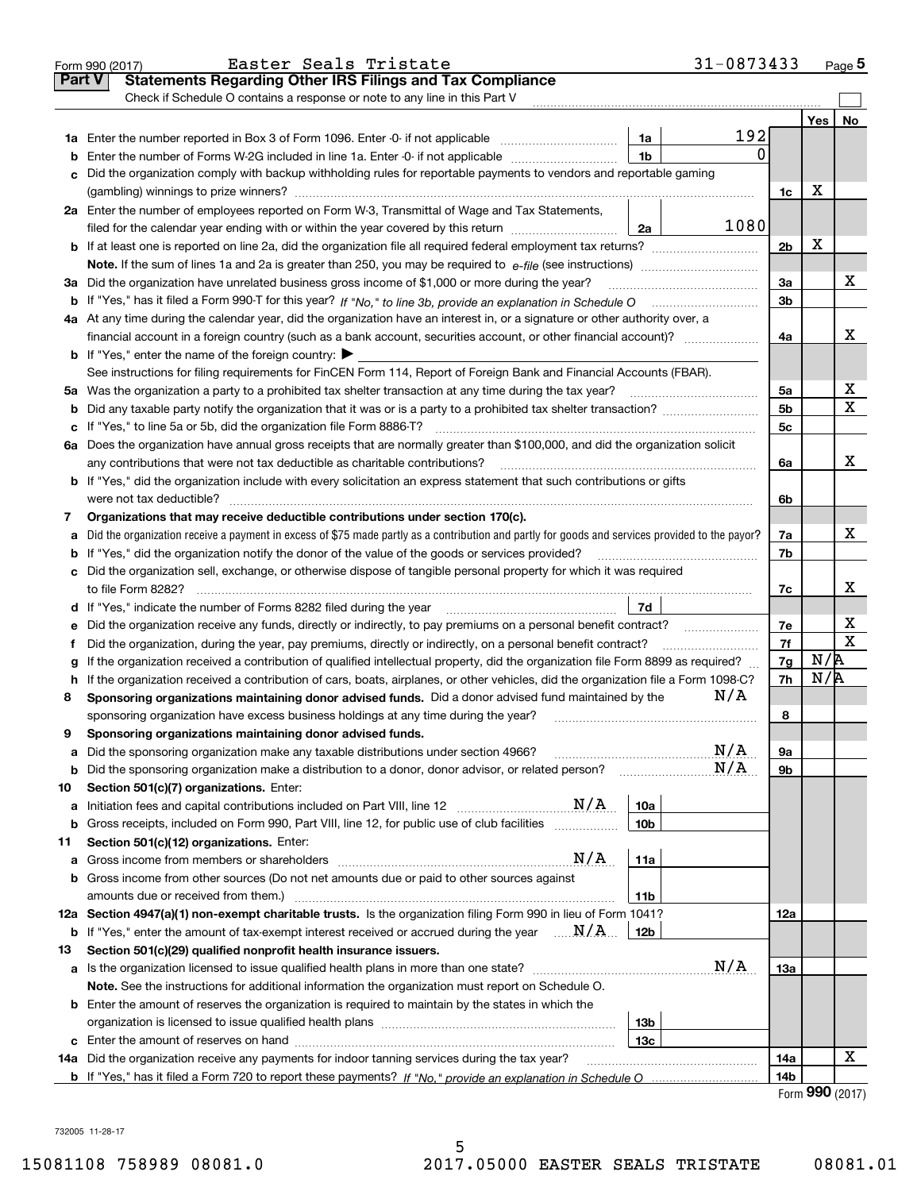Form 990 (2017) Easter Seals Tristate 31-0873433 Page 5

## Part V Statements Regarding Other IRS Filings and Tax Compliance

Check if Schedule O contains a response or note to any line in this Part V

| | | | | | Yes | No |
|---|---|---|---|---|---|---|
| **1a** | Enter the number reported in Box 3 of Form 1096. Enter -0- if not applicable | 1a | 192 | | | |
| **b** | Enter the number of Forms W-2G included in line 1a. Enter -0- if not applicable | 1b | 0 | | | |
| **c** | Did the organization comply with backup withholding rules for reportable payments to vendors and reportable gaming (gambling) winnings to prize winners? | | | 1c | X | |
| **2a** | Enter the number of employees reported on Form W-3, Transmittal of Wage and Tax Statements, filed for the calendar year ending with or within the year covered by this return | 2a | 1080 | | | |
| **b** | If at least one is reported on line 2a, did the organization file all required federal employment tax returns? | | | 2b | X | |
| | **Note.** If the sum of lines 1a and 2a is greater than 250, you may be required to *e-file* (see instructions) | | | | | |
| **3a** | Did the organization have unrelated business gross income of $1,000 or more during the year? | | | 3a | | X |
| **b** | If "Yes," has it filed a Form 990-T for this year? *If "No," to line 3b, provide an explanation in Schedule O* | | | 3b | | |
| **4a** | At any time during the calendar year, did the organization have an interest in, or a signature or other authority over, a financial account in a foreign country (such as a bank account, securities account, or other financial account)? | | | 4a | | X |
| **b** | If "Yes," enter the name of the foreign country: ▶ | | | | | |
| | See instructions for filing requirements for FinCEN Form 114, Report of Foreign Bank and Financial Accounts (FBAR). | | | | | |
| **5a** | Was the organization a party to a prohibited tax shelter transaction at any time during the tax year? | | | 5a | | X |
| **b** | Did any taxable party notify the organization that it was or is a party to a prohibited tax shelter transaction? | | | 5b | | X |
| **c** | If "Yes," to line 5a or 5b, did the organization file Form 8886-T? | | | 5c | | |
| **6a** | Does the organization have annual gross receipts that are normally greater than $100,000, and did the organization solicit any contributions that were not tax deductible as charitable contributions? | | | 6a | | X |
| **b** | If "Yes," did the organization include with every solicitation an express statement that such contributions or gifts were not tax deductible? | | | 6b | | |
| **7** | **Organizations that may receive deductible contributions under section 170(c).** | | | | | |
| **a** | Did the organization receive a payment in excess of $75 made partly as a contribution and partly for goods and services provided to the payor? | | | 7a | | X |
| **b** | If "Yes," did the organization notify the donor of the value of the goods or services provided? | | | 7b | | |
| **c** | Did the organization sell, exchange, or otherwise dispose of tangible personal property for which it was required to file Form 8282? | | | 7c | | X |
| **d** | If "Yes," indicate the number of Forms 8282 filed during the year | 7d | | | | |
| **e** | Did the organization receive any funds, directly or indirectly, to pay premiums on a personal benefit contract? | | | 7e | | X |
| **f** | Did the organization, during the year, pay premiums, directly or indirectly, on a personal benefit contract? | | | 7f | | X |
| **g** | If the organization received a contribution of qualified intellectual property, did the organization file Form 8899 as required? | | | 7g | N/A | |
| **h** | If the organization received a contribution of cars, boats, airplanes, or other vehicles, did the organization file a Form 1098-C? | | | 7h | N/A | |
| **8** | **Sponsoring organizations maintaining donor advised funds.** Did a donor advised fund maintained by the sponsoring organization have excess business holdings at any time during the year? N/A | | | 8 | | |
| **9** | **Sponsoring organizations maintaining donor advised funds.** | | | | | |
| **a** | Did the sponsoring organization make any taxable distributions under section 4966? N/A | | | 9a | | |
| **b** | Did the sponsoring organization make a distribution to a donor, donor advisor, or related person? N/A | | | 9b | | |
| **10** | **Section 501(c)(7) organizations.** Enter: | | | | | |
| **a** | Initiation fees and capital contributions included on Part VIII, line 12 N/A | 10a | | | | |
| **b** | Gross receipts, included on Form 990, Part VIII, line 12, for public use of club facilities | 10b | | | | |
| **11** | **Section 501(c)(12) organizations.** Enter: | | | | | |
| **a** | Gross income from members or shareholders N/A | 11a | | | | |
| **b** | Gross income from other sources (Do not net amounts due or paid to other sources against amounts due or received from them.) | 11b | | | | |
| **12a** | **Section 4947(a)(1) non-exempt charitable trusts.** Is the organization filing Form 990 in lieu of Form 1041? | | | 12a | | |
| **b** | If "Yes," enter the amount of tax-exempt interest received or accrued during the year N/A | 12b | | | | |
| **13** | **Section 501(c)(29) qualified nonprofit health insurance issuers.** | | | | | |
| **a** | Is the organization licensed to issue qualified health plans in more than one state? N/A | | | 13a | | |
| | **Note.** See the instructions for additional information the organization must report on Schedule O. | | | | | |
| **b** | Enter the amount of reserves the organization is required to maintain by the states in which the organization is licensed to issue qualified health plans | 13b | | | | |
| **c** | Enter the amount of reserves on hand | 13c | | | | |
| **14a** | Did the organization receive any payments for indoor tanning services during the tax year? | | | 14a | | X |
| **b** | If "Yes," has it filed a Form 720 to report these payments? *If "No," provide an explanation in Schedule O* | | | 14b | | |

Form **990** (2017)

732005 11-28-17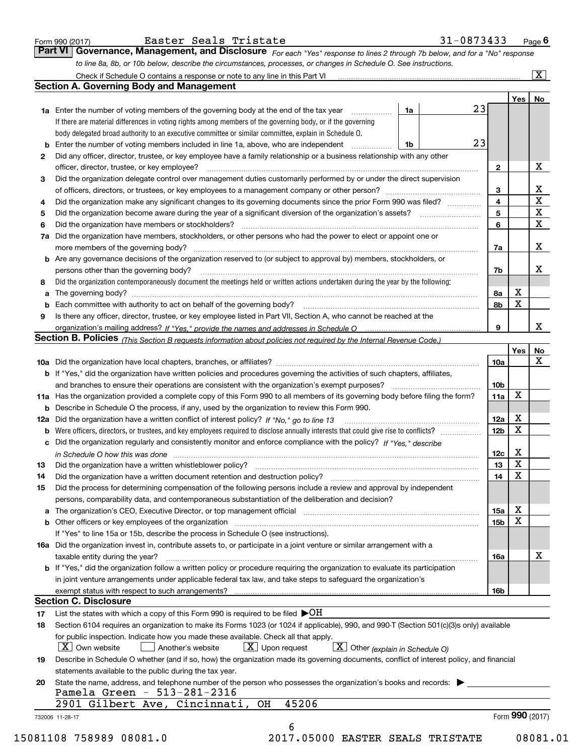Form 990 (2017) Easter Seals Tristate 31-0873433 Page **6**

## Part VI Governance, Management, and Disclosure

*For each "Yes" response to lines 2 through 7b below, and for a "No" response to line 8a, 8b, or 10b below, describe the circumstances, processes, or changes in Schedule O. See instructions.*

Check if Schedule O contains a response or note to any line in this Part VI ... [X]

### Section A. Governing Body and Management

| | | | | Yes | No |
|---|---|---|---|---|---|
| **1a** | Enter the number of voting members of the governing body at the end of the tax year. If there are material differences in voting rights among members of the governing body, or if the governing body delegated broad authority to an executive committee or similar committee, explain in Schedule O. | 1a | 23 | | |
| **b** | Enter the number of voting members included in line 1a, above, who are independent | 1b | 23 | | |
| **2** | Did any officer, director, trustee, or key employee have a family relationship or a business relationship with any other officer, director, trustee, or key employee? | 2 | | | X |
| **3** | Did the organization delegate control over management duties customarily performed by or under the direct supervision of officers, directors, or trustees, or key employees to a management company or other person? | 3 | | | X |
| **4** | Did the organization make any significant changes to its governing documents since the prior Form 990 was filed? | 4 | | | X |
| **5** | Did the organization become aware during the year of a significant diversion of the organization's assets? | 5 | | | X |
| **6** | Did the organization have members or stockholders? | 6 | | | X |
| **7a** | Did the organization have members, stockholders, or other persons who had the power to elect or appoint one or more members of the governing body? | 7a | | | X |
| **b** | Are any governance decisions of the organization reserved to (or subject to approval by) members, stockholders, or persons other than the governing body? | 7b | | | X |
| **8** | Did the organization contemporaneously document the meetings held or written actions undertaken during the year by the following: | | | | |
| **a** | The governing body? | 8a | | X | |
| **b** | Each committee with authority to act on behalf of the governing body? | 8b | | X | |
| **9** | Is there any officer, director, trustee, or key employee listed in Part VII, Section A, who cannot be reached at the organization's mailing address? *If "Yes," provide the names and addresses in Schedule O* | 9 | | | X |

### Section B. Policies *(This Section B requests information about policies not required by the Internal Revenue Code.)*

| | | | Yes | No |
|---|---|---|---|---|
| **10a** | Did the organization have local chapters, branches, or affiliates? | 10a | | X |
| **b** | If "Yes," did the organization have written policies and procedures governing the activities of such chapters, affiliates, and branches to ensure their operations are consistent with the organization's exempt purposes? | 10b | | |
| **11a** | Has the organization provided a complete copy of this Form 990 to all members of its governing body before filing the form? | 11a | X | |
| **b** | Describe in Schedule O the process, if any, used by the organization to review this Form 990. | | | |
| **12a** | Did the organization have a written conflict of interest policy? *If "No," go to line 13* | 12a | X | |
| **b** | Were officers, directors, or trustees, and key employees required to disclose annually interests that could give rise to conflicts? | 12b | X | |
| **c** | Did the organization regularly and consistently monitor and enforce compliance with the policy? *If "Yes," describe in Schedule O how this was done* | 12c | X | |
| **13** | Did the organization have a written whistleblower policy? | 13 | X | |
| **14** | Did the organization have a written document retention and destruction policy? | 14 | X | |
| **15** | Did the process for determining compensation of the following persons include a review and approval by independent persons, comparability data, and contemporaneous substantiation of the deliberation and decision? | | | |
| **a** | The organization's CEO, Executive Director, or top management official | 15a | X | |
| **b** | Other officers or key employees of the organization | 15b | X | |
| | If "Yes" to line 15a or 15b, describe the process in Schedule O (see instructions). | | | |
| **16a** | Did the organization invest in, contribute assets to, or participate in a joint venture or similar arrangement with a taxable entity during the year? | 16a | | X |
| **b** | If "Yes," did the organization follow a written policy or procedure requiring the organization to evaluate its participation in joint venture arrangements under applicable federal tax law, and take steps to safeguard the organization's exempt status with respect to such arrangements? | 16b | | |

### Section C. Disclosure

**17** List the states with which a copy of this Form 990 is required to be filed ▶ OH

**18** Section 6104 requires an organization to make its Forms 1023 (or 1024 if applicable), 990, and 990-T (Section 501(c)(3)s only) available for public inspection. Indicate how you made these available. Check all that apply.

[X] Own website [ ] Another's website [X] Upon request [X] Other *(explain in Schedule O)*

**19** Describe in Schedule O whether (and if so, how) the organization made its governing documents, conflict of interest policy, and financial statements available to the public during the tax year.

**20** State the name, address, and telephone number of the person who possesses the organization's books and records: ▶

Pamela Green - 513-281-2316
2901 Gilbert Ave, Cincinnati, OH 45206

732006 11-28-17 Form **990** (2017)

15081108 758989 08081.0 2017.05000 EASTER SEALS TRISTATE 08081.01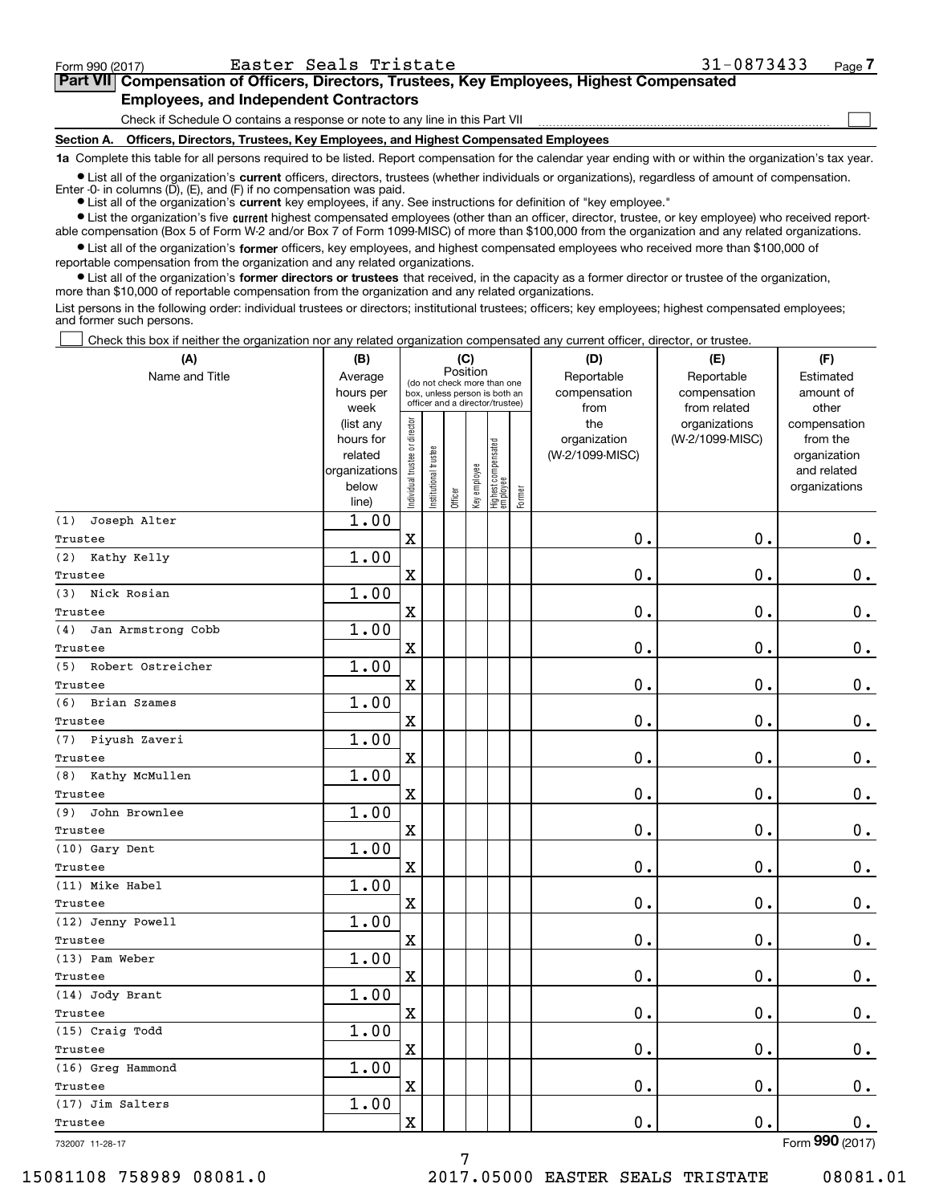Form 990 (2017) Easter Seals Tristate 31-0873433 Page 7

**Part VII Compensation of Officers, Directors, Trustees, Key Employees, Highest Compensated Employees, and Independent Contractors**

Check if Schedule O contains a response or note to any line in this Part VII ☐

**Section A. Officers, Directors, Trustees, Key Employees, and Highest Compensated Employees**

**1a** Complete this table for all persons required to be listed. Report compensation for the calendar year ending with or within the organization's tax year.

- List all of the organization's **current** officers, directors, trustees (whether individuals or organizations), regardless of amount of compensation. Enter -0- in columns (D), (E), and (F) if no compensation was paid.
- List all of the organization's **current** key employees, if any. See instructions for definition of "key employee."
- List the organization's five **current** highest compensated employees (other than an officer, director, trustee, or key employee) who received reportable compensation (Box 5 of Form W-2 and/or Box 7 of Form 1099-MISC) of more than $100,000 from the organization and any related organizations.
- List all of the organization's **former** officers, key employees, and highest compensated employees who received more than $100,000 of reportable compensation from the organization and any related organizations.
- List all of the organization's **former directors or trustees** that received, in the capacity as a former director or trustee of the organization, more than $10,000 of reportable compensation from the organization and any related organizations.

List persons in the following order: individual trustees or directors; institutional trustees; officers; key employees; highest compensated employees; and former such persons.

☐ Check this box if neither the organization nor any related organization compensated any current officer, director, or trustee.

| (A) Name and Title | (B) Average hours per week (list any hours for related organizations below line) | (C) Position: Individual trustee or director | Institutional trustee | Officer | Key employee | Highest compensated employee | Former | (D) Reportable compensation from the organization (W-2/1099-MISC) | (E) Reportable compensation from related organizations (W-2/1099-MISC) | (F) Estimated amount of other compensation from the organization and related organizations |
|---|---|---|---|---|---|---|---|---|---|---|
| (1) Joseph Alter<br>Trustee | 1.00 | X | | | | | | 0. | 0. | 0. |
| (2) Kathy Kelly<br>Trustee | 1.00 | X | | | | | | 0. | 0. | 0. |
| (3) Nick Rosian<br>Trustee | 1.00 | X | | | | | | 0. | 0. | 0. |
| (4) Jan Armstrong Cobb<br>Trustee | 1.00 | X | | | | | | 0. | 0. | 0. |
| (5) Robert Ostreicher<br>Trustee | 1.00 | X | | | | | | 0. | 0. | 0. |
| (6) Brian Szames<br>Trustee | 1.00 | X | | | | | | 0. | 0. | 0. |
| (7) Piyush Zaveri<br>Trustee | 1.00 | X | | | | | | 0. | 0. | 0. |
| (8) Kathy McMullen<br>Trustee | 1.00 | X | | | | | | 0. | 0. | 0. |
| (9) John Brownlee<br>Trustee | 1.00 | X | | | | | | 0. | 0. | 0. |
| (10) Gary Dent<br>Trustee | 1.00 | X | | | | | | 0. | 0. | 0. |
| (11) Mike Habel<br>Trustee | 1.00 | X | | | | | | 0. | 0. | 0. |
| (12) Jenny Powell<br>Trustee | 1.00 | X | | | | | | 0. | 0. | 0. |
| (13) Pam Weber<br>Trustee | 1.00 | X | | | | | | 0. | 0. | 0. |
| (14) Jody Brant<br>Trustee | 1.00 | X | | | | | | 0. | 0. | 0. |
| (15) Craig Todd<br>Trustee | 1.00 | X | | | | | | 0. | 0. | 0. |
| (16) Greg Hammond<br>Trustee | 1.00 | X | | | | | | 0. | 0. | 0. |
| (17) Jim Salters<br>Trustee | 1.00 | X | | | | | | 0. | 0. | 0. |

732007 11-28-17 Form 990 (2017)

15081108 758989 08081.0 2017.05000 EASTER SEALS TRISTATE 08081.01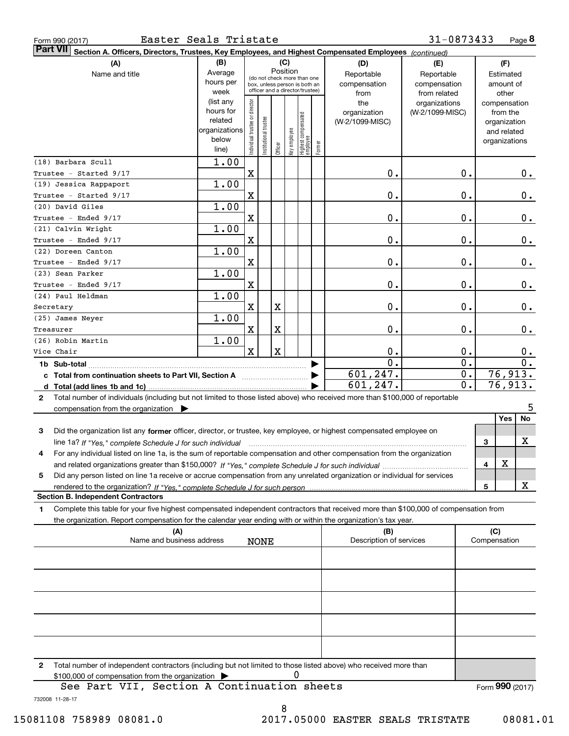Form 990 (2017) Easter Seals Tristate 31-0873433 Page 8

**Part VII Section A. Officers, Directors, Trustees, Key Employees, and Highest Compensated Employees** *(continued)*

| (A) Name and title | (B) Average hours per week (list any hours for related organizations below line) | (C) Position: Individual trustee or director | Institutional trustee | Officer | Key employee | Highest compensated employee | Former | (D) Reportable compensation from the organization (W-2/1099-MISC) | (E) Reportable compensation from related organizations (W-2/1099-MISC) | (F) Estimated amount of other compensation from the organization and related organizations |
|---|---|---|---|---|---|---|---|---|---|---|
| (18) Barbara Scull<br>Trustee - Started 9/17 | 1.00 | X | | | | | | 0. | 0. | 0. |
| (19) Jessica Rappaport<br>Trustee - Started 9/17 | 1.00 | X | | | | | | 0. | 0. | 0. |
| (20) David Giles<br>Trustee - Ended 9/17 | 1.00 | X | | | | | | 0. | 0. | 0. |
| (21) Calvin Wright<br>Trustee - Ended 9/17 | 1.00 | X | | | | | | 0. | 0. | 0. |
| (22) Doreen Canton<br>Trustee - Ended 9/17 | 1.00 | X | | | | | | 0. | 0. | 0. |
| (23) Sean Parker<br>Trustee - Ended 9/17 | 1.00 | X | | | | | | 0. | 0. | 0. |
| (24) Paul Heldman<br>Secretary | 1.00 | X | | X | | | | 0. | 0. | 0. |
| (25) James Neyer<br>Treasurer | 1.00 | X | | X | | | | 0. | 0. | 0. |
| (26) Robin Martin<br>Vice Chair | 1.00 | X | | X | | | | 0. | 0. | 0. |
| 1b Sub-total | | | | | | | | 0. | 0. | 0. |
| c Total from continuation sheets to Part VII, Section A | | | | | | | | 601,247. | 0. | 76,913. |
| d Total (add lines 1b and 1c) | | | | | | | | 601,247. | 0. | 76,913. |

2 Total number of individuals (including but not limited to those listed above) who received more than $100,000 of reportable compensation from the organization ▶ 5

| | | Yes | No |
|---|---|---|---|
| 3 Did the organization list any **former** officer, director, or trustee, key employee, or highest compensated employee on line 1a? *If "Yes," complete Schedule J for such individual* | 3 | | X |
| 4 For any individual listed on line 1a, is the sum of reportable compensation and other compensation from the organization and related organizations greater than $150,000? *If "Yes," complete Schedule J for such individual* | 4 | X | |
| 5 Did any person listed on line 1a receive or accrue compensation from any unrelated organization or individual for services rendered to the organization? *If "Yes," complete Schedule J for such person* | 5 | | X |

**Section B. Independent Contractors**

1 Complete this table for your five highest compensated independent contractors that received more than $100,000 of compensation from the organization. Report compensation for the calendar year ending with or within the organization's tax year.

| (A) Name and business address | (B) Description of services | (C) Compensation |
|---|---|---|
| NONE | | |
| | | |
| | | |
| | | |
| | | |

2 Total number of independent contractors (including but not limited to those listed above) who received more than $100,000 of compensation from the organization ▶ 0

See Part VII, Section A Continuation sheets

Form **990** (2017)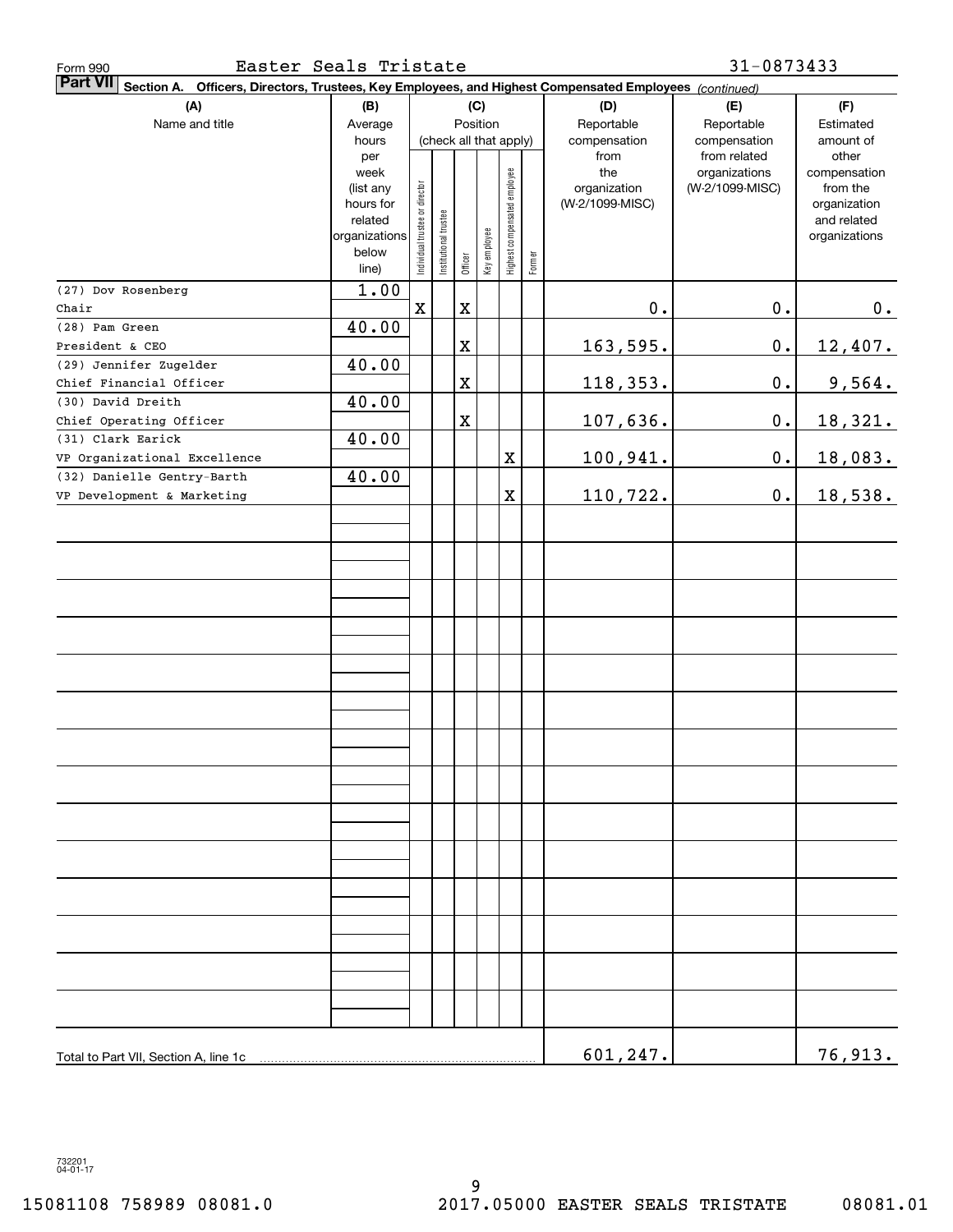Form 990 Easter Seals Tristate 31-0873433

**Part VII** **Section A. Officers, Directors, Trustees, Key Employees, and Highest Compensated Employees** *(continued)*

| (A) Name and title | (B) Average hours per week (list any hours for related organizations below line) | (C) Position (check all that apply): Individual trustee or director | Institutional trustee | Officer | Key employee | Highest compensated employee | Former | (D) Reportable compensation from the organization (W-2/1099-MISC) | (E) Reportable compensation from related organizations (W-2/1099-MISC) | (F) Estimated amount of other compensation from the organization and related organizations |
|---|---|---|---|---|---|---|---|---|---|---|
| (27) Dov Rosenberg<br>Chair | 1.00 | X | | X | | | | 0. | 0. | 0. |
| (28) Pam Green<br>President & CEO | 40.00 | | | X | | | | 163,595. | 0. | 12,407. |
| (29) Jennifer Zugelder<br>Chief Financial Officer | 40.00 | | | X | | | | 118,353. | 0. | 9,564. |
| (30) David Dreith<br>Chief Operating Officer | 40.00 | | | X | | | | 107,636. | 0. | 18,321. |
| (31) Clark Earick<br>VP Organizational Excellence | 40.00 | | | | | X | | 100,941. | 0. | 18,083. |
| (32) Danielle Gentry-Barth<br>VP Development & Marketing | 40.00 | | | | | X | | 110,722. | 0. | 18,538. |
| Total to Part VII, Section A, line 1c | | | | | | | | 601,247. | | 76,913. |

732201 04-01-17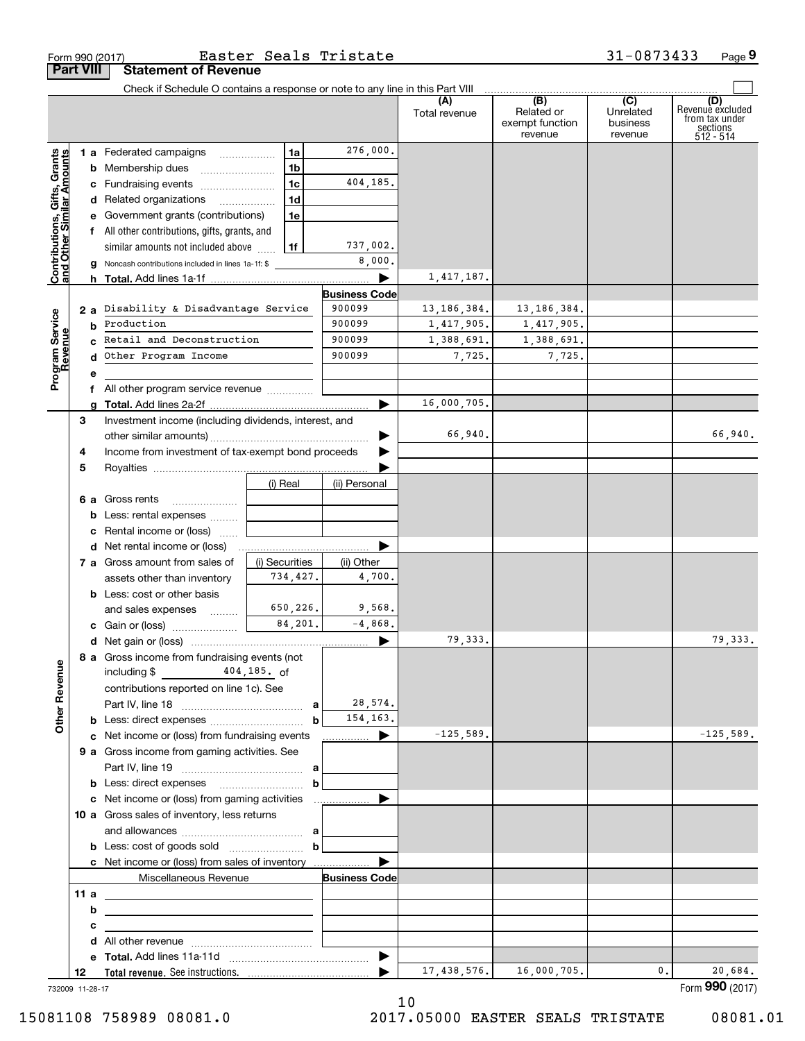Form 990 (2017) Easter Seals Tristate 31-0873433 Page 9

## Part VIII Statement of Revenue

Check if Schedule O contains a response or note to any line in this Part VIII

| | | | | (A) Total revenue | (B) Related or exempt function revenue | (C) Unrelated business revenue | (D) Revenue excluded from tax under sections 512 - 514 |
|---|---|---|---|---|---|---|---|
| **Contributions, Gifts, Grants and Other Similar Amounts** | 1 a Federated campaigns | 1a | 276,000. | | | | |
| | b Membership dues | 1b | | | | | |
| | c Fundraising events | 1c | 404,185. | | | | |
| | d Related organizations | 1d | | | | | |
| | e Government grants (contributions) | 1e | | | | | |
| | f All other contributions, gifts, grants, and similar amounts not included above | 1f | 737,002. | | | | |
| | g Noncash contributions included in lines 1a-1f: $ | | 8,000. | | | | |
| | h **Total.** Add lines 1a-1f | | | 1,417,187. | | | |
| **Program Service Revenue** | | | **Business Code** | | | | |
| | 2 a Disability & Disadvantage Service | | 900099 | 13,186,384. | 13,186,384. | | |
| | b Production | | 900099 | 1,417,905. | 1,417,905. | | |
| | c Retail and Deconstruction | | 900099 | 1,388,691. | 1,388,691. | | |
| | d Other Program Income | | 900099 | 7,725. | 7,725. | | |
| | e | | | | | | |
| | f All other program service revenue | | | | | | |
| | g **Total.** Add lines 2a-2f | | | 16,000,705. | | | |
| **Other Revenue** | 3 Investment income (including dividends, interest, and other similar amounts) | | | 66,940. | | | 66,940. |
| | 4 Income from investment of tax-exempt bond proceeds | | | | | | |
| | 5 Royalties | | | | | | |
| | | (i) Real | (ii) Personal | | | | |
| | 6 a Gross rents | | | | | | |
| | b Less: rental expenses | | | | | | |
| | c Rental income or (loss) | | | | | | |
| | d Net rental income or (loss) | | | | | | |
| | | (i) Securities | (ii) Other | | | | |
| | 7 a Gross amount from sales of assets other than inventory | 734,427. | 4,700. | | | | |
| | b Less: cost or other basis and sales expenses | 650,226. | 9,568. | | | | |
| | c Gain or (loss) | 84,201. | -4,868. | | | | |
| | d Net gain or (loss) | | | 79,333. | | | 79,333. |
| | 8 a Gross income from fundraising events (not including $ 404,185. of contributions reported on line 1c). See Part IV, line 18 | a | 28,574. | | | | |
| | b Less: direct expenses | b | 154,163. | | | | |
| | c Net income or (loss) from fundraising events | | | -125,589. | | | -125,589. |
| | 9 a Gross income from gaming activities. See Part IV, line 19 | a | | | | | |
| | b Less: direct expenses | b | | | | | |
| | c Net income or (loss) from gaming activities | | | | | | |
| | 10 a Gross sales of inventory, less returns and allowances | a | | | | | |
| | b Less: cost of goods sold | b | | | | | |
| | c Net income or (loss) from sales of inventory | | | | | | |
| | Miscellaneous Revenue | | **Business Code** | | | | |
| | 11 a | | | | | | |
| | b | | | | | | |
| | c | | | | | | |
| | d All other revenue | | | | | | |
| | e **Total.** Add lines 11a-11d | | | | | | |
| | 12 **Total revenue.** See instructions. | | | 17,438,576. | 16,000,705. | 0. | 20,684. |

732009 11-28-17

Form **990** (2017)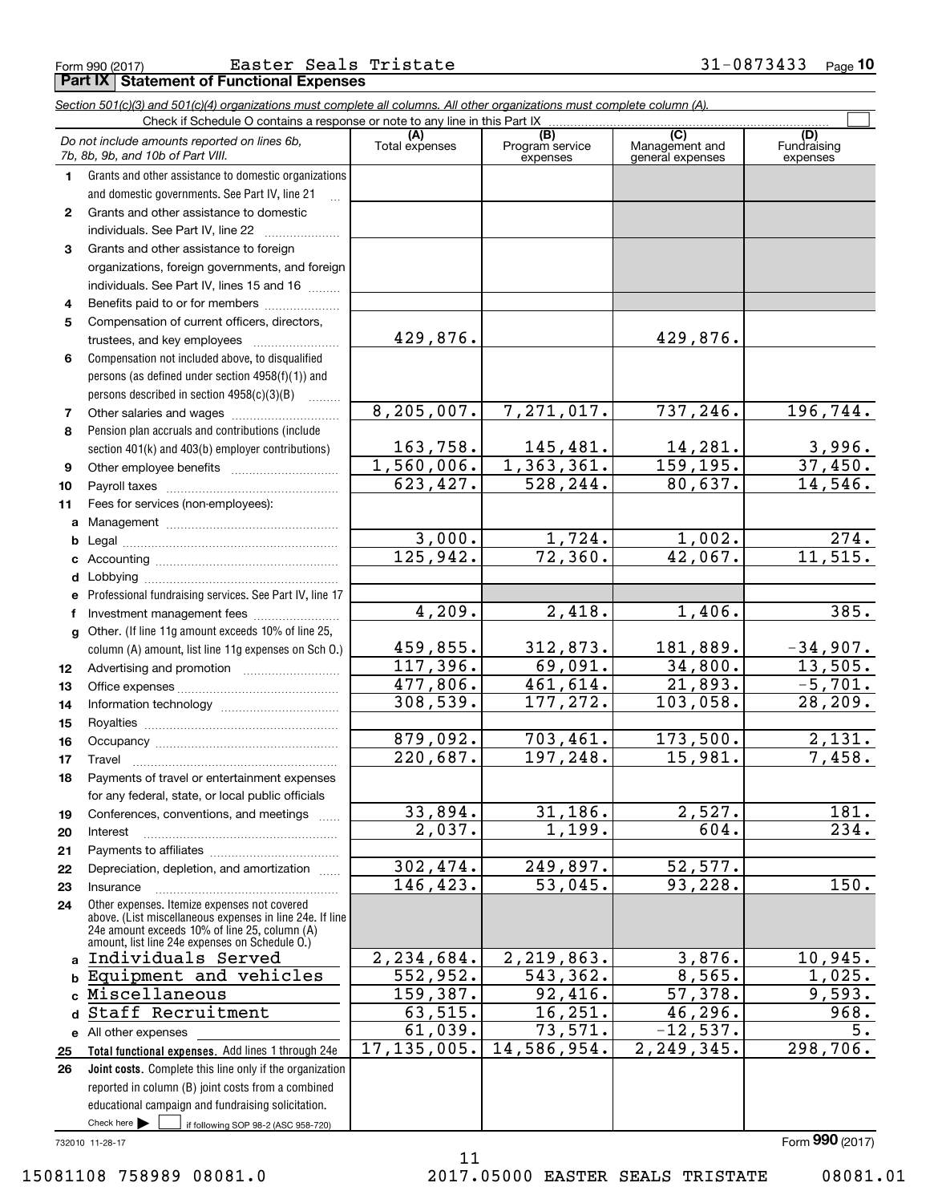Form 990 (2017) Easter Seals Tristate 31-0873433 Page **10**

## Part IX Statement of Functional Expenses

*Section 501(c)(3) and 501(c)(4) organizations must complete all columns. All other organizations must complete column (A).*

Check if Schedule O contains a response or note to any line in this Part IX

| *Do not include amounts reported on lines 6b, 7b, 8b, 9b, and 10b of Part VIII.* | (A) Total expenses | (B) Program service expenses | (C) Management and general expenses | (D) Fundraising expenses |
|---|---|---|---|---|
| **1** Grants and other assistance to domestic organizations and domestic governments. See Part IV, line 21 | | | | |
| **2** Grants and other assistance to domestic individuals. See Part IV, line 22 | | | | |
| **3** Grants and other assistance to foreign organizations, foreign governments, and foreign individuals. See Part IV, lines 15 and 16 | | | | |
| **4** Benefits paid to or for members | | | | |
| **5** Compensation of current officers, directors, trustees, and key employees | 429,876. | | 429,876. | |
| **6** Compensation not included above, to disqualified persons (as defined under section 4958(f)(1)) and persons described in section 4958(c)(3)(B) | | | | |
| **7** Other salaries and wages | 8,205,007. | 7,271,017. | 737,246. | 196,744. |
| **8** Pension plan accruals and contributions (include section 401(k) and 403(b) employer contributions) | 163,758. | 145,481. | 14,281. | 3,996. |
| **9** Other employee benefits | 1,560,006. | 1,363,361. | 159,195. | 37,450. |
| **10** Payroll taxes | 623,427. | 528,244. | 80,637. | 14,546. |
| **11** Fees for services (non-employees): | | | | |
| **a** Management | | | | |
| **b** Legal | 3,000. | 1,724. | 1,002. | 274. |
| **c** Accounting | 125,942. | 72,360. | 42,067. | 11,515. |
| **d** Lobbying | | | | |
| **e** Professional fundraising services. See Part IV, line 17 | | | | |
| **f** Investment management fees | 4,209. | 2,418. | 1,406. | 385. |
| **g** Other. (If line 11g amount exceeds 10% of line 25, column (A) amount, list line 11g expenses on Sch O.) | 459,855. | 312,873. | 181,889. | -34,907. |
| **12** Advertising and promotion | 117,396. | 69,091. | 34,800. | 13,505. |
| **13** Office expenses | 477,806. | 461,614. | 21,893. | -5,701. |
| **14** Information technology | 308,539. | 177,272. | 103,058. | 28,209. |
| **15** Royalties | | | | |
| **16** Occupancy | 879,092. | 703,461. | 173,500. | 2,131. |
| **17** Travel | 220,687. | 197,248. | 15,981. | 7,458. |
| **18** Payments of travel or entertainment expenses for any federal, state, or local public officials | | | | |
| **19** Conferences, conventions, and meetings | 33,894. | 31,186. | 2,527. | 181. |
| **20** Interest | 2,037. | 1,199. | 604. | 234. |
| **21** Payments to affiliates | | | | |
| **22** Depreciation, depletion, and amortization | 302,474. | 249,897. | 52,577. | |
| **23** Insurance | 146,423. | 53,045. | 93,228. | 150. |
| **24** Other expenses. Itemize expenses not covered above. (List miscellaneous expenses in line 24e. If line 24e amount exceeds 10% of line 25, column (A) amount, list line 24e expenses on Schedule O.) | | | | |
| **a** Individuals Served | 2,234,684. | 2,219,863. | 3,876. | 10,945. |
| **b** Equipment and vehicles | 552,952. | 543,362. | 8,565. | 1,025. |
| **c** Miscellaneous | 159,387. | 92,416. | 57,378. | 9,593. |
| **d** Staff Recruitment | 63,515. | 16,251. | 46,296. | 968. |
| **e** All other expenses | 61,039. | 73,571. | -12,537. | 5. |
| **25** **Total functional expenses.** Add lines 1 through 24e | 17,135,005. | 14,586,954. | 2,249,345. | 298,706. |
| **26** **Joint costs.** Complete this line only if the organization reported in column (B) joint costs from a combined educational campaign and fundraising solicitation. Check here ▶ ☐ if following SOP 98-2 (ASC 958-720) | | | | |

732010 11-28-17

Form **990** (2017)

15081108 758989 08081.0 2017.05000 EASTER SEALS TRISTATE 08081.01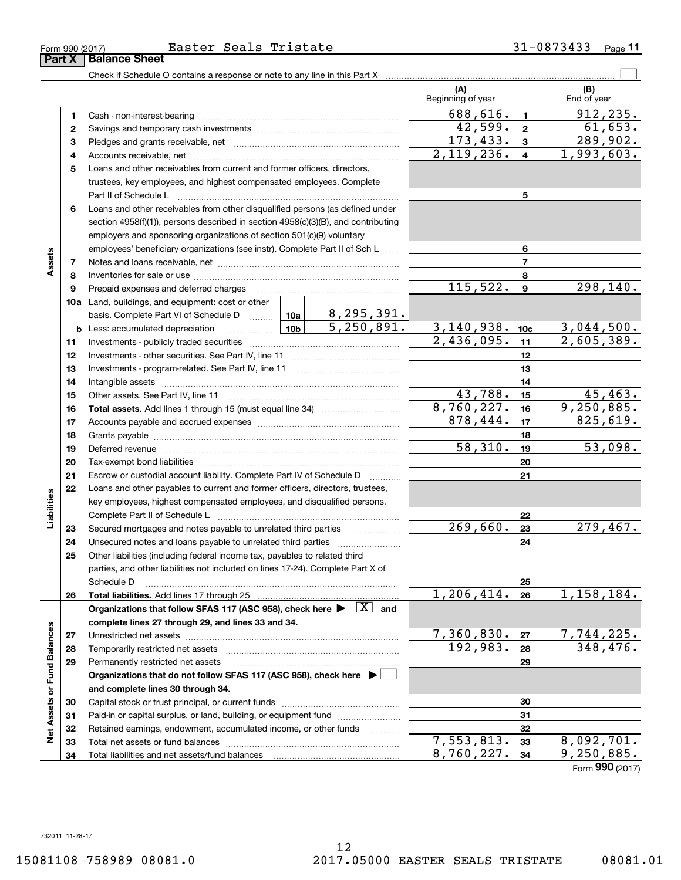Form 990 (2017) Easter Seals Tristate 31-0873433 Page **11**

## Part X Balance Sheet

Check if Schedule O contains a response or note to any line in this Part X ☐

| | | | | (A) Beginning of year | | (B) End of year |
|---|---|---|---|---|---|---|
| **Assets** | 1 | Cash - non-interest-bearing | | 688,616. | 1 | 912,235. |
| | 2 | Savings and temporary cash investments | | 42,599. | 2 | 61,653. |
| | 3 | Pledges and grants receivable, net | | 173,433. | 3 | 289,902. |
| | 4 | Accounts receivable, net | | 2,119,236. | 4 | 1,993,603. |
| | 5 | Loans and other receivables from current and former officers, directors, trustees, key employees, and highest compensated employees. Complete Part II of Schedule L | | | 5 | |
| | 6 | Loans and other receivables from other disqualified persons (as defined under section 4958(f)(1)), persons described in section 4958(c)(3)(B), and contributing employers and sponsoring organizations of section 501(c)(9) voluntary employees' beneficiary organizations (see instr). Complete Part II of Sch L | | | 6 | |
| | 7 | Notes and loans receivable, net | | | 7 | |
| | 8 | Inventories for sale or use | | | 8 | |
| | 9 | Prepaid expenses and deferred charges | | 115,522. | 9 | 298,140. |
| | 10a | Land, buildings, and equipment: cost or other basis. Complete Part VI of Schedule D | 10a: 8,295,391. | | | |
| | b | Less: accumulated depreciation | 10b: 5,250,891. | 3,140,938. | 10c | 3,044,500. |
| | 11 | Investments - publicly traded securities | | 2,436,095. | 11 | 2,605,389. |
| | 12 | Investments - other securities. See Part IV, line 11 | | | 12 | |
| | 13 | Investments - program-related. See Part IV, line 11 | | | 13 | |
| | 14 | Intangible assets | | | 14 | |
| | 15 | Other assets. See Part IV, line 11 | | 43,788. | 15 | 45,463. |
| | 16 | **Total assets.** Add lines 1 through 15 (must equal line 34) | | 8,760,227. | 16 | 9,250,885. |
| **Liabilities** | 17 | Accounts payable and accrued expenses | | 878,444. | 17 | 825,619. |
| | 18 | Grants payable | | | 18 | |
| | 19 | Deferred revenue | | 58,310. | 19 | 53,098. |
| | 20 | Tax-exempt bond liabilities | | | 20 | |
| | 21 | Escrow or custodial account liability. Complete Part IV of Schedule D | | | 21 | |
| | 22 | Loans and other payables to current and former officers, directors, trustees, key employees, highest compensated employees, and disqualified persons. Complete Part II of Schedule L | | | 22 | |
| | 23 | Secured mortgages and notes payable to unrelated third parties | | 269,660. | 23 | 279,467. |
| | 24 | Unsecured notes and loans payable to unrelated third parties | | | 24 | |
| | 25 | Other liabilities (including federal income tax, payables to related third parties, and other liabilities not included on lines 17-24). Complete Part X of Schedule D | | | 25 | |
| | 26 | **Total liabilities.** Add lines 17 through 25 | | 1,206,414. | 26 | 1,158,184. |
| **Net Assets or Fund Balances** | | **Organizations that follow SFAS 117 (ASC 958), check here ▶ [X] and complete lines 27 through 29, and lines 33 and 34.** | | | | |
| | 27 | Unrestricted net assets | | 7,360,830. | 27 | 7,744,225. |
| | 28 | Temporarily restricted net assets | | 192,983. | 28 | 348,476. |
| | 29 | Permanently restricted net assets | | | 29 | |
| | | **Organizations that do not follow SFAS 117 (ASC 958), check here ▶ [ ] and complete lines 30 through 34.** | | | | |
| | 30 | Capital stock or trust principal, or current funds | | | 30 | |
| | 31 | Paid-in or capital surplus, or land, building, or equipment fund | | | 31 | |
| | 32 | Retained earnings, endowment, accumulated income, or other funds | | | 32 | |
| | 33 | Total net assets or fund balances | | 7,553,813. | 33 | 8,092,701. |
| | 34 | Total liabilities and net assets/fund balances | | 8,760,227. | 34 | 9,250,885. |

Form **990** (2017)

732011 11-28-17

15081108 758989 08081.0 2017.05000 EASTER SEALS TRISTATE 08081.01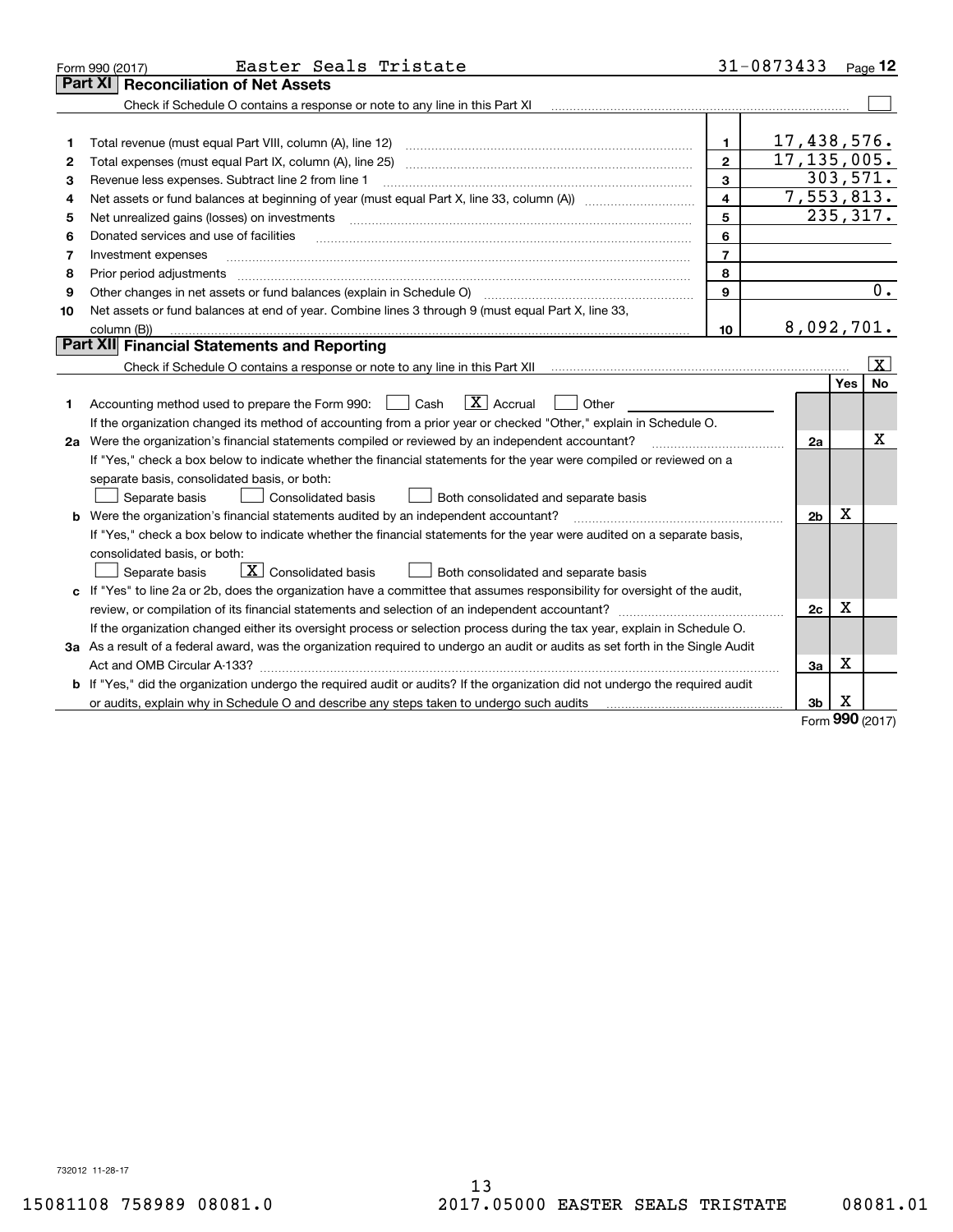Form 990 (2017) Easter Seals Tristate 31-0873433 Page 12

## Part XI Reconciliation of Net Assets

Check if Schedule O contains a response or note to any line in this Part XI ☐

| | | | |
|---|---|---|---|
| 1 | Total revenue (must equal Part VIII, column (A), line 12) | 1 | 17,438,576. |
| 2 | Total expenses (must equal Part IX, column (A), line 25) | 2 | 17,135,005. |
| 3 | Revenue less expenses. Subtract line 2 from line 1 | 3 | 303,571. |
| 4 | Net assets or fund balances at beginning of year (must equal Part X, line 33, column (A)) | 4 | 7,553,813. |
| 5 | Net unrealized gains (losses) on investments | 5 | 235,317. |
| 6 | Donated services and use of facilities | 6 | |
| 7 | Investment expenses | 7 | |
| 8 | Prior period adjustments | 8 | |
| 9 | Other changes in net assets or fund balances (explain in Schedule O) | 9 | 0. |
| 10 | Net assets or fund balances at end of year. Combine lines 3 through 9 (must equal Part X, line 33, column (B)) | 10 | 8,092,701. |

## Part XII Financial Statements and Reporting

Check if Schedule O contains a response or note to any line in this Part XII ☒

| | | | Yes | No |
|---|---|---|---|---|
| 1 | Accounting method used to prepare the Form 990: ☐ Cash ☒ Accrual ☐ Other<br>If the organization changed its method of accounting from a prior year or checked "Other," explain in Schedule O. | | | |
| 2a | Were the organization's financial statements compiled or reviewed by an independent accountant?<br>If "Yes," check a box below to indicate whether the financial statements for the year were compiled or reviewed on a separate basis, consolidated basis, or both:<br>☐ Separate basis ☐ Consolidated basis ☐ Both consolidated and separate basis | 2a | | X |
| b | Were the organization's financial statements audited by an independent accountant?<br>If "Yes," check a box below to indicate whether the financial statements for the year were audited on a separate basis, consolidated basis, or both:<br>☐ Separate basis ☒ Consolidated basis ☐ Both consolidated and separate basis | 2b | X | |
| c | If "Yes" to line 2a or 2b, does the organization have a committee that assumes responsibility for oversight of the audit, review, or compilation of its financial statements and selection of an independent accountant?<br>If the organization changed either its oversight process or selection process during the tax year, explain in Schedule O. | 2c | X | |
| 3a | As a result of a federal award, was the organization required to undergo an audit or audits as set forth in the Single Audit Act and OMB Circular A-133? | 3a | X | |
| b | If "Yes," did the organization undergo the required audit or audits? If the organization did not undergo the required audit or audits, explain why in Schedule O and describe any steps taken to undergo such audits | 3b | X | |

Form 990 (2017)

732012 11-28-17

15081108 758989 08081.0 2017.05000 EASTER SEALS TRISTATE 08081.01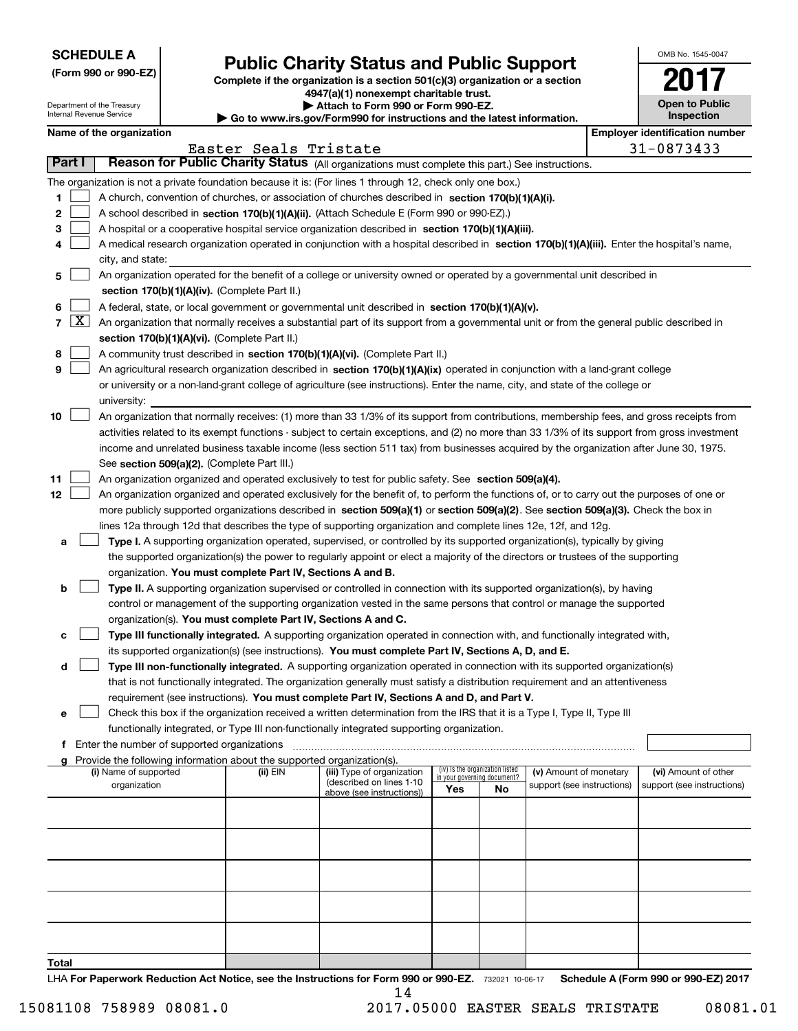**SCHEDULE A**
**(Form 990 or 990-EZ)**

Department of the Treasury
Internal Revenue Service

# Public Charity Status and Public Support

**Complete if the organization is a section 501(c)(3) organization or a section 4947(a)(1) nonexempt charitable trust.**
**▶ Attach to Form 990 or Form 990-EZ.**
**▶ Go to www.irs.gov/Form990 for instructions and the latest information.**

OMB No. 1545-0047
**2017**
**Open to Public Inspection**

**Name of the organization:** Easter Seals Tristate
**Employer identification number:** 31-0873433

## Part I — Reason for Public Charity Status (All organizations must complete this part.) See instructions.

The organization is not a private foundation because it is: (For lines 1 through 12, check only one box.)

1. [ ] A church, convention of churches, or association of churches described in **section 170(b)(1)(A)(i).**
2. [ ] A school described in **section 170(b)(1)(A)(ii).** (Attach Schedule E (Form 990 or 990-EZ).)
3. [ ] A hospital or a cooperative hospital service organization described in **section 170(b)(1)(A)(iii).**
4. [ ] A medical research organization operated in conjunction with a hospital described in **section 170(b)(1)(A)(iii).** Enter the hospital's name, city, and state:
5. [ ] An organization operated for the benefit of a college or university owned or operated by a governmental unit described in **section 170(b)(1)(A)(iv).** (Complete Part II.)
6. [ ] A federal, state, or local government or governmental unit described in **section 170(b)(1)(A)(v).**
7. [X] An organization that normally receives a substantial part of its support from a governmental unit or from the general public described in **section 170(b)(1)(A)(vi).** (Complete Part II.)
8. [ ] A community trust described in **section 170(b)(1)(A)(vi).** (Complete Part II.)
9. [ ] An agricultural research organization described in **section 170(b)(1)(A)(ix)** operated in conjunction with a land-grant college or university or a non-land-grant college of agriculture (see instructions). Enter the name, city, and state of the college or university:
10. [ ] An organization that normally receives: (1) more than 33 1/3% of its support from contributions, membership fees, and gross receipts from activities related to its exempt functions - subject to certain exceptions, and (2) no more than 33 1/3% of its support from gross investment income and unrelated business taxable income (less section 511 tax) from businesses acquired by the organization after June 30, 1975. See **section 509(a)(2).** (Complete Part III.)
11. [ ] An organization organized and operated exclusively to test for public safety. See **section 509(a)(4).**
12. [ ] An organization organized and operated exclusively for the benefit of, to perform the functions of, or to carry out the purposes of one or more publicly supported organizations described in **section 509(a)(1)** or **section 509(a)(2)**. See **section 509(a)(3).** Check the box in lines 12a through 12d that describes the type of supporting organization and complete lines 12e, 12f, and 12g.

   a. [ ] **Type I.** A supporting organization operated, supervised, or controlled by its supported organization(s), typically by giving the supported organization(s) the power to regularly appoint or elect a majority of the directors or trustees of the supporting organization. **You must complete Part IV, Sections A and B.**

   b. [ ] **Type II.** A supporting organization supervised or controlled in connection with its supported organization(s), by having control or management of the supporting organization vested in the same persons that control or manage the supported organization(s). **You must complete Part IV, Sections A and C.**

   c. [ ] **Type III functionally integrated.** A supporting organization operated in connection with, and functionally integrated with, its supported organization(s) (see instructions). **You must complete Part IV, Sections A, D, and E.**

   d. [ ] **Type III non-functionally integrated.** A supporting organization operated in connection with its supported organization(s) that is not functionally integrated. The organization generally must satisfy a distribution requirement and an attentiveness requirement (see instructions). **You must complete Part IV, Sections A and D, and Part V.**

   e. [ ] Check this box if the organization received a written determination from the IRS that it is a Type I, Type II, Type III functionally integrated, or Type III non-functionally integrated supporting organization.

   f. Enter the number of supported organizations

   g. Provide the following information about the supported organization(s).

| (i) Name of supported organization | (ii) EIN | (iii) Type of organization (described on lines 1-10 above (see instructions)) | (iv) Is the organization listed in your governing document? Yes | No | (v) Amount of monetary support (see instructions) | (vi) Amount of other support (see instructions) |
|---|---|---|---|---|---|---|
| | | | | | | |
| | | | | | | |
| | | | | | | |
| | | | | | | |
| | | | | | | |
| **Total** | | | | | | |

LHA **For Paperwork Reduction Act Notice, see the Instructions for Form 990 or 990-EZ.** 732021 10-06-17 **Schedule A (Form 990 or 990-EZ) 2017**

15081108 758989 08081.0 2017.05000 EASTER SEALS TRISTATE 08081.01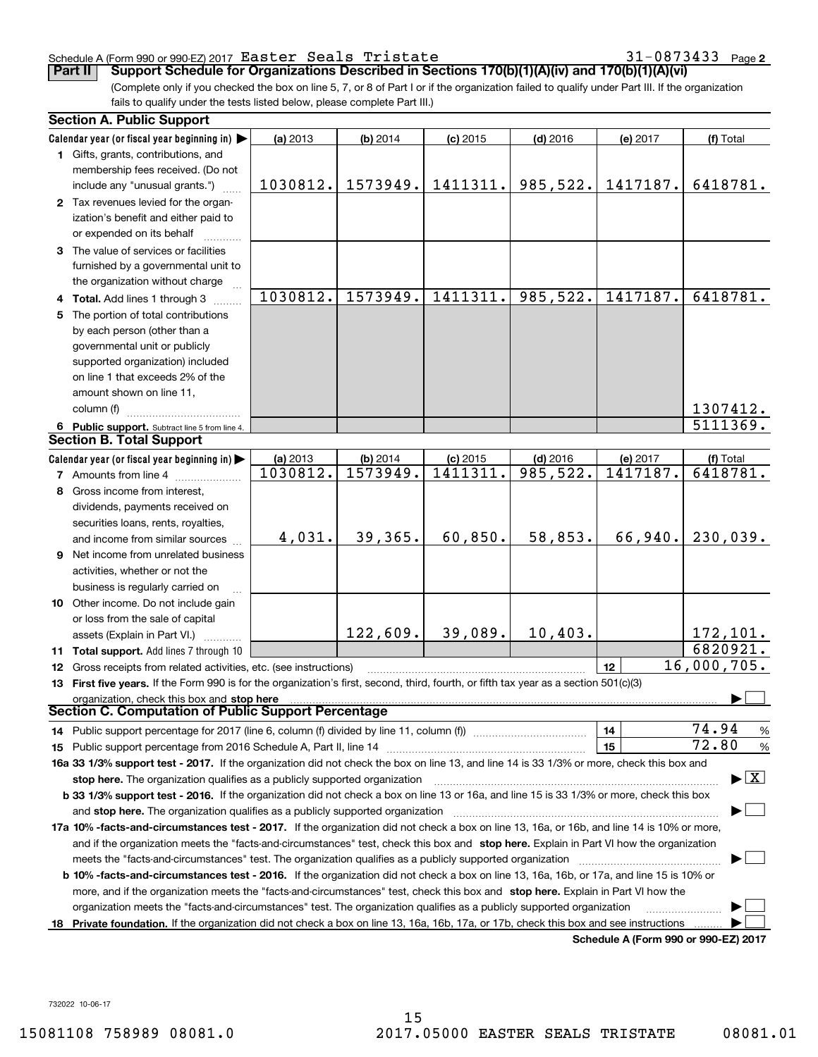Schedule A (Form 990 or 990-EZ) 2017 Easter Seals Tristate 31-0873433 Page 2

**Part II Support Schedule for Organizations Described in Sections 170(b)(1)(A)(iv) and 170(b)(1)(A)(vi)**

(Complete only if you checked the box on line 5, 7, or 8 of Part I or if the organization failed to qualify under Part III. If the organization fails to qualify under the tests listed below, please complete Part III.)

**Section A. Public Support**

| Calendar year (or fiscal year beginning in) | (a) 2013 | (b) 2014 | (c) 2015 | (d) 2016 | (e) 2017 | (f) Total |
|---|---|---|---|---|---|---|
| 1 Gifts, grants, contributions, and membership fees received. (Do not include any "unusual grants.") | 1030812. | 1573949. | 1411311. | 985,522. | 1417187. | 6418781. |
| 2 Tax revenues levied for the organization's benefit and either paid to or expended on its behalf | | | | | | |
| 3 The value of services or facilities furnished by a governmental unit to the organization without charge | | | | | | |
| 4 **Total.** Add lines 1 through 3 | 1030812. | 1573949. | 1411311. | 985,522. | 1417187. | 6418781. |
| 5 The portion of total contributions by each person (other than a governmental unit or publicly supported organization) included on line 1 that exceeds 2% of the amount shown on line 11, column (f) | | | | | | 1307412. |
| 6 **Public support.** Subtract line 5 from line 4. | | | | | | 5111369. |

**Section B. Total Support**

| Calendar year (or fiscal year beginning in) | (a) 2013 | (b) 2014 | (c) 2015 | (d) 2016 | (e) 2017 | (f) Total |
|---|---|---|---|---|---|---|
| 7 Amounts from line 4 | 1030812. | 1573949. | 1411311. | 985,522. | 1417187. | 6418781. |
| 8 Gross income from interest, dividends, payments received on securities loans, rents, royalties, and income from similar sources | 4,031. | 39,365. | 60,850. | 58,853. | 66,940. | 230,039. |
| 9 Net income from unrelated business activities, whether or not the business is regularly carried on | | | | | | |
| 10 Other income. Do not include gain or loss from the sale of capital assets (Explain in Part VI.) | | 122,609. | 39,089. | 10,403. | | 172,101. |
| 11 **Total support.** Add lines 7 through 10 | | | | | | 6820921. |
| 12 Gross receipts from related activities, etc. (see instructions) | | | | | 12 | 16,000,705. |

13 **First five years.** If the Form 990 is for the organization's first, second, third, fourth, or fifth tax year as a section 501(c)(3) organization, check this box and **stop here** ☐

**Section C. Computation of Public Support Percentage**

14 Public support percentage for 2017 (line 6, column (f) divided by line 11, column (f)) ... 14 | 74.94 %

15 Public support percentage from 2016 Schedule A, Part II, line 14 ... 15 | 72.80 %

**16a 33 1/3% support test - 2017.** If the organization did not check the box on line 13, and line 14 is 33 1/3% or more, check this box and **stop here.** The organization qualifies as a publicly supported organization ☒

**b 33 1/3% support test - 2016.** If the organization did not check a box on line 13 or 16a, and line 15 is 33 1/3% or more, check this box and **stop here.** The organization qualifies as a publicly supported organization ☐

**17a 10% -facts-and-circumstances test - 2017.** If the organization did not check a box on line 13, 16a, or 16b, and line 14 is 10% or more, and if the organization meets the "facts-and-circumstances" test, check this box and **stop here.** Explain in Part VI how the organization meets the "facts-and-circumstances" test. The organization qualifies as a publicly supported organization ☐

**b 10% -facts-and-circumstances test - 2016.** If the organization did not check a box on line 13, 16a, 16b, or 17a, and line 15 is 10% or more, and if the organization meets the "facts-and-circumstances" test, check this box and **stop here.** Explain in Part VI how the organization meets the "facts-and-circumstances" test. The organization qualifies as a publicly supported organization ☐

**18 Private foundation.** If the organization did not check a box on line 13, 16a, 16b, 17a, or 17b, check this box and see instructions ☐

**Schedule A (Form 990 or 990-EZ) 2017**

732022 10-06-17

15081108 758989 08081.0 2017.05000 EASTER SEALS TRISTATE 08081.01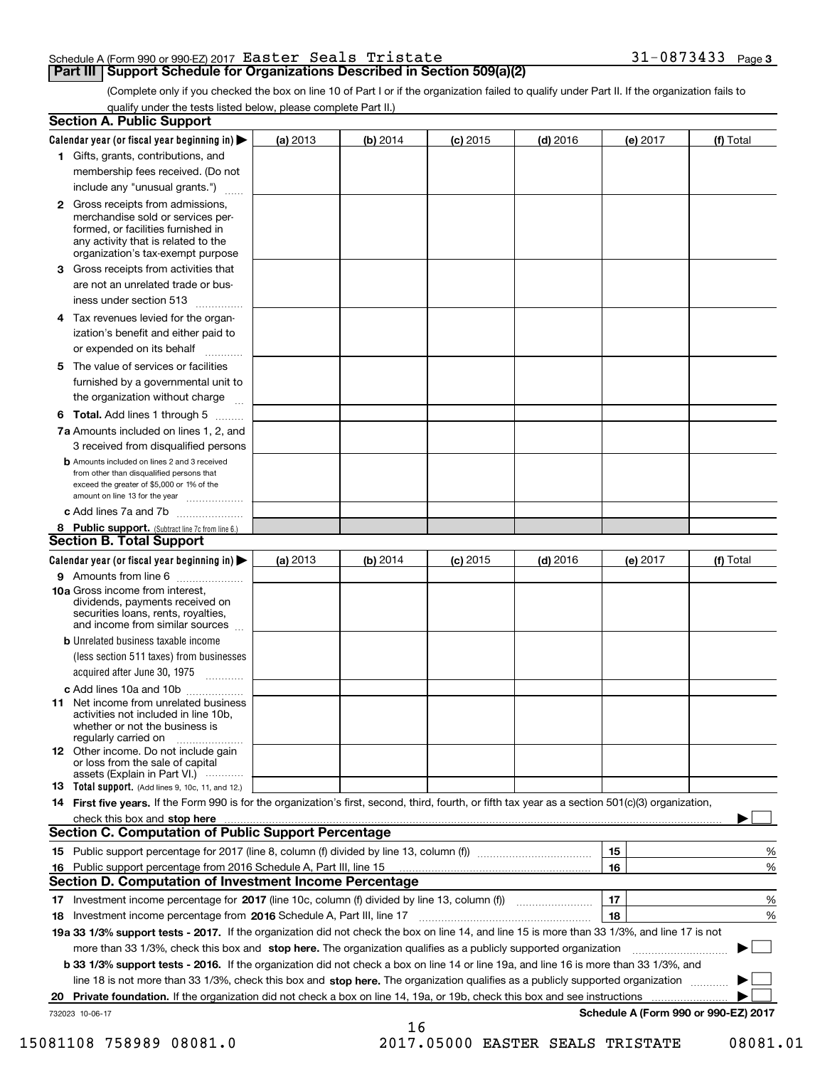Schedule A (Form 990 or 990-EZ) 2017 Easter Seals Tristate 31-0873433 Page 3

## Part III Support Schedule for Organizations Described in Section 509(a)(2)

(Complete only if you checked the box on line 10 of Part I or if the organization failed to qualify under Part II. If the organization fails to qualify under the tests listed below, please complete Part II.)

### Section A. Public Support

| Calendar year (or fiscal year beginning in) ▶ | (a) 2013 | (b) 2014 | (c) 2015 | (d) 2016 | (e) 2017 | (f) Total |
|---|---|---|---|---|---|---|
| 1 Gifts, grants, contributions, and membership fees received. (Do not include any "unusual grants.") | | | | | | |
| 2 Gross receipts from admissions, merchandise sold or services performed, or facilities furnished in any activity that is related to the organization's tax-exempt purpose | | | | | | |
| 3 Gross receipts from activities that are not an unrelated trade or business under section 513 | | | | | | |
| 4 Tax revenues levied for the organization's benefit and either paid to or expended on its behalf | | | | | | |
| 5 The value of services or facilities furnished by a governmental unit to the organization without charge | | | | | | |
| 6 **Total.** Add lines 1 through 5 | | | | | | |
| 7a Amounts included on lines 1, 2, and 3 received from disqualified persons | | | | | | |
| b Amounts included on lines 2 and 3 received from other than disqualified persons that exceed the greater of $5,000 or 1% of the amount on line 13 for the year | | | | | | |
| c Add lines 7a and 7b | | | | | | |
| 8 **Public support.** (Subtract line 7c from line 6.) | | | | | | |

### Section B. Total Support

| Calendar year (or fiscal year beginning in) ▶ | (a) 2013 | (b) 2014 | (c) 2015 | (d) 2016 | (e) 2017 | (f) Total |
|---|---|---|---|---|---|---|
| 9 Amounts from line 6 | | | | | | |
| 10a Gross income from interest, dividends, payments received on securities loans, rents, royalties, and income from similar sources | | | | | | |
| b Unrelated business taxable income (less section 511 taxes) from businesses acquired after June 30, 1975 | | | | | | |
| c Add lines 10a and 10b | | | | | | |
| 11 Net income from unrelated business activities not included in line 10b, whether or not the business is regularly carried on | | | | | | |
| 12 Other income. Do not include gain or loss from the sale of capital assets (Explain in Part VI.) | | | | | | |
| 13 **Total support.** (Add lines 9, 10c, 11, and 12.) | | | | | | |

14 **First five years.** If the Form 990 is for the organization's first, second, third, fourth, or fifth tax year as a section 501(c)(3) organization, check this box and **stop here** ▶ ☐

### Section C. Computation of Public Support Percentage

| | | |
|---|---|---|
| 15 Public support percentage for 2017 (line 8, column (f) divided by line 13, column (f)) | 15 | % |
| 16 Public support percentage from 2016 Schedule A, Part III, line 15 | 16 | % |

### Section D. Computation of Investment Income Percentage

| | | |
|---|---|---|
| 17 Investment income percentage for **2017** (line 10c, column (f) divided by line 13, column (f)) | 17 | % |
| 18 Investment income percentage from **2016** Schedule A, Part III, line 17 | 18 | % |

**19a 33 1/3% support tests - 2017.** If the organization did not check the box on line 14, and line 15 is more than 33 1/3%, and line 17 is not more than 33 1/3%, check this box and **stop here.** The organization qualifies as a publicly supported organization ▶ ☐

**b 33 1/3% support tests - 2016.** If the organization did not check a box on line 14 or line 19a, and line 16 is more than 33 1/3%, and line 18 is not more than 33 1/3%, check this box and **stop here.** The organization qualifies as a publicly supported organization ▶ ☐

**20 Private foundation.** If the organization did not check a box on line 14, 19a, or 19b, check this box and see instructions ▶ ☐

732023 10-06-17 **Schedule A (Form 990 or 990-EZ) 2017**

15081108 758989 08081.0 2017.05000 EASTER SEALS TRISTATE 08081.01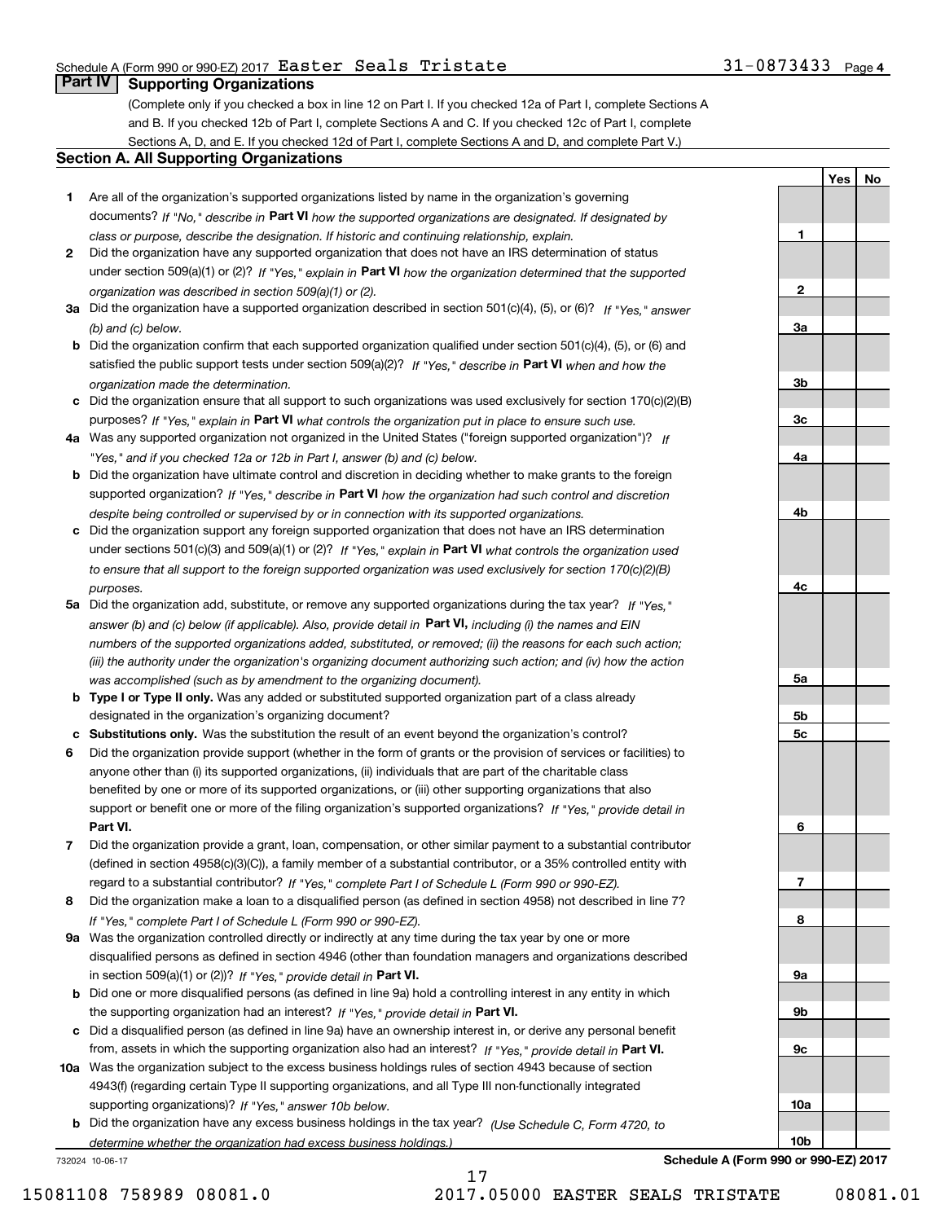Schedule A (Form 990 or 990-EZ) 2017 Easter Seals Tristate 31-0873433 Page 4

## Part IV Supporting Organizations

(Complete only if you checked a box in line 12 on Part I. If you checked 12a of Part I, complete Sections A and B. If you checked 12b of Part I, complete Sections A and C. If you checked 12c of Part I, complete Sections A, D, and E. If you checked 12d of Part I, complete Sections A and D, and complete Part V.)

### Section A. All Supporting Organizations

| | | | Yes | No |
|---|---|---|---|---|
| **1** | Are all of the organization's supported organizations listed by name in the organization's governing documents? *If "No," describe in* **Part VI** *how the supported organizations are designated. If designated by class or purpose, describe the designation. If historic and continuing relationship, explain.* | **1** | | |
| **2** | Did the organization have any supported organization that does not have an IRS determination of status under section 509(a)(1) or (2)? *If "Yes," explain in* **Part VI** *how the organization determined that the supported organization was described in section 509(a)(1) or (2).* | **2** | | |
| **3a** | Did the organization have a supported organization described in section 501(c)(4), (5), or (6)? *If "Yes," answer (b) and (c) below.* | **3a** | | |
| **b** | Did the organization confirm that each supported organization qualified under section 501(c)(4), (5), or (6) and satisfied the public support tests under section 509(a)(2)? *If "Yes," describe in* **Part VI** *when and how the organization made the determination.* | **3b** | | |
| **c** | Did the organization ensure that all support to such organizations was used exclusively for section 170(c)(2)(B) purposes? *If "Yes," explain in* **Part VI** *what controls the organization put in place to ensure such use.* | **3c** | | |
| **4a** | Was any supported organization not organized in the United States ("foreign supported organization")? *If "Yes," and if you checked 12a or 12b in Part I, answer (b) and (c) below.* | **4a** | | |
| **b** | Did the organization have ultimate control and discretion in deciding whether to make grants to the foreign supported organization? *If "Yes," describe in* **Part VI** *how the organization had such control and discretion despite being controlled or supervised by or in connection with its supported organizations.* | **4b** | | |
| **c** | Did the organization support any foreign supported organization that does not have an IRS determination under sections 501(c)(3) and 509(a)(1) or (2)? *If "Yes," explain in* **Part VI** *what controls the organization used to ensure that all support to the foreign supported organization was used exclusively for section 170(c)(2)(B) purposes.* | **4c** | | |
| **5a** | Did the organization add, substitute, or remove any supported organizations during the tax year? *If "Yes," answer (b) and (c) below (if applicable). Also, provide detail in* **Part VI,** *including (i) the names and EIN numbers of the supported organizations added, substituted, or removed; (ii) the reasons for each such action; (iii) the authority under the organization's organizing document authorizing such action; and (iv) how the action was accomplished (such as by amendment to the organizing document).* | **5a** | | |
| **b** | **Type I or Type II only.** Was any added or substituted supported organization part of a class already designated in the organization's organizing document? | **5b** | | |
| **c** | **Substitutions only.** Was the substitution the result of an event beyond the organization's control? | **5c** | | |
| **6** | Did the organization provide support (whether in the form of grants or the provision of services or facilities) to anyone other than (i) its supported organizations, (ii) individuals that are part of the charitable class benefited by one or more of its supported organizations, or (iii) other supporting organizations that also support or benefit one or more of the filing organization's supported organizations? *If "Yes," provide detail in* **Part VI.** | **6** | | |
| **7** | Did the organization provide a grant, loan, compensation, or other similar payment to a substantial contributor (defined in section 4958(c)(3)(C)), a family member of a substantial contributor, or a 35% controlled entity with regard to a substantial contributor? *If "Yes," complete Part I of Schedule L (Form 990 or 990-EZ).* | **7** | | |
| **8** | Did the organization make a loan to a disqualified person (as defined in section 4958) not described in line 7? *If "Yes," complete Part I of Schedule L (Form 990 or 990-EZ).* | **8** | | |
| **9a** | Was the organization controlled directly or indirectly at any time during the tax year by one or more disqualified persons as defined in section 4946 (other than foundation managers and organizations described in section 509(a)(1) or (2))? *If "Yes," provide detail in* **Part VI.** | **9a** | | |
| **b** | Did one or more disqualified persons (as defined in line 9a) hold a controlling interest in any entity in which the supporting organization had an interest? *If "Yes," provide detail in* **Part VI.** | **9b** | | |
| **c** | Did a disqualified person (as defined in line 9a) have an ownership interest in, or derive any personal benefit from, assets in which the supporting organization also had an interest? *If "Yes," provide detail in* **Part VI.** | **9c** | | |
| **10a** | Was the organization subject to the excess business holdings rules of section 4943 because of section 4943(f) (regarding certain Type II supporting organizations, and all Type III non-functionally integrated supporting organizations)? *If "Yes," answer 10b below.* | **10a** | | |
| **b** | Did the organization have any excess business holdings in the tax year? *(Use Schedule C, Form 4720, to determine whether the organization had excess business holdings.)* | **10b** | | |

732024 10-06-17 **Schedule A (Form 990 or 990-EZ) 2017**

15081108 758989 08081.0 2017.05000 EASTER SEALS TRISTATE 08081.01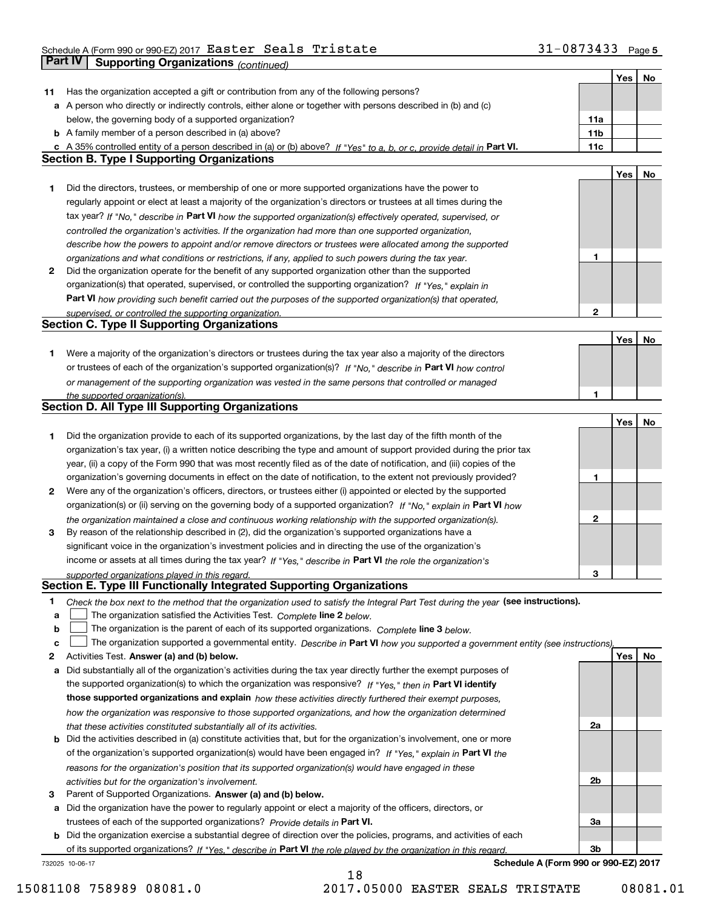Schedule A (Form 990 or 990-EZ) 2017 Easter Seals Tristate 31-0873433 Page 5

## Part IV Supporting Organizations *(continued)*

| | | | Yes | No |
|---|---|---|---|---|
| **11** | Has the organization accepted a gift or contribution from any of the following persons? | | | |
| **a** | A person who directly or indirectly controls, either alone or together with persons described in (b) and (c) below, the governing body of a supported organization? | 11a | | |
| **b** | A family member of a person described in (a) above? | 11b | | |
| **c** | A 35% controlled entity of a person described in (a) or (b) above? *If "Yes" to a, b, or c, provide detail in* **Part VI.** | 11c | | |

### Section B. Type I Supporting Organizations

| | | | Yes | No |
|---|---|---|---|---|
| **1** | Did the directors, trustees, or membership of one or more supported organizations have the power to regularly appoint or elect at least a majority of the organization's directors or trustees at all times during the tax year? *If "No," describe in* **Part VI** *how the supported organization(s) effectively operated, supervised, or controlled the organization's activities. If the organization had more than one supported organization, describe how the powers to appoint and/or remove directors or trustees were allocated among the supported organizations and what conditions or restrictions, if any, applied to such powers during the tax year.* | 1 | | |
| **2** | Did the organization operate for the benefit of any supported organization other than the supported organization(s) that operated, supervised, or controlled the supporting organization? *If "Yes," explain in* **Part VI** *how providing such benefit carried out the purposes of the supported organization(s) that operated, supervised, or controlled the supporting organization.* | 2 | | |

### Section C. Type II Supporting Organizations

| | | | Yes | No |
|---|---|---|---|---|
| **1** | Were a majority of the organization's directors or trustees during the tax year also a majority of the directors or trustees of each of the organization's supported organization(s)? *If "No," describe in* **Part VI** *how control or management of the supporting organization was vested in the same persons that controlled or managed the supported organization(s).* | 1 | | |

### Section D. All Type III Supporting Organizations

| | | | Yes | No |
|---|---|---|---|---|
| **1** | Did the organization provide to each of its supported organizations, by the last day of the fifth month of the organization's tax year, (i) a written notice describing the type and amount of support provided during the prior tax year, (ii) a copy of the Form 990 that was most recently filed as of the date of notification, and (iii) copies of the organization's governing documents in effect on the date of notification, to the extent not previously provided? | 1 | | |
| **2** | Were any of the organization's officers, directors, or trustees either (i) appointed or elected by the supported organization(s) or (ii) serving on the governing body of a supported organization? *If "No," explain in* **Part VI** *how the organization maintained a close and continuous working relationship with the supported organization(s).* | 2 | | |
| **3** | By reason of the relationship described in (2), did the organization's supported organizations have a significant voice in the organization's investment policies and in directing the use of the organization's income or assets at all times during the tax year? *If "Yes," describe in* **Part VI** *the role the organization's supported organizations played in this regard.* | 3 | | |

### Section E. Type III Functionally Integrated Supporting Organizations

**1** *Check the box next to the method that the organization used to satisfy the Integral Part Test during the year* **(see instructions).**

- **a** ☐ The organization satisfied the Activities Test. *Complete* **line 2** *below.*
- **b** ☐ The organization is the parent of each of its supported organizations. *Complete* **line 3** *below.*
- **c** ☐ The organization supported a governmental entity. *Describe in* **Part VI** *how you supported a government entity (see instructions).*

| | | | Yes | No |
|---|---|---|---|---|
| **2** | Activities Test. **Answer (a) and (b) below.** | | | |
| **a** | Did substantially all of the organization's activities during the tax year directly further the exempt purposes of the supported organization(s) to which the organization was responsive? *If "Yes," then in* **Part VI identify those supported organizations and explain** *how these activities directly furthered their exempt purposes, how the organization was responsive to those supported organizations, and how the organization determined that these activities constituted substantially all of its activities.* | 2a | | |
| **b** | Did the activities described in (a) constitute activities that, but for the organization's involvement, one or more of the organization's supported organization(s) would have been engaged in? *If "Yes," explain in* **Part VI** *the reasons for the organization's position that its supported organization(s) would have engaged in these activities but for the organization's involvement.* | 2b | | |
| **3** | Parent of Supported Organizations. **Answer (a) and (b) below.** | | | |
| **a** | Did the organization have the power to regularly appoint or elect a majority of the officers, directors, or trustees of each of the supported organizations? *Provide details in* **Part VI.** | 3a | | |
| **b** | Did the organization exercise a substantial degree of direction over the policies, programs, and activities of each of its supported organizations? *If "Yes," describe in* **Part VI** *the role played by the organization in this regard.* | 3b | | |

732025 10-06-17 **Schedule A (Form 990 or 990-EZ) 2017**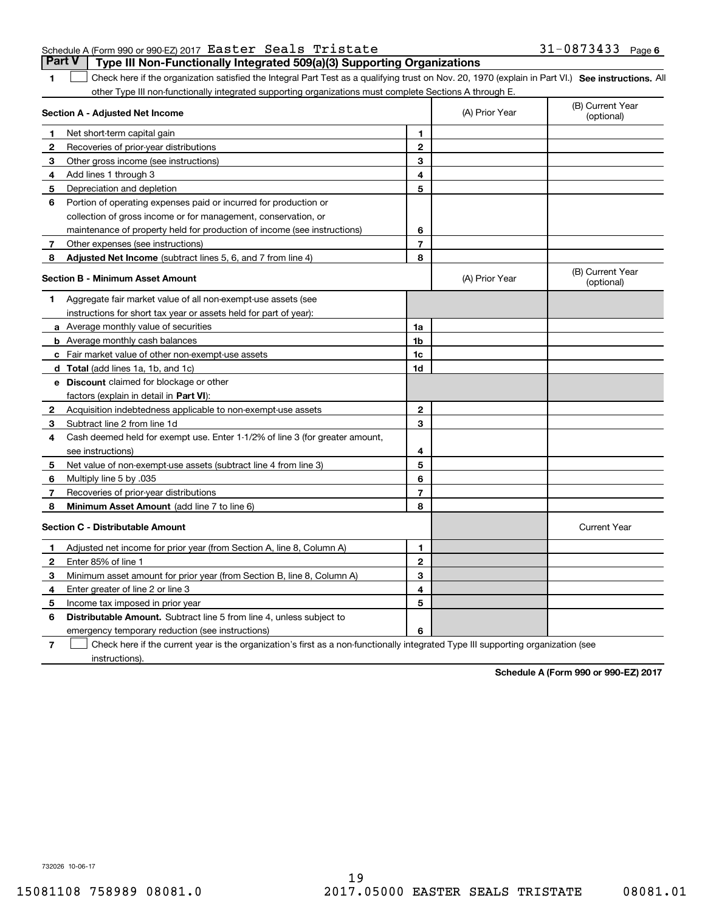Schedule A (Form 990 or 990-EZ) 2017 Easter Seals Tristate 31-0873433 Page 6

## Part V Type III Non-Functionally Integrated 509(a)(3) Supporting Organizations

1 ☐ Check here if the organization satisfied the Integral Part Test as a qualifying trust on Nov. 20, 1970 (explain in Part VI.) **See instructions.** All other Type III non-functionally integrated supporting organizations must complete Sections A through E.

| **Section A - Adjusted Net Income** | | (A) Prior Year | (B) Current Year (optional) |
|---|---|---|---|
| **1** Net short-term capital gain | 1 | | |
| **2** Recoveries of prior-year distributions | 2 | | |
| **3** Other gross income (see instructions) | 3 | | |
| **4** Add lines 1 through 3 | 4 | | |
| **5** Depreciation and depletion | 5 | | |
| **6** Portion of operating expenses paid or incurred for production or collection of gross income or for management, conservation, or maintenance of property held for production of income (see instructions) | 6 | | |
| **7** Other expenses (see instructions) | 7 | | |
| **8** **Adjusted Net Income** (subtract lines 5, 6, and 7 from line 4) | 8 | | |

| **Section B - Minimum Asset Amount** | | (A) Prior Year | (B) Current Year (optional) |
|---|---|---|---|
| **1** Aggregate fair market value of all non-exempt-use assets (see instructions for short tax year or assets held for part of year): | | | |
| **a** Average monthly value of securities | 1a | | |
| **b** Average monthly cash balances | 1b | | |
| **c** Fair market value of other non-exempt-use assets | 1c | | |
| **d** **Total** (add lines 1a, 1b, and 1c) | 1d | | |
| **e** **Discount** claimed for blockage or other factors (explain in detail in **Part VI**): | | | |
| **2** Acquisition indebtedness applicable to non-exempt-use assets | 2 | | |
| **3** Subtract line 2 from line 1d | 3 | | |
| **4** Cash deemed held for exempt use. Enter 1-1/2% of line 3 (for greater amount, see instructions) | 4 | | |
| **5** Net value of non-exempt-use assets (subtract line 4 from line 3) | 5 | | |
| **6** Multiply line 5 by .035 | 6 | | |
| **7** Recoveries of prior-year distributions | 7 | | |
| **8** **Minimum Asset Amount** (add line 7 to line 6) | 8 | | |

| **Section C - Distributable Amount** | | | Current Year |
|---|---|---|---|
| **1** Adjusted net income for prior year (from Section A, line 8, Column A) | 1 | | |
| **2** Enter 85% of line 1 | 2 | | |
| **3** Minimum asset amount for prior year (from Section B, line 8, Column A) | 3 | | |
| **4** Enter greater of line 2 or line 3 | 4 | | |
| **5** Income tax imposed in prior year | 5 | | |
| **6** **Distributable Amount.** Subtract line 5 from line 4, unless subject to emergency temporary reduction (see instructions) | 6 | | |

7 ☐ Check here if the current year is the organization's first as a non-functionally integrated Type III supporting organization (see instructions).

**Schedule A (Form 990 or 990-EZ) 2017**

732026 10-06-17

15081108 758989 08081.0 2017.05000 EASTER SEALS TRISTATE 08081.01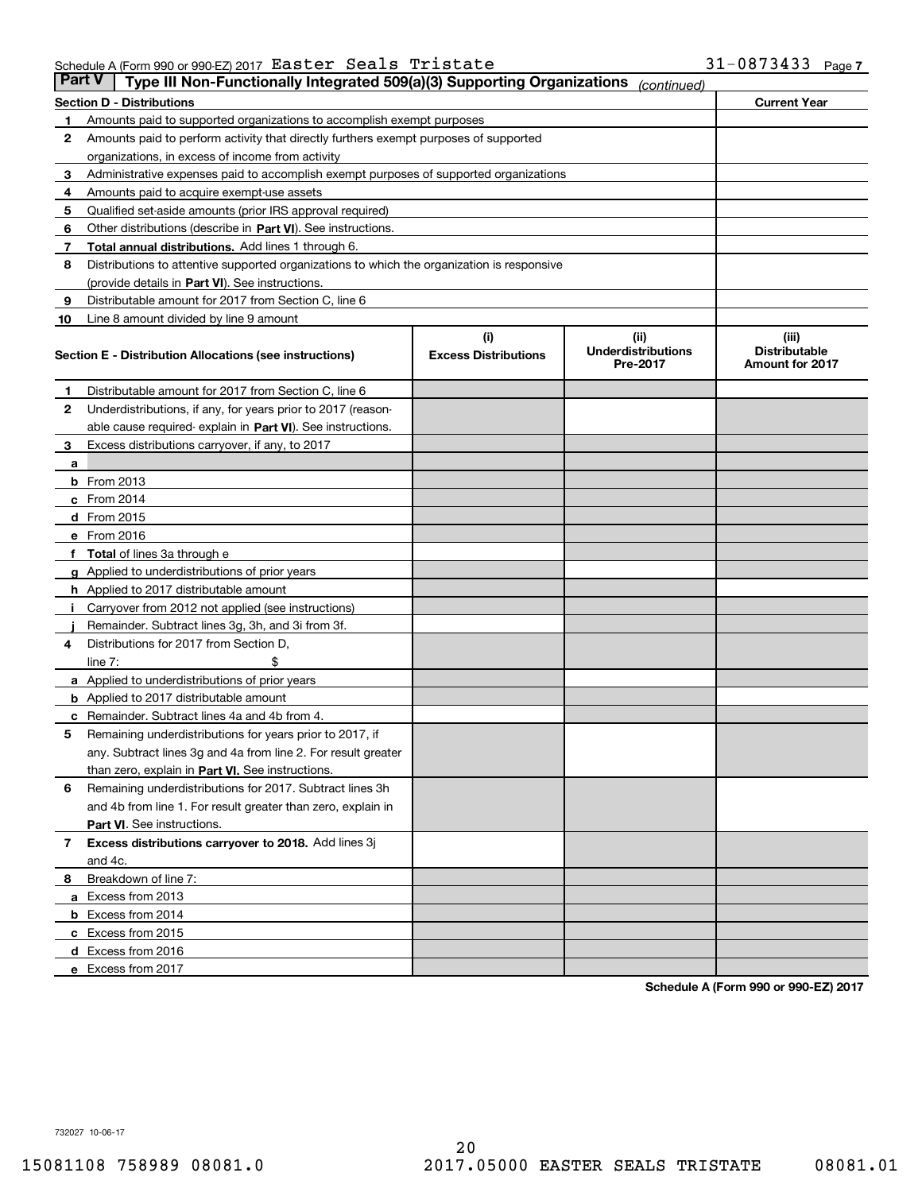Schedule A (Form 990 or 990-EZ) 2017 Easter Seals Tristate 31-0873433 Page 7

**Part V** | **Type III Non-Functionally Integrated 509(a)(3) Supporting Organizations** *(continued)*

| **Section D - Distributions** | | **Current Year** |
|---|---|---|
| 1 | Amounts paid to supported organizations to accomplish exempt purposes | |
| 2 | Amounts paid to perform activity that directly furthers exempt purposes of supported organizations, in excess of income from activity | |
| 3 | Administrative expenses paid to accomplish exempt purposes of supported organizations | |
| 4 | Amounts paid to acquire exempt-use assets | |
| 5 | Qualified set-aside amounts (prior IRS approval required) | |
| 6 | Other distributions (describe in **Part VI**). See instructions. | |
| 7 | **Total annual distributions.** Add lines 1 through 6. | |
| 8 | Distributions to attentive supported organizations to which the organization is responsive (provide details in **Part VI**). See instructions. | |
| 9 | Distributable amount for 2017 from Section C, line 6 | |
| 10 | Line 8 amount divided by line 9 amount | |

| **Section E - Distribution Allocations (see instructions)** | | (i) **Excess Distributions** | (ii) **Underdistributions Pre-2017** | (iii) **Distributable Amount for 2017** |
|---|---|---|---|---|
| 1 | Distributable amount for 2017 from Section C, line 6 | | | |
| 2 | Underdistributions, if any, for years prior to 2017 (reasonable cause required- explain in **Part VI**). See instructions. | | | |
| 3 | Excess distributions carryover, if any, to 2017 | | | |
| a | | | | |
| b | From 2013 | | | |
| c | From 2014 | | | |
| d | From 2015 | | | |
| e | From 2016 | | | |
| f | **Total** of lines 3a through e | | | |
| g | Applied to underdistributions of prior years | | | |
| h | Applied to 2017 distributable amount | | | |
| i | Carryover from 2012 not applied (see instructions) | | | |
| j | Remainder. Subtract lines 3g, 3h, and 3i from 3f. | | | |
| 4 | Distributions for 2017 from Section D, line 7: $ | | | |
| a | Applied to underdistributions of prior years | | | |
| b | Applied to 2017 distributable amount | | | |
| c | Remainder. Subtract lines 4a and 4b from 4. | | | |
| 5 | Remaining underdistributions for years prior to 2017, if any. Subtract lines 3g and 4a from line 2. For result greater than zero, explain in **Part VI**. See instructions. | | | |
| 6 | Remaining underdistributions for 2017. Subtract lines 3h and 4b from line 1. For result greater than zero, explain in **Part VI**. See instructions. | | | |
| 7 | **Excess distributions carryover to 2018.** Add lines 3j and 4c. | | | |
| 8 | Breakdown of line 7: | | | |
| a | Excess from 2013 | | | |
| b | Excess from 2014 | | | |
| c | Excess from 2015 | | | |
| d | Excess from 2016 | | | |
| e | Excess from 2017 | | | |

**Schedule A (Form 990 or 990-EZ) 2017**

732027 10-06-17

15081108 758989 08081.0 2017.05000 EASTER SEALS TRISTATE 08081.01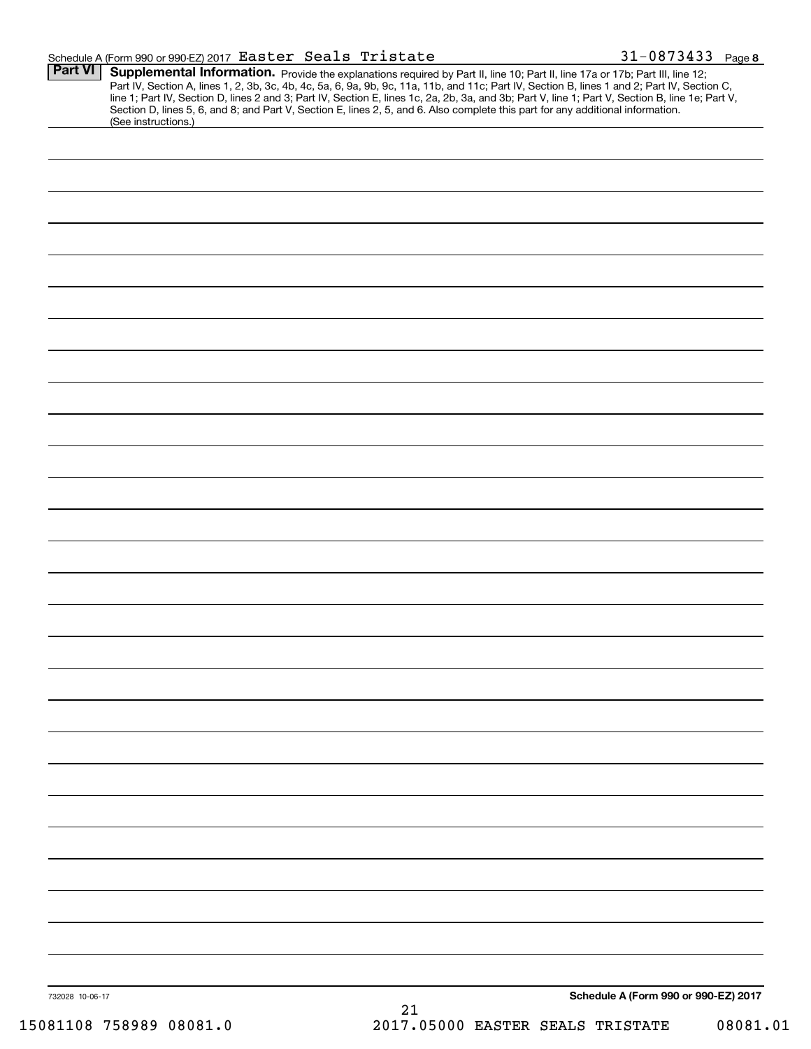Schedule A (Form 990 or 990-EZ) 2017 Easter Seals Tristate 31-0873433 Page 8

**Part VI** **Supplemental Information.** Provide the explanations required by Part II, line 10; Part II, line 17a or 17b; Part III, line 12; Part IV, Section A, lines 1, 2, 3b, 3c, 4b, 4c, 5a, 6, 9a, 9b, 9c, 11a, 11b, and 11c; Part IV, Section B, lines 1 and 2; Part IV, Section C, line 1; Part IV, Section D, lines 2 and 3; Part IV, Section E, lines 1c, 2a, 2b, 3a, and 3b; Part V, line 1; Part V, Section B, line 1e; Part V, Section D, lines 5, 6, and 8; and Part V, Section E, lines 2, 5, and 6. Also complete this part for any additional information. (See instructions.)

732028 10-06-17

**Schedule A (Form 990 or 990-EZ) 2017**

15081108 758989 08081.0 2017.05000 EASTER SEALS TRISTATE 08081.01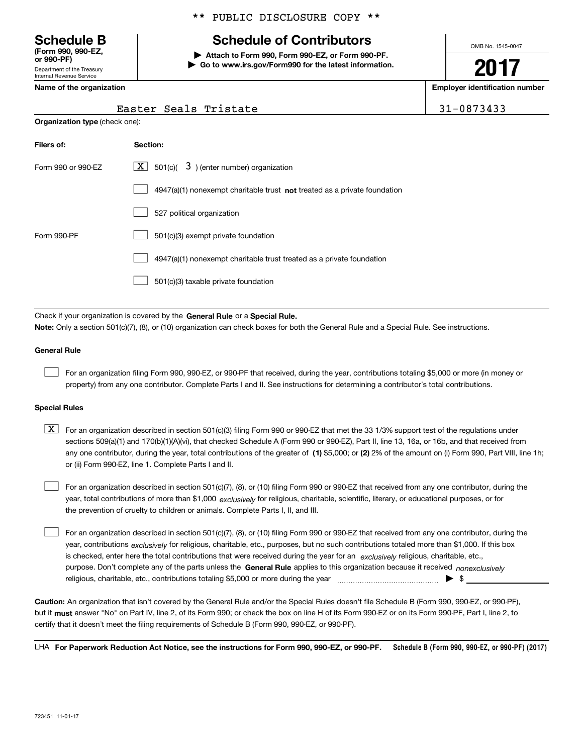** PUBLIC DISCLOSURE COPY **

# Schedule B
**(Form 990, 990-EZ, or 990-PF)**
Department of the Treasury
Internal Revenue Service

## Schedule of Contributors

▶ **Attach to Form 990, Form 990-EZ, or Form 990-PF.**
▶ **Go to www.irs.gov/Form990 for the latest information.**

OMB No. 1545-0047

**2017**

| Name of the organization | Employer identification number |
|---|---|
| Easter Seals Tristate | 31-0873433 |

**Organization type** (check one):

| Filers of: | Section: |
|---|---|
| Form 990 or 990-EZ | [X] 501(c)( 3 ) (enter number) organization |
| | [ ] 4947(a)(1) nonexempt charitable trust **not** treated as a private foundation |
| | [ ] 527 political organization |
| Form 990-PF | [ ] 501(c)(3) exempt private foundation |
| | [ ] 4947(a)(1) nonexempt charitable trust treated as a private foundation |
| | [ ] 501(c)(3) taxable private foundation |

Check if your organization is covered by the **General Rule** or a **Special Rule.**

**Note:** Only a section 501(c)(7), (8), or (10) organization can check boxes for both the General Rule and a Special Rule. See instructions.

**General Rule**

[ ] For an organization filing Form 990, 990-EZ, or 990-PF that received, during the year, contributions totaling $5,000 or more (in money or property) from any one contributor. Complete Parts I and II. See instructions for determining a contributor's total contributions.

**Special Rules**

[X] For an organization described in section 501(c)(3) filing Form 990 or 990-EZ that met the 33 1/3% support test of the regulations under sections 509(a)(1) and 170(b)(1)(A)(vi), that checked Schedule A (Form 990 or 990-EZ), Part II, line 13, 16a, or 16b, and that received from any one contributor, during the year, total contributions of the greater of **(1)** $5,000; or **(2)** 2% of the amount on (i) Form 990, Part VIII, line 1h; or (ii) Form 990-EZ, line 1. Complete Parts I and II.

[ ] For an organization described in section 501(c)(7), (8), or (10) filing Form 990 or 990-EZ that received from any one contributor, during the year, total contributions of more than $1,000 *exclusively* for religious, charitable, scientific, literary, or educational purposes, or for the prevention of cruelty to children or animals. Complete Parts I, II, and III.

[ ] For an organization described in section 501(c)(7), (8), or (10) filing Form 990 or 990-EZ that received from any one contributor, during the year, contributions *exclusively* for religious, charitable, etc., purposes, but no such contributions totaled more than $1,000. If this box is checked, enter here the total contributions that were received during the year for an *exclusively* religious, charitable, etc., purpose. Don't complete any of the parts unless the **General Rule** applies to this organization because it received *nonexclusively* religious, charitable, etc., contributions totaling $5,000 or more during the year ▶ $

**Caution:** An organization that isn't covered by the General Rule and/or the Special Rules doesn't file Schedule B (Form 990, 990-EZ, or 990-PF), but it **must** answer "No" on Part IV, line 2, of its Form 990; or check the box on line H of its Form 990-EZ or on its Form 990-PF, Part I, line 2, to certify that it doesn't meet the filing requirements of Schedule B (Form 990, 990-EZ, or 990-PF).

LHA **For Paperwork Reduction Act Notice, see the instructions for Form 990, 990-EZ, or 990-PF.** **Schedule B (Form 990, 990-EZ, or 990-PF) (2017)**

723451 11-01-17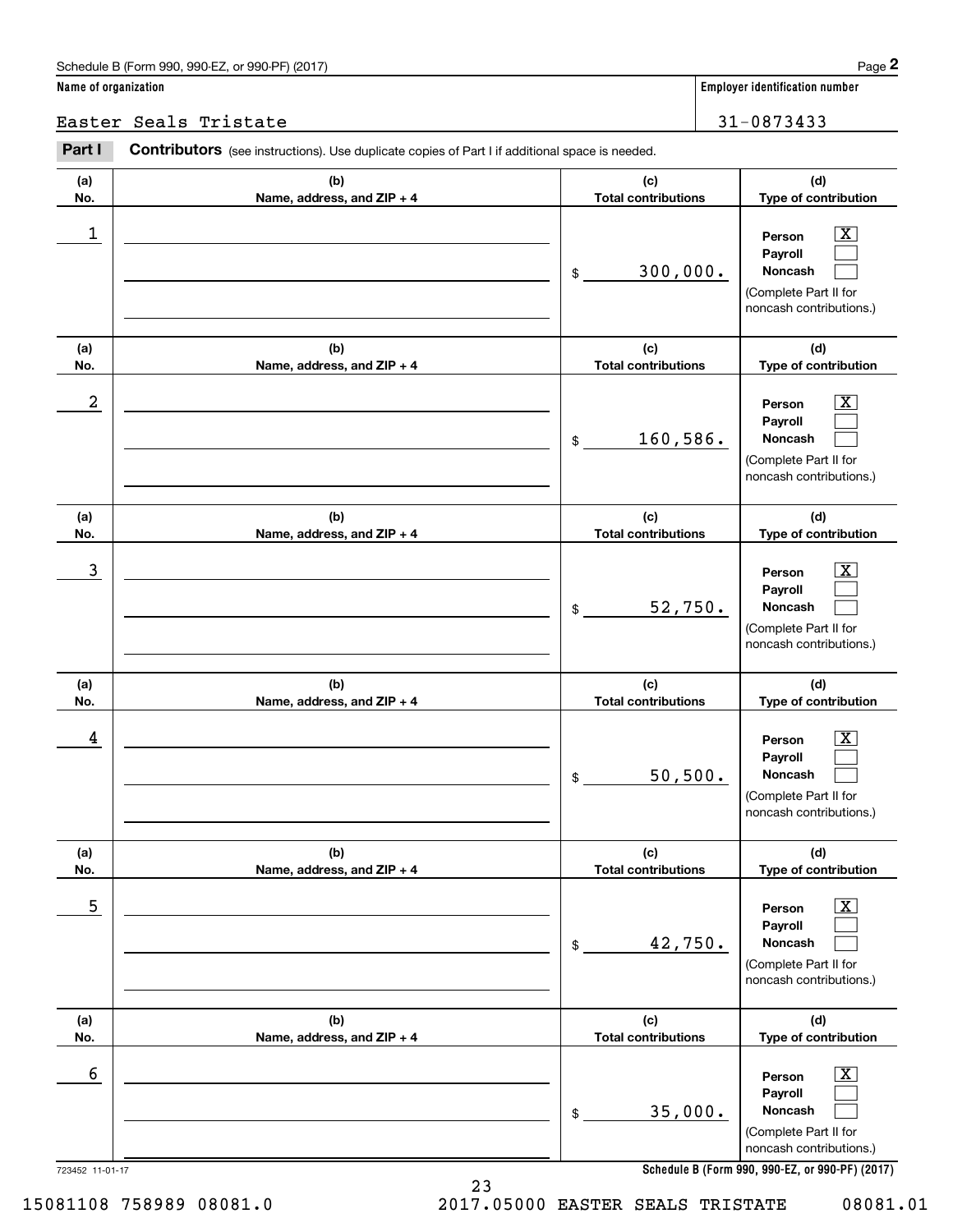Schedule B (Form 990, 990-EZ, or 990-PF) (2017) Page **2**

**Name of organization**

Easter Seals Tristate

**Employer identification number**

31-0873433

**Part I** **Contributors** (see instructions). Use duplicate copies of Part I if additional space is needed.

| (a) No. | (b) Name, address, and ZIP + 4 | (c) Total contributions | (d) Type of contribution |
|---|---|---|---|
| 1 | | $ 300,000. | Person [X] Payroll [ ] Noncash [ ] (Complete Part II for noncash contributions.) |
| 2 | | $ 160,586. | Person [X] Payroll [ ] Noncash [ ] (Complete Part II for noncash contributions.) |
| 3 | | $ 52,750. | Person [X] Payroll [ ] Noncash [ ] (Complete Part II for noncash contributions.) |
| 4 | | $ 50,500. | Person [X] Payroll [ ] Noncash [ ] (Complete Part II for noncash contributions.) |
| 5 | | $ 42,750. | Person [X] Payroll [ ] Noncash [ ] (Complete Part II for noncash contributions.) |
| 6 | | $ 35,000. | Person [X] Payroll [ ] Noncash [ ] (Complete Part II for noncash contributions.) |

723452 11-01-17 **Schedule B (Form 990, 990-EZ, or 990-PF) (2017)**

15081108 758989 08081.0 2017.05000 EASTER SEALS TRISTATE 08081.01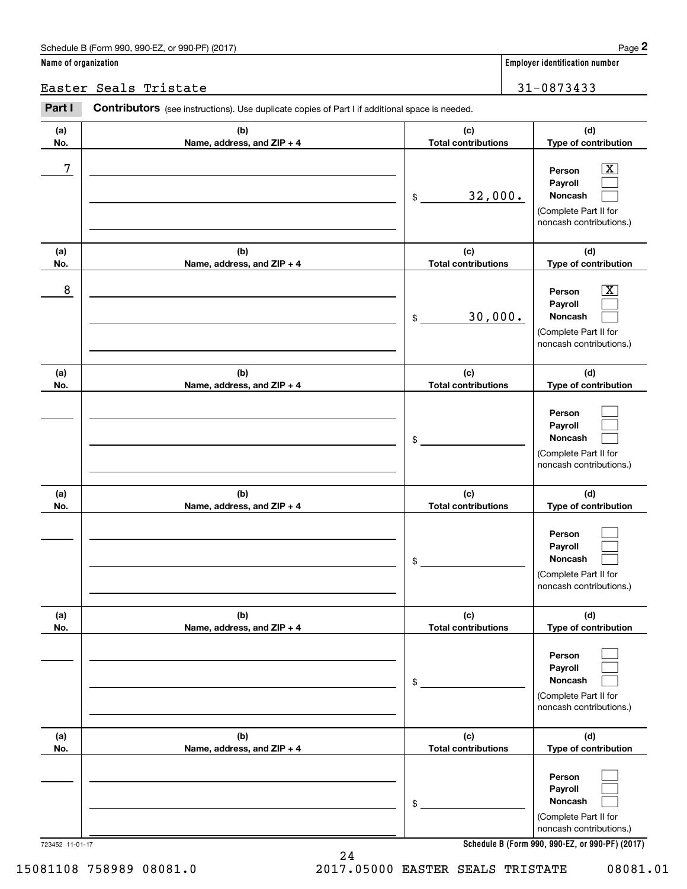Schedule B (Form 990, 990-EZ, or 990-PF) (2017) Page **2**

**Name of organization**

Easter Seals Tristate

**Employer identification number**

31-0873433

**Part I** **Contributors** (see instructions). Use duplicate copies of Part I if additional space is needed.

| (a) No. | (b) Name, address, and ZIP + 4 | (c) Total contributions | (d) Type of contribution |
|---|---|---|---|
| 7 | | $ 32,000. | Person [X] Payroll [ ] Noncash [ ] (Complete Part II for noncash contributions.) |
| 8 | | $ 30,000. | Person [X] Payroll [ ] Noncash [ ] (Complete Part II for noncash contributions.) |
| | | $ | Person [ ] Payroll [ ] Noncash [ ] (Complete Part II for noncash contributions.) |
| | | $ | Person [ ] Payroll [ ] Noncash [ ] (Complete Part II for noncash contributions.) |
| | | $ | Person [ ] Payroll [ ] Noncash [ ] (Complete Part II for noncash contributions.) |
| | | $ | Person [ ] Payroll [ ] Noncash [ ] (Complete Part II for noncash contributions.) |

723452 11-01-17

**Schedule B (Form 990, 990-EZ, or 990-PF) (2017)**

15081108 758989 08081.0 2017.05000 EASTER SEALS TRISTATE 08081.01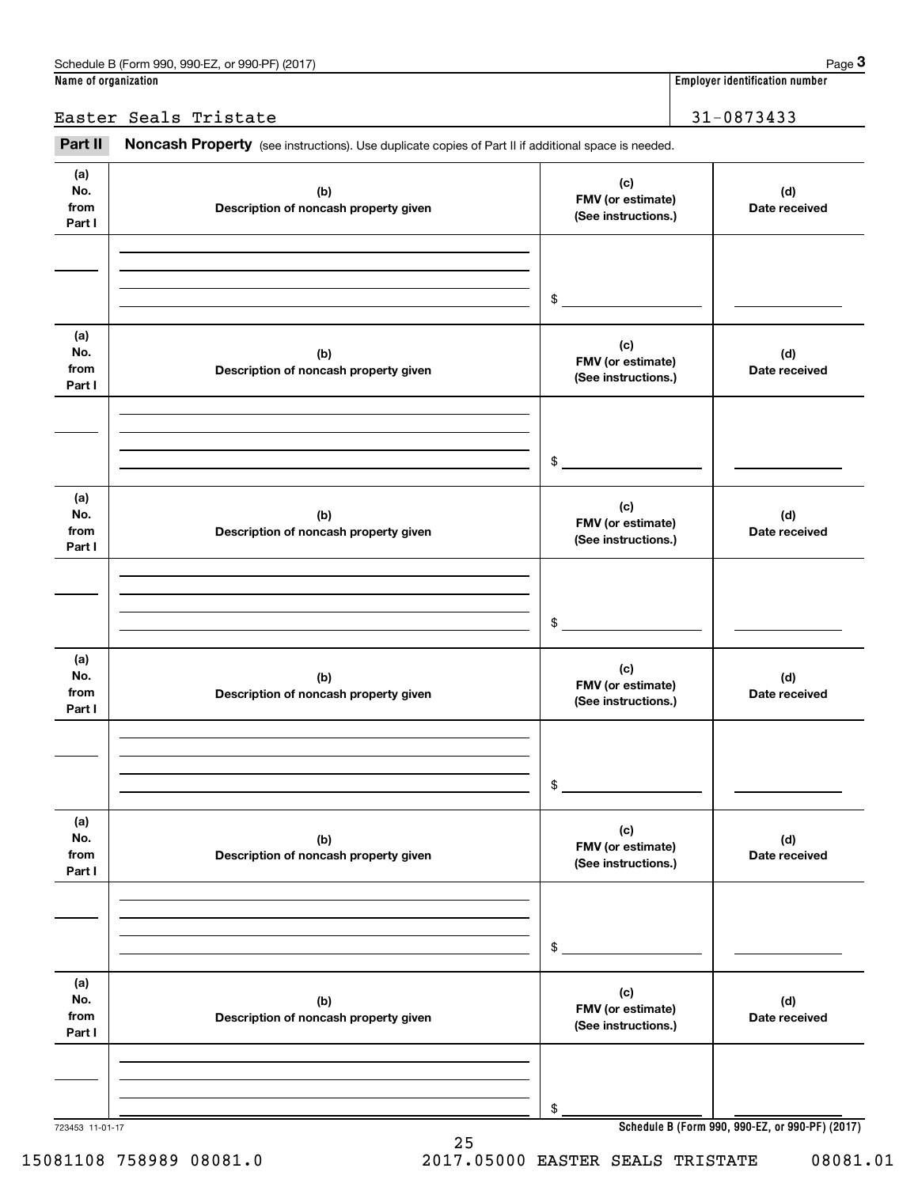Schedule B (Form 990, 990-EZ, or 990-PF) (2017)

**Name of organization**

Easter Seals Tristate

**Employer identification number**

31-0873433

**Part II** **Noncash Property** (see instructions). Use duplicate copies of Part II if additional space is needed.

| (a) No. from Part I | (b) Description of noncash property given | (c) FMV (or estimate) (See instructions.) | (d) Date received |
|---|---|---|---|
| | | $ | |

| (a) No. from Part I | (b) Description of noncash property given | (c) FMV (or estimate) (See instructions.) | (d) Date received |
|---|---|---|---|
| | | $ | |

| (a) No. from Part I | (b) Description of noncash property given | (c) FMV (or estimate) (See instructions.) | (d) Date received |
|---|---|---|---|
| | | $ | |

| (a) No. from Part I | (b) Description of noncash property given | (c) FMV (or estimate) (See instructions.) | (d) Date received |
|---|---|---|---|
| | | $ | |

| (a) No. from Part I | (b) Description of noncash property given | (c) FMV (or estimate) (See instructions.) | (d) Date received |
|---|---|---|---|
| | | $ | |

| (a) No. from Part I | (b) Description of noncash property given | (c) FMV (or estimate) (See instructions.) | (d) Date received |
|---|---|---|---|
| | | $ | |

723453 11-01-17

**Schedule B (Form 990, 990-EZ, or 990-PF) (2017)**

15081108 758989 08081.0 2017.05000 EASTER SEALS TRISTATE 08081.01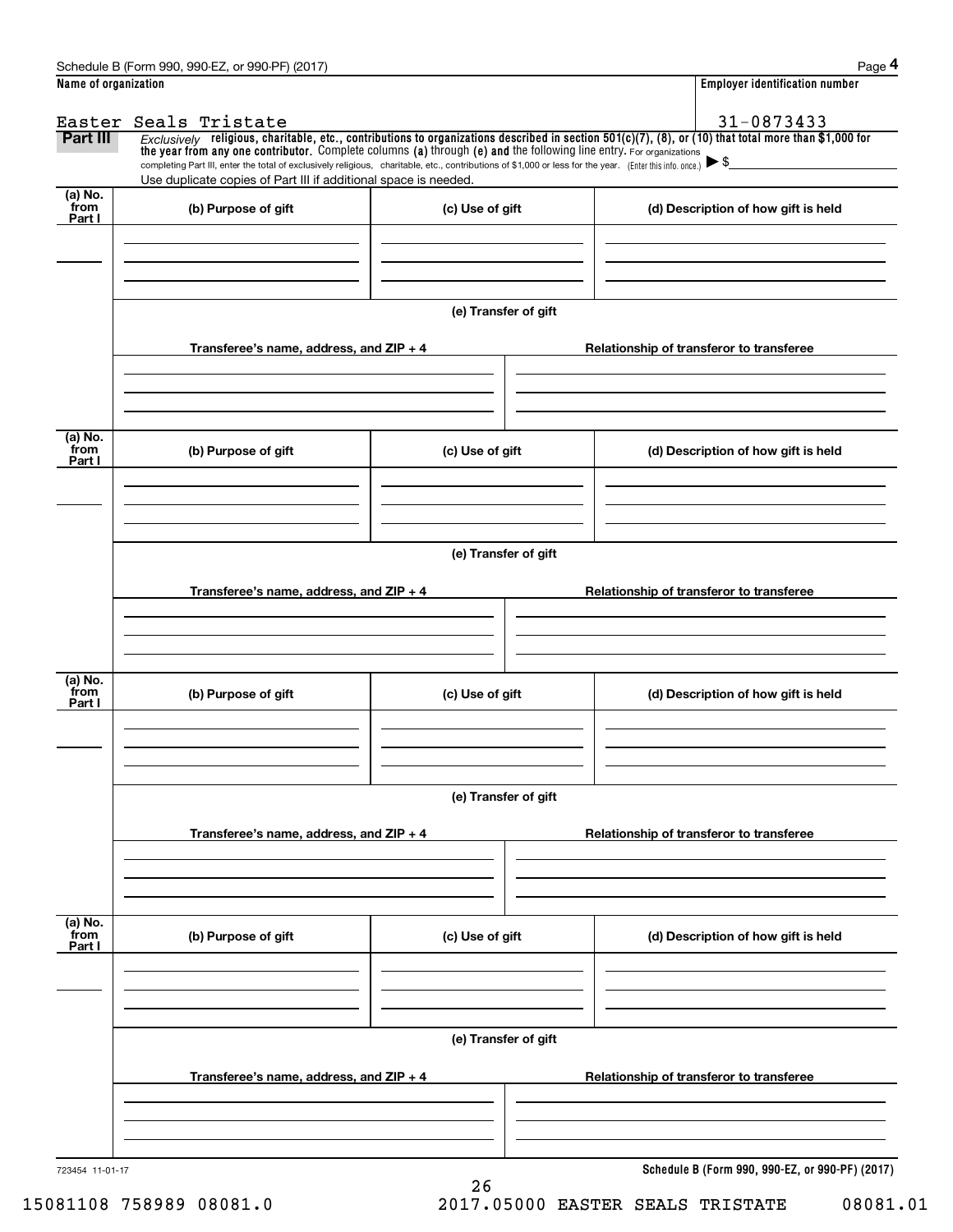Schedule B (Form 990, 990-EZ, or 990-PF) (2017) Page **4**

**Name of organization**

Easter Seals Tristate

**Employer identification number**

31-0873433

**Part III** *Exclusively* **religious, charitable, etc., contributions to organizations described in section 501(c)(7), (8), or (10) that total more than $1,000 for the year from any one contributor.** Complete columns **(a)** through **(e) and** the following line entry. For organizations completing Part III, enter the total of exclusively religious, charitable, etc., contributions of $1,000 or less for the year. (Enter this info. once.) ▶ $

Use duplicate copies of Part III if additional space is needed.

| (a) No. from Part I | (b) Purpose of gift | (c) Use of gift | (d) Description of how gift is held |
|---|---|---|---|
| | | | |

**(e) Transfer of gift**

| Transferee's name, address, and ZIP + 4 | Relationship of transferor to transferee |
|---|---|
| | |

| (a) No. from Part I | (b) Purpose of gift | (c) Use of gift | (d) Description of how gift is held |
|---|---|---|---|
| | | | |

**(e) Transfer of gift**

| Transferee's name, address, and ZIP + 4 | Relationship of transferor to transferee |
|---|---|
| | |

| (a) No. from Part I | (b) Purpose of gift | (c) Use of gift | (d) Description of how gift is held |
|---|---|---|---|
| | | | |

**(e) Transfer of gift**

| Transferee's name, address, and ZIP + 4 | Relationship of transferor to transferee |
|---|---|
| | |

| (a) No. from Part I | (b) Purpose of gift | (c) Use of gift | (d) Description of how gift is held |
|---|---|---|---|
| | | | |

**(e) Transfer of gift**

| Transferee's name, address, and ZIP + 4 | Relationship of transferor to transferee |
|---|---|
| | |

723454 11-01-17

**Schedule B (Form 990, 990-EZ, or 990-PF) (2017)**

15081108 758989 08081.0 2017.05000 EASTER SEALS TRISTATE 08081.01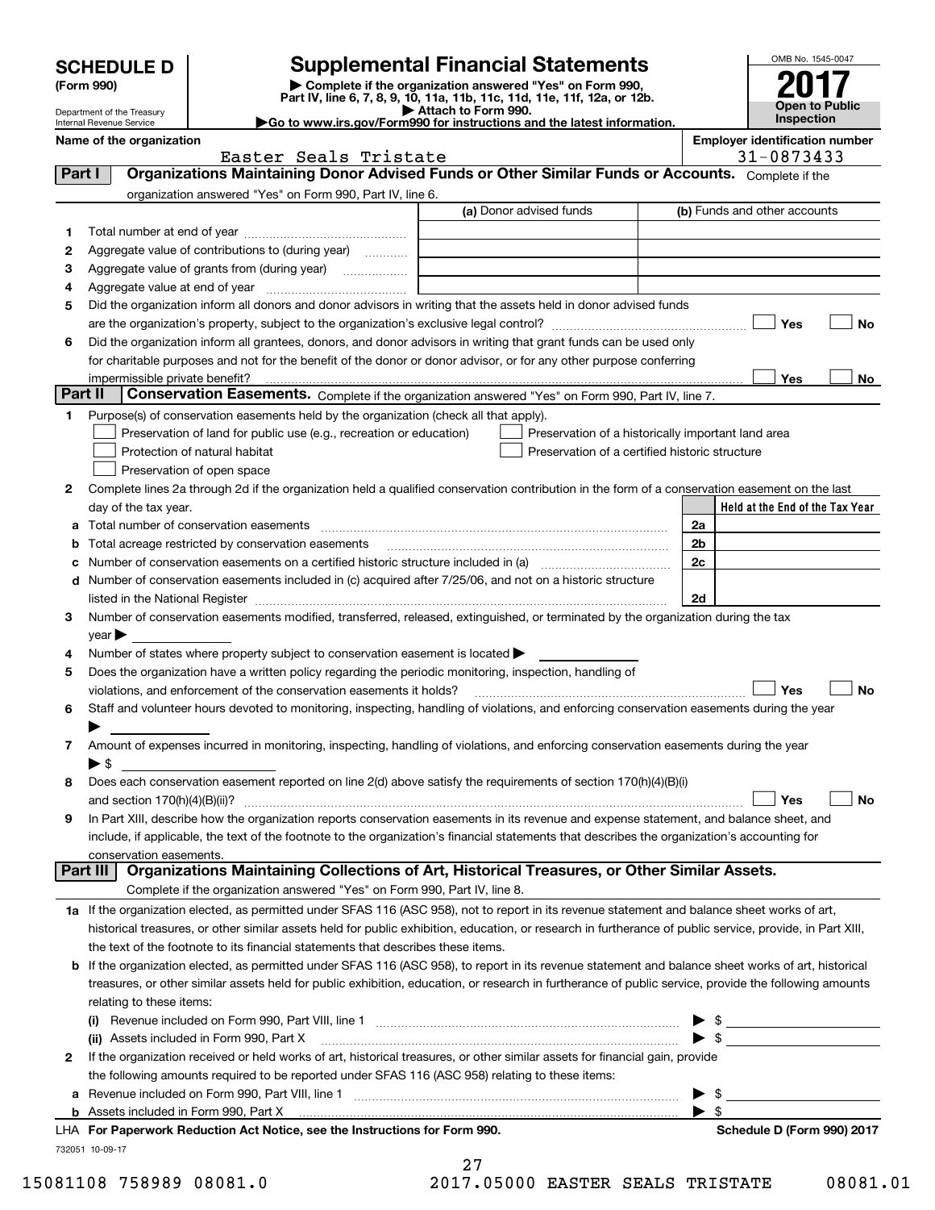# SCHEDULE D (Form 990)

Department of the Treasury
Internal Revenue Service

## Supplemental Financial Statements

▶ Complete if the organization answered "Yes" on Form 990, Part IV, line 6, 7, 8, 9, 10, 11a, 11b, 11c, 11d, 11e, 11f, 12a, or 12b.
▶ Attach to Form 990.
▶Go to www.irs.gov/Form990 for instructions and the latest information.

OMB No. 1545-0047

**2017**

**Open to Public Inspection**

**Name of the organization**
Easter Seals Tristate

**Employer identification number**
31-0873433

**Part I — Organizations Maintaining Donor Advised Funds or Other Similar Funds or Accounts.** Complete if the organization answered "Yes" on Form 990, Part IV, line 6.

| | | (a) Donor advised funds | (b) Funds and other accounts |
|---|---|---|---|
| 1 | Total number at end of year | | |
| 2 | Aggregate value of contributions to (during year) | | |
| 3 | Aggregate value of grants from (during year) | | |
| 4 | Aggregate value at end of year | | |

5 Did the organization inform all donors and donor advisors in writing that the assets held in donor advised funds are the organization's property, subject to the organization's exclusive legal control? ☐ Yes ☐ No

6 Did the organization inform all grantees, donors, and donor advisors in writing that grant funds can be used only for charitable purposes and not for the benefit of the donor or donor advisor, or for any other purpose conferring impermissible private benefit? ☐ Yes ☐ No

**Part II — Conservation Easements.** Complete if the organization answered "Yes" on Form 990, Part IV, line 7.

1 Purpose(s) of conservation easements held by the organization (check all that apply).
- ☐ Preservation of land for public use (e.g., recreation or education)
- ☐ Protection of natural habitat
- ☐ Preservation of open space
- ☐ Preservation of a historically important land area
- ☐ Preservation of a certified historic structure

2 Complete lines 2a through 2d if the organization held a qualified conservation contribution in the form of a conservation easement on the last day of the tax year.

| | | | Held at the End of the Tax Year |
|---|---|---|---|
| a | Total number of conservation easements | 2a | |
| b | Total acreage restricted by conservation easements | 2b | |
| c | Number of conservation easements on a certified historic structure included in (a) | 2c | |
| d | Number of conservation easements included in (c) acquired after 7/25/06, and not on a historic structure listed in the National Register | 2d | |

3 Number of conservation easements modified, transferred, released, extinguished, or terminated by the organization during the tax year ▶

4 Number of states where property subject to conservation easement is located ▶

5 Does the organization have a written policy regarding the periodic monitoring, inspection, handling of violations, and enforcement of the conservation easements it holds? ☐ Yes ☐ No

6 Staff and volunteer hours devoted to monitoring, inspecting, handling of violations, and enforcing conservation easements during the year ▶

7 Amount of expenses incurred in monitoring, inspecting, handling of violations, and enforcing conservation easements during the year ▶ $

8 Does each conservation easement reported on line 2(d) above satisfy the requirements of section 170(h)(4)(B)(i) and section 170(h)(4)(B)(ii)? ☐ Yes ☐ No

9 In Part XIII, describe how the organization reports conservation easements in its revenue and expense statement, and balance sheet, and include, if applicable, the text of the footnote to the organization's financial statements that describes the organization's accounting for conservation easements.

**Part III — Organizations Maintaining Collections of Art, Historical Treasures, or Other Similar Assets.** Complete if the organization answered "Yes" on Form 990, Part IV, line 8.

1a If the organization elected, as permitted under SFAS 116 (ASC 958), not to report in its revenue statement and balance sheet works of art, historical treasures, or other similar assets held for public exhibition, education, or research in furtherance of public service, provide, in Part XIII, the text of the footnote to its financial statements that describes these items.

b If the organization elected, as permitted under SFAS 116 (ASC 958), to report in its revenue statement and balance sheet works of art, historical treasures, or other similar assets held for public exhibition, education, or research in furtherance of public service, provide the following amounts relating to these items:

(i) Revenue included on Form 990, Part VIII, line 1 ▶ $

(ii) Assets included in Form 990, Part X ▶ $

2 If the organization received or held works of art, historical treasures, or other similar assets for financial gain, provide the following amounts required to be reported under SFAS 116 (ASC 958) relating to these items:

a Revenue included on Form 990, Part VIII, line 1 ▶ $

b Assets included in Form 990, Part X ▶ $

LHA **For Paperwork Reduction Act Notice, see the Instructions for Form 990.** **Schedule D (Form 990) 2017**

732051 10-09-17

15081108 758989 08081.0 2017.05000 EASTER SEALS TRISTATE 08081.01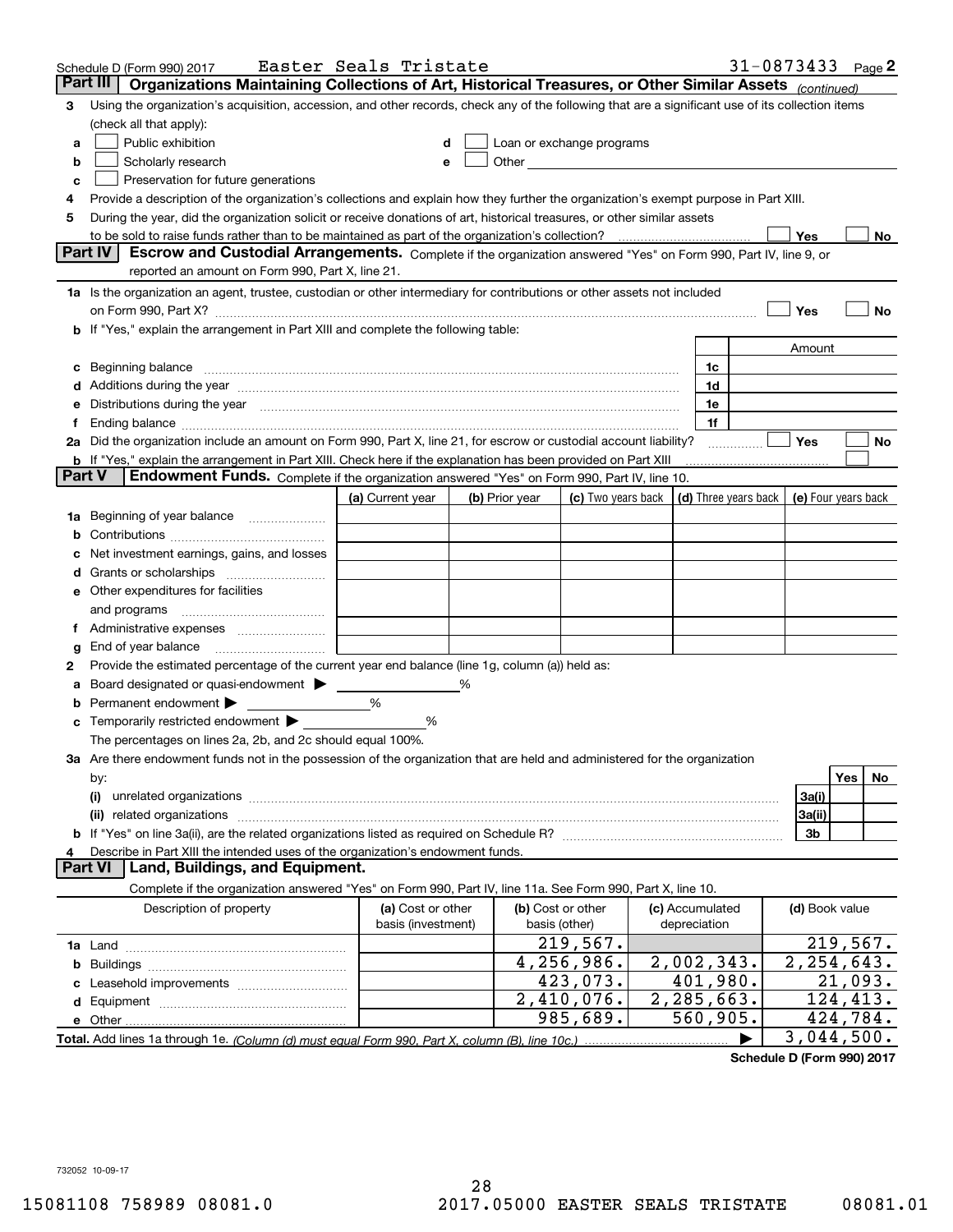Schedule D (Form 990) 2017 Easter Seals Tristate 31-0873433 Page 2

## Part III Organizations Maintaining Collections of Art, Historical Treasures, or Other Similar Assets *(continued)*

3 Using the organization's acquisition, accession, and other records, check any of the following that are a significant use of its collection items (check all that apply):

- a ☐ Public exhibition
- b ☐ Scholarly research
- c ☐ Preservation for future generations
- d ☐ Loan or exchange programs
- e ☐ Other

4 Provide a description of the organization's collections and explain how they further the organization's exempt purpose in Part XIII.

5 During the year, did the organization solicit or receive donations of art, historical treasures, or other similar assets to be sold to raise funds rather than to be maintained as part of the organization's collection? ☐ Yes ☐ No

## Part IV Escrow and Custodial Arrangements.

Complete if the organization answered "Yes" on Form 990, Part IV, line 9, or reported an amount on Form 990, Part X, line 21.

1a Is the organization an agent, trustee, custodian or other intermediary for contributions or other assets not included on Form 990, Part X? ☐ Yes ☐ No

b If "Yes," explain the arrangement in Part XIII and complete the following table:

| | | | Amount |
|---|---|---|---|
| c | Beginning balance | 1c | |
| d | Additions during the year | 1d | |
| e | Distributions during the year | 1e | |
| f | Ending balance | 1f | |

2a Did the organization include an amount on Form 990, Part X, line 21, for escrow or custodial account liability? ☐ Yes ☐ No

b If "Yes," explain the arrangement in Part XIII. Check here if the explanation has been provided on Part XIII ☐

## Part V Endowment Funds.

Complete if the organization answered "Yes" on Form 990, Part IV, line 10.

| | | (a) Current year | (b) Prior year | (c) Two years back | (d) Three years back | (e) Four years back |
|---|---|---|---|---|---|---|
| 1a | Beginning of year balance | | | | | |
| b | Contributions | | | | | |
| c | Net investment earnings, gains, and losses | | | | | |
| d | Grants or scholarships | | | | | |
| e | Other expenditures for facilities and programs | | | | | |
| f | Administrative expenses | | | | | |
| g | End of year balance | | | | | |

2 Provide the estimated percentage of the current year end balance (line 1g, column (a)) held as:

a Board designated or quasi-endowment ▶ ______ %

b Permanent endowment ▶ ______ %

c Temporarily restricted endowment ▶ ______ %

The percentages on lines 2a, 2b, and 2c should equal 100%.

3a Are there endowment funds not in the possession of the organization that are held and administered for the organization by:

| | | | Yes | No |
|---|---|---|---|---|
| (i) | unrelated organizations | 3a(i) | | |
| (ii) | related organizations | 3a(ii) | | |
| b | If "Yes" on line 3a(ii), are the related organizations listed as required on Schedule R? | 3b | | |

4 Describe in Part XIII the intended uses of the organization's endowment funds.

## Part VI Land, Buildings, and Equipment.

Complete if the organization answered "Yes" on Form 990, Part IV, line 11a. See Form 990, Part X, line 10.

| Description of property | (a) Cost or other basis (investment) | (b) Cost or other basis (other) | (c) Accumulated depreciation | (d) Book value |
|---|---|---|---|---|
| 1a Land | | 219,567. | | 219,567. |
| b Buildings | | 4,256,986. | 2,002,343. | 2,254,643. |
| c Leasehold improvements | | 423,073. | 401,980. | 21,093. |
| d Equipment | | 2,410,076. | 2,285,663. | 124,413. |
| e Other | | 985,689. | 560,905. | 424,784. |
| **Total.** Add lines 1a through 1e. *(Column (d) must equal Form 990, Part X, column (B), line 10c.)* | | | ▶ | 3,044,500. |

Schedule D (Form 990) 2017

732052 10-09-17

15081108 758989 08081.0 2017.05000 EASTER SEALS TRISTATE 08081.01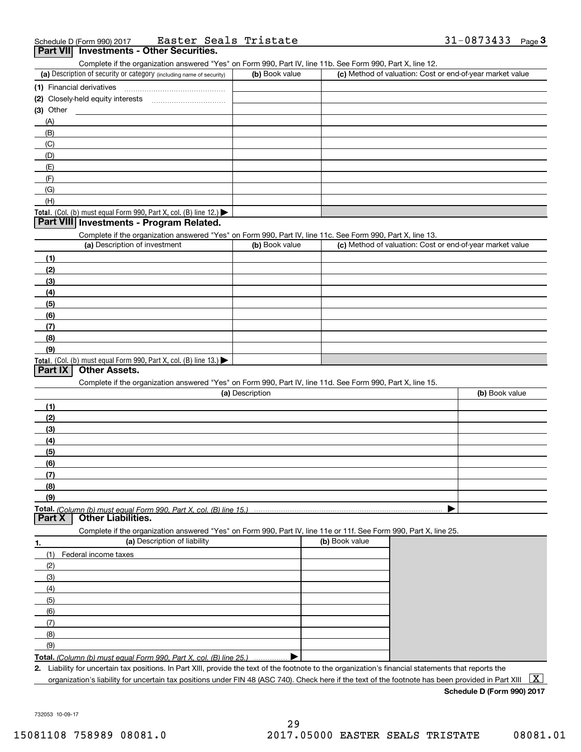Schedule D (Form 990) 2017 Easter Seals Tristate 31-0873433 Page 3

## Part VII Investments - Other Securities.

Complete if the organization answered "Yes" on Form 990, Part IV, line 11b. See Form 990, Part X, line 12.

| (a) Description of security or category (including name of security) | (b) Book value | (c) Method of valuation: Cost or end-of-year market value |
|---|---|---|
| (1) Financial derivatives | | |
| (2) Closely-held equity interests | | |
| (3) Other | | |
| (A) | | |
| (B) | | |
| (C) | | |
| (D) | | |
| (E) | | |
| (F) | | |
| (G) | | |
| (H) | | |
| **Total.** (Col. (b) must equal Form 990, Part X, col. (B) line 12.) ▶ | | |

## Part VIII Investments - Program Related.

Complete if the organization answered "Yes" on Form 990, Part IV, line 11c. See Form 990, Part X, line 13.

| (a) Description of investment | (b) Book value | (c) Method of valuation: Cost or end-of-year market value |
|---|---|---|
| (1) | | |
| (2) | | |
| (3) | | |
| (4) | | |
| (5) | | |
| (6) | | |
| (7) | | |
| (8) | | |
| (9) | | |
| **Total.** (Col. (b) must equal Form 990, Part X, col. (B) line 13.) ▶ | | |

## Part IX Other Assets.

Complete if the organization answered "Yes" on Form 990, Part IV, line 11d. See Form 990, Part X, line 15.

| (a) Description | (b) Book value |
|---|---|
| (1) | |
| (2) | |
| (3) | |
| (4) | |
| (5) | |
| (6) | |
| (7) | |
| (8) | |
| (9) | |
| **Total.** *(Column (b) must equal Form 990, Part X, col. (B) line 15.)* ▶ | |

## Part X Other Liabilities.

Complete if the organization answered "Yes" on Form 990, Part IV, line 11e or 11f. See Form 990, Part X, line 25.

| 1. (a) Description of liability | (b) Book value |
|---|---|
| (1) Federal income taxes | |
| (2) | |
| (3) | |
| (4) | |
| (5) | |
| (6) | |
| (7) | |
| (8) | |
| (9) | |
| **Total.** *(Column (b) must equal Form 990, Part X, col. (B) line 25.)* ▶ | |

**2.** Liability for uncertain tax positions. In Part XIII, provide the text of the footnote to the organization's financial statements that reports the organization's liability for uncertain tax positions under FIN 48 (ASC 740). Check here if the text of the footnote has been provided in Part XIII [X]

**Schedule D (Form 990) 2017**

732053 10-09-17

15081108 758989 08081.0 2017.05000 EASTER SEALS TRISTATE 08081.01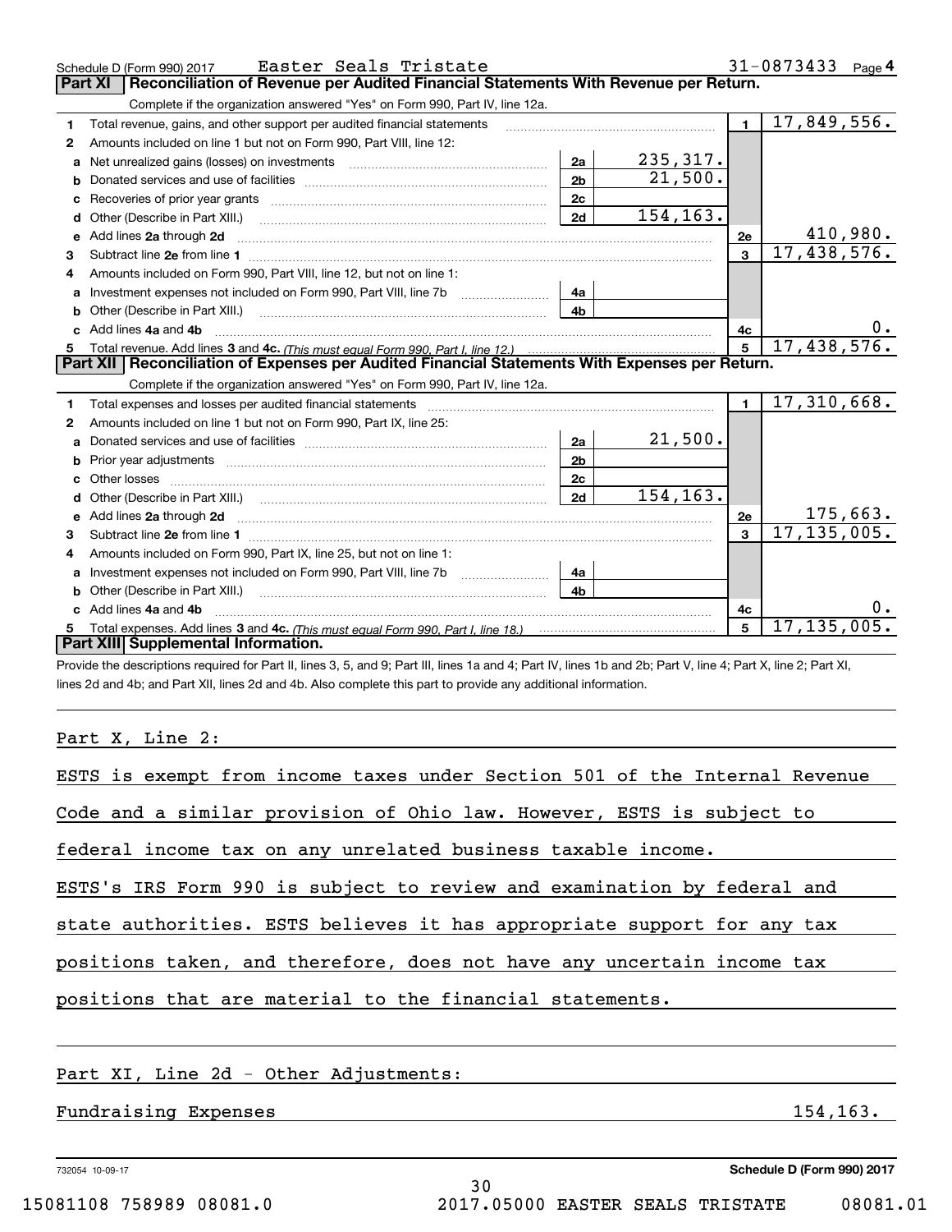Schedule D (Form 990) 2017 Easter Seals Tristate 31-0873433 Page 4

## Part XI Reconciliation of Revenue per Audited Financial Statements With Revenue per Return.

Complete if the organization answered "Yes" on Form 990, Part IV, line 12a.

| | | | | | |
|---|---|---|---|---|---|
| 1 | Total revenue, gains, and other support per audited financial statements | | | 1 | 17,849,556. |
| 2 | Amounts included on line 1 but not on Form 990, Part VIII, line 12: | | | | |
| a | Net unrealized gains (losses) on investments | 2a | 235,317. | | |
| b | Donated services and use of facilities | 2b | 21,500. | | |
| c | Recoveries of prior year grants | 2c | | | |
| d | Other (Describe in Part XIII.) | 2d | 154,163. | | |
| e | Add lines 2a through 2d | | | 2e | 410,980. |
| 3 | Subtract line 2e from line 1 | | | 3 | 17,438,576. |
| 4 | Amounts included on Form 990, Part VIII, line 12, but not on line 1: | | | | |
| a | Investment expenses not included on Form 990, Part VIII, line 7b | 4a | | | |
| b | Other (Describe in Part XIII.) | 4b | | | |
| c | Add lines 4a and 4b | | | 4c | 0. |
| 5 | Total revenue. Add lines 3 and 4c. *(This must equal Form 990, Part I, line 12.)* | | | 5 | 17,438,576. |

## Part XII Reconciliation of Expenses per Audited Financial Statements With Expenses per Return.

Complete if the organization answered "Yes" on Form 990, Part IV, line 12a.

| | | | | | |
|---|---|---|---|---|---|
| 1 | Total expenses and losses per audited financial statements | | | 1 | 17,310,668. |
| 2 | Amounts included on line 1 but not on Form 990, Part IX, line 25: | | | | |
| a | Donated services and use of facilities | 2a | 21,500. | | |
| b | Prior year adjustments | 2b | | | |
| c | Other losses | 2c | | | |
| d | Other (Describe in Part XIII.) | 2d | 154,163. | | |
| e | Add lines 2a through 2d | | | 2e | 175,663. |
| 3 | Subtract line 2e from line 1 | | | 3 | 17,135,005. |
| 4 | Amounts included on Form 990, Part IX, line 25, but not on line 1: | | | | |
| a | Investment expenses not included on Form 990, Part VIII, line 7b | 4a | | | |
| b | Other (Describe in Part XIII.) | 4b | | | |
| c | Add lines 4a and 4b | | | 4c | 0. |
| 5 | Total expenses. Add lines 3 and 4c. *(This must equal Form 990, Part I, line 18.)* | | | 5 | 17,135,005. |

## Part XIII Supplemental Information.

Provide the descriptions required for Part II, lines 3, 5, and 9; Part III, lines 1a and 4; Part IV, lines 1b and 2b; Part V, line 4; Part X, line 2; Part XI, lines 2d and 4b; and Part XII, lines 2d and 4b. Also complete this part to provide any additional information.

Part X, Line 2:

ESTS is exempt from income taxes under Section 501 of the Internal Revenue Code and a similar provision of Ohio law. However, ESTS is subject to federal income tax on any unrelated business taxable income.

ESTS's IRS Form 990 is subject to review and examination by federal and state authorities. ESTS believes it has appropriate support for any tax positions taken, and therefore, does not have any uncertain income tax positions that are material to the financial statements.

Part XI, Line 2d - Other Adjustments:

Fundraising Expenses 154,163.

732054 10-09-17 Schedule D (Form 990) 2017

15081108 758989 08081.0 2017.05000 EASTER SEALS TRISTATE 08081.01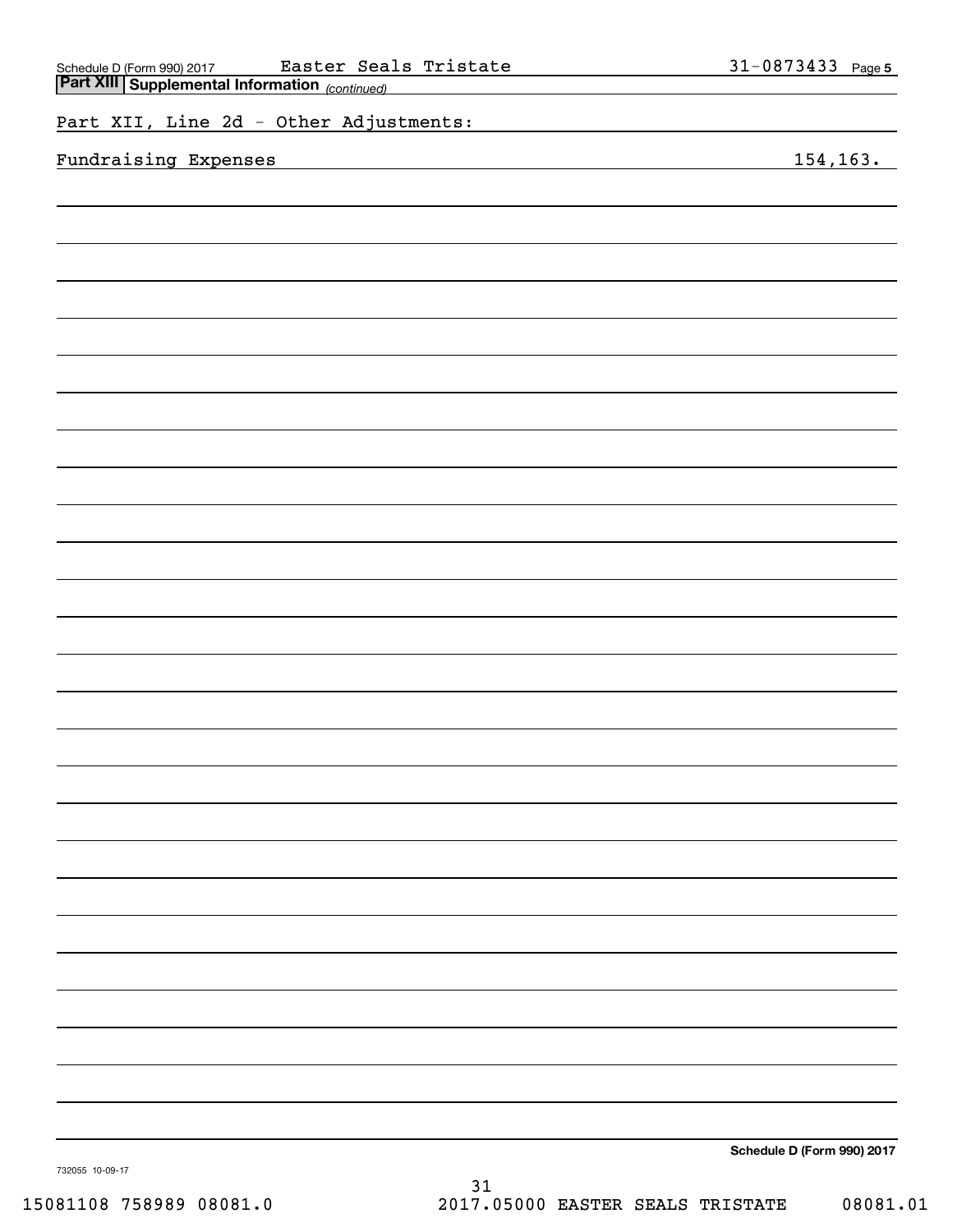Schedule D (Form 990) 2017 Easter Seals Tristate 31-0873433 Page 5

**Part XIII Supplemental Information** *(continued)*

Part XII, Line 2d - Other Adjustments:

| | |
|---|---|
| Fundraising Expenses | 154,163. |

**Schedule D (Form 990) 2017**

732055 10-09-17

15081108 758989 08081.0 2017.05000 EASTER SEALS TRISTATE 08081.01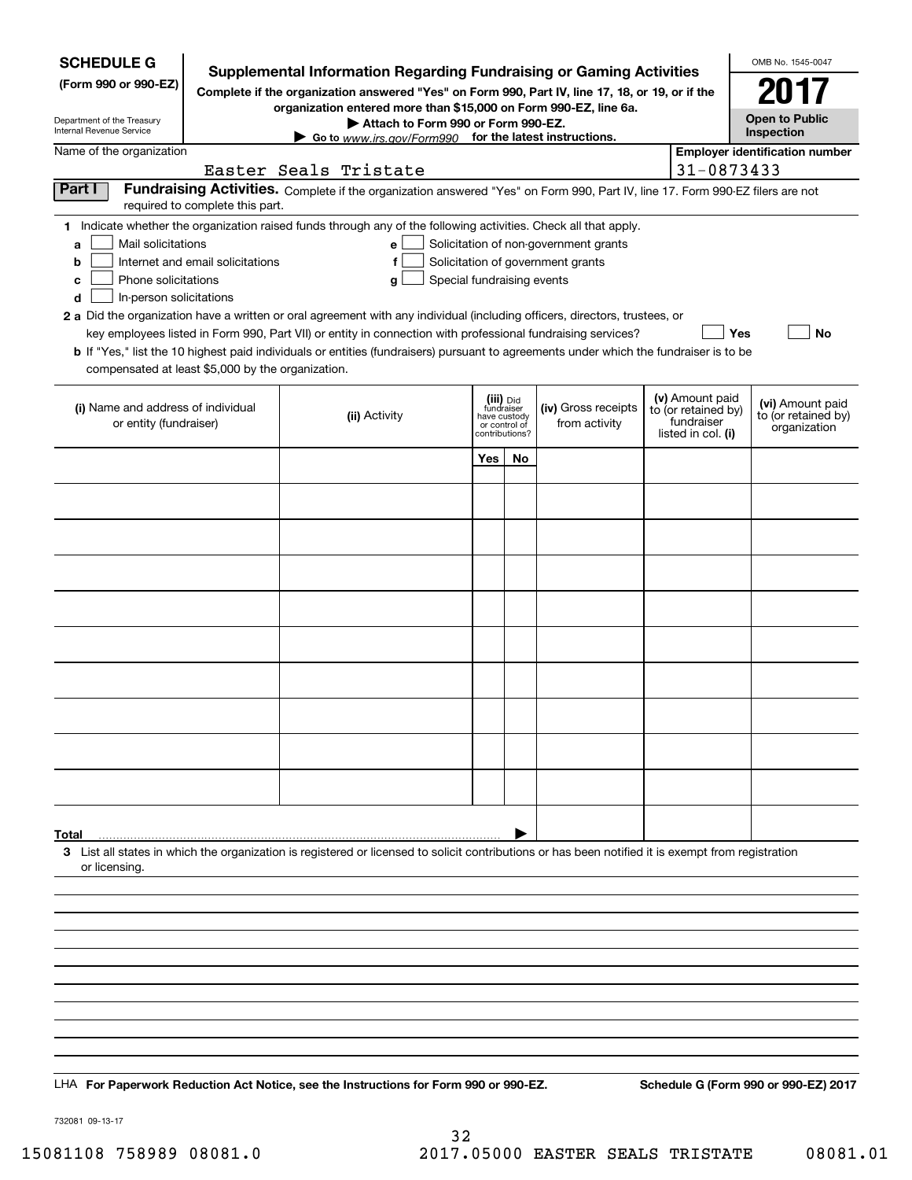**SCHEDULE G**
**(Form 990 or 990-EZ)**

Department of the Treasury
Internal Revenue Service

# Supplemental Information Regarding Fundraising or Gaming Activities

**Complete if the organization answered "Yes" on Form 990, Part IV, line 17, 18, or 19, or if the organization entered more than $15,000 on Form 990-EZ, line 6a.**
**▶ Attach to Form 990 or Form 990-EZ.**
**▶ Go to www.irs.gov/Form990 for the latest instructions.**

OMB No. 1545-0047
**2017**
**Open to Public Inspection**

Name of the organization: Easter Seals Tristate
**Employer identification number:** 31-0873433

**Part I** **Fundraising Activities.** Complete if the organization answered "Yes" on Form 990, Part IV, line 17. Form 990-EZ filers are not required to complete this part.

**1** Indicate whether the organization raised funds through any of the following activities. Check all that apply.

- **a** ☐ Mail solicitations
- **b** ☐ Internet and email solicitations
- **c** ☐ Phone solicitations
- **d** ☐ In-person solicitations
- **e** ☐ Solicitation of non-government grants
- **f** ☐ Solicitation of government grants
- **g** ☐ Special fundraising events

**2 a** Did the organization have a written or oral agreement with any individual (including officers, directors, trustees, or key employees listed in Form 990, Part VII) or entity in connection with professional fundraising services? ☐ **Yes** ☐ **No**

**b** If "Yes," list the 10 highest paid individuals or entities (fundraisers) pursuant to agreements under which the fundraiser is to be compensated at least $5,000 by the organization.

| (i) Name and address of individual or entity (fundraiser) | (ii) Activity | (iii) Did fundraiser have custody or control of contributions? Yes | No | (iv) Gross receipts from activity | (v) Amount paid to (or retained by) fundraiser listed in col. (i) | (vi) Amount paid to (or retained by) organization |
|---|---|---|---|---|---|---|
| | | | | | | |
| | | | | | | |
| | | | | | | |
| | | | | | | |
| | | | | | | |
| | | | | | | |
| | | | | | | |
| | | | | | | |
| | | | | | | |
| | | | | | | |
| **Total** ▶ | | | | | | |

**3** List all states in which the organization is registered or licensed to solicit contributions or has been notified it is exempt from registration or licensing.

LHA **For Paperwork Reduction Act Notice, see the Instructions for Form 990 or 990-EZ.** **Schedule G (Form 990 or 990-EZ) 2017**

732081 09-13-17

15081108 758989 08081.0 2017.05000 EASTER SEALS TRISTATE 08081.01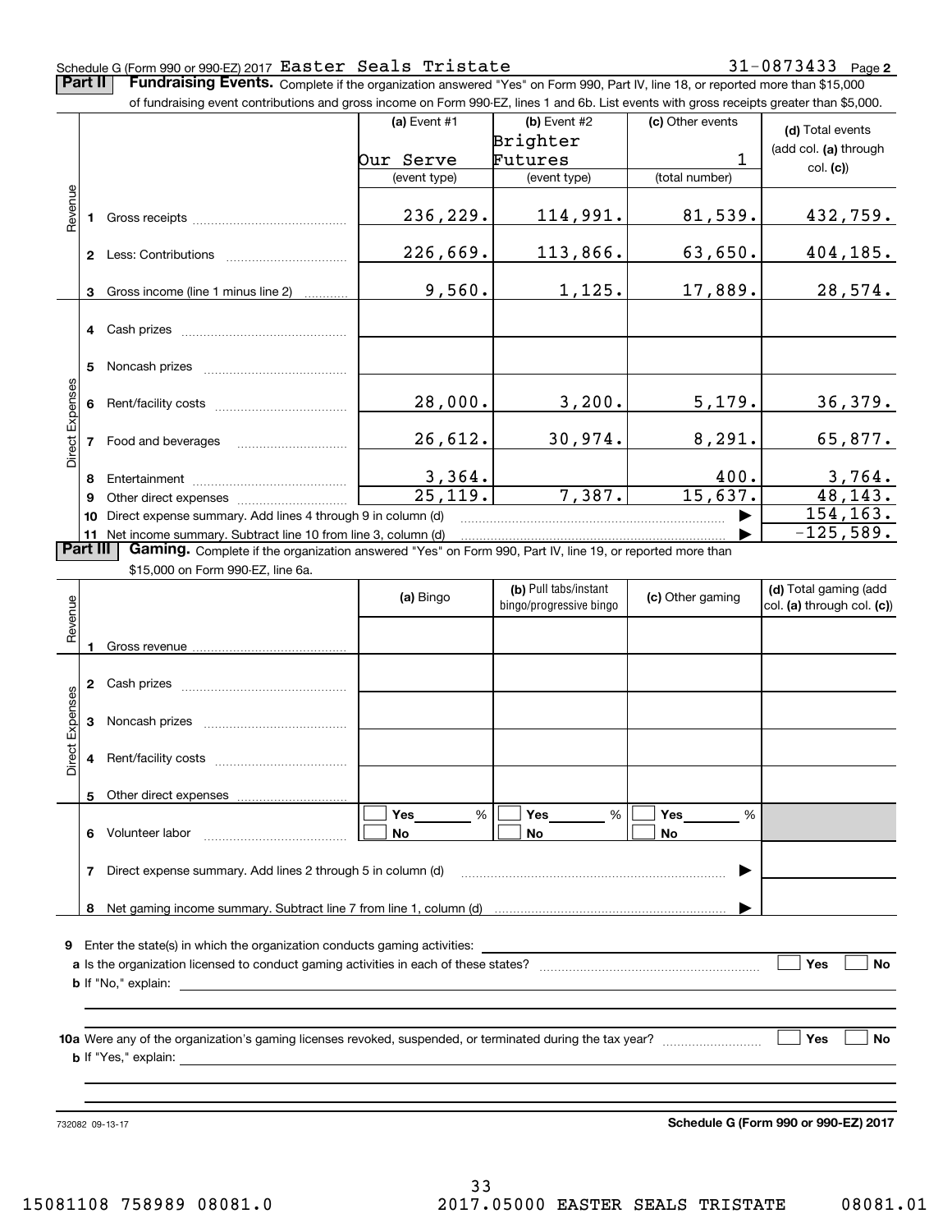Schedule G (Form 990 or 990-EZ) 2017 Easter Seals Tristate 31-0873433 Page 2

## Part II Fundraising Events.

Complete if the organization answered "Yes" on Form 990, Part IV, line 18, or reported more than $15,000 of fundraising event contributions and gross income on Form 990-EZ, lines 1 and 6b. List events with gross receipts greater than $5,000.

| | | | (a) Event #1 | (b) Event #2 | (c) Other events | (d) Total events (add col. (a) through col. (c)) |
|---|---|---|---|---|---|---|
| | | | Our Serve | Brighter Futures | 1 | |
| | | | (event type) | (event type) | (total number) | |
| Revenue | 1 | Gross receipts | 236,229. | 114,991. | 81,539. | 432,759. |
| | 2 | Less: Contributions | 226,669. | 113,866. | 63,650. | 404,185. |
| | 3 | Gross income (line 1 minus line 2) | 9,560. | 1,125. | 17,889. | 28,574. |
| Direct Expenses | 4 | Cash prizes | | | | |
| | 5 | Noncash prizes | | | | |
| | 6 | Rent/facility costs | 28,000. | 3,200. | 5,179. | 36,379. |
| | 7 | Food and beverages | 26,612. | 30,974. | 8,291. | 65,877. |
| | 8 | Entertainment | 3,364. | | 400. | 3,764. |
| | 9 | Other direct expenses | 25,119. | 7,387. | 15,637. | 48,143. |
| | 10 | Direct expense summary. Add lines 4 through 9 in column (d) | | | ▶ | 154,163. |
| | 11 | Net income summary. Subtract line 10 from line 3, column (d) | | | ▶ | -125,589. |

## Part III Gaming.

Complete if the organization answered "Yes" on Form 990, Part IV, line 19, or reported more than $15,000 on Form 990-EZ, line 6a.

| | | | (a) Bingo | (b) Pull tabs/instant bingo/progressive bingo | (c) Other gaming | (d) Total gaming (add col. (a) through col. (c)) |
|---|---|---|---|---|---|---|
| Revenue | 1 | Gross revenue | | | | |
| Direct Expenses | 2 | Cash prizes | | | | |
| | 3 | Noncash prizes | | | | |
| | 4 | Rent/facility costs | | | | |
| | 5 | Other direct expenses | | | | |
| | 6 | Volunteer labor | ☐ Yes ___ % ☐ No | ☐ Yes ___ % ☐ No | ☐ Yes ___ % ☐ No | |
| | 7 | Direct expense summary. Add lines 2 through 5 in column (d) | | | ▶ | |
| | 8 | Net gaming income summary. Subtract line 7 from line 1, column (d) | | | ▶ | |

**9** Enter the state(s) in which the organization conducts gaming activities: ____________

**a** Is the organization licensed to conduct gaming activities in each of these states? ☐ Yes ☐ No

**b** If "No," explain: ____________

**10a** Were any of the organization's gaming licenses revoked, suspended, or terminated during the tax year? ☐ Yes ☐ No

**b** If "Yes," explain: ____________

732082 09-13-17 **Schedule G (Form 990 or 990-EZ) 2017**

15081108 758989 08081.0 2017.05000 EASTER SEALS TRISTATE 08081.01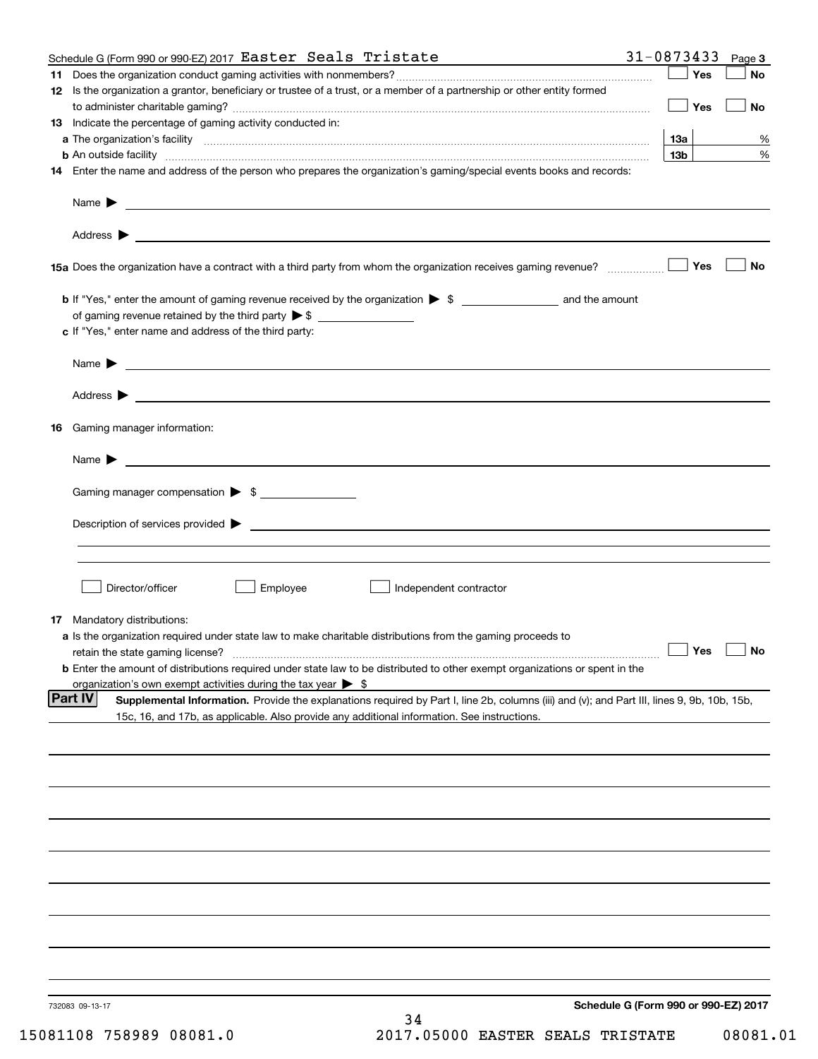Schedule G (Form 990 or 990-EZ) 2017 Easter Seals Tristate 31-0873433 Page 3

**11** Does the organization conduct gaming activities with nonmembers? ☐ Yes ☐ No

**12** Is the organization a grantor, beneficiary or trustee of a trust, or a member of a partnership or other entity formed to administer charitable gaming? ☐ Yes ☐ No

**13** Indicate the percentage of gaming activity conducted in:

**a** The organization's facility **13a** %

**b** An outside facility **13b** %

**14** Enter the name and address of the person who prepares the organization's gaming/special events books and records:

Name ▶

Address ▶

**15a** Does the organization have a contract with a third party from whom the organization receives gaming revenue? ☐ Yes ☐ No

**b** If "Yes," enter the amount of gaming revenue received by the organization ▶ $ ______ and the amount of gaming revenue retained by the third party ▶ $ ______

**c** If "Yes," enter name and address of the third party:

Name ▶

Address ▶

**16** Gaming manager information:

Name ▶

Gaming manager compensation ▶ $

Description of services provided ▶

☐ Director/officer ☐ Employee ☐ Independent contractor

**17** Mandatory distributions:

**a** Is the organization required under state law to make charitable distributions from the gaming proceeds to retain the state gaming license? ☐ Yes ☐ No

**b** Enter the amount of distributions required under state law to be distributed to other exempt organizations or spent in the organization's own exempt activities during the tax year ▶ $

**Part IV** **Supplemental Information.** Provide the explanations required by Part I, line 2b, columns (iii) and (v); and Part III, lines 9, 9b, 10b, 15b, 15c, 16, and 17b, as applicable. Also provide any additional information. See instructions.

732083 09-13-17

**Schedule G (Form 990 or 990-EZ) 2017**

15081108 758989 08081.0 2017.05000 EASTER SEALS TRISTATE 08081.01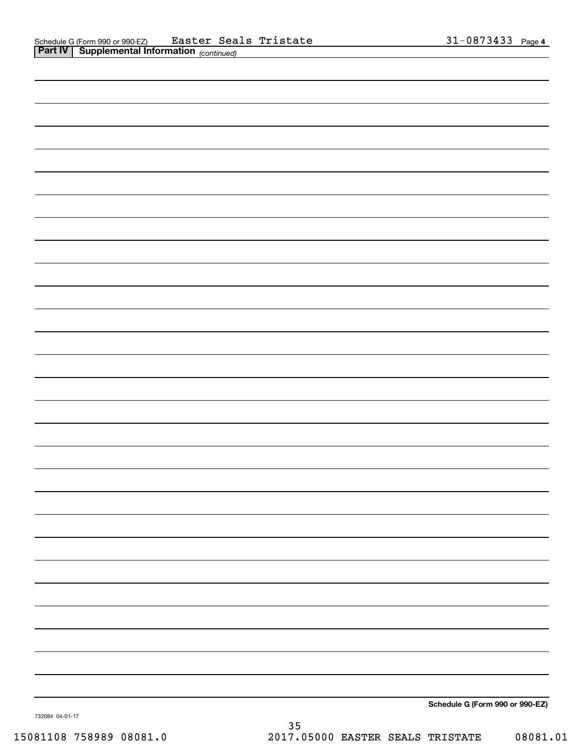Schedule G (Form 990 or 990-EZ) Easter Seals Tristate 31-0873433 Page 4

**Part IV | Supplemental Information** *(continued)*

**Schedule G (Form 990 or 990-EZ)**

732084 04-01-17

15081108 758989 08081.0 2017.05000 EASTER SEALS TRISTATE 08081.01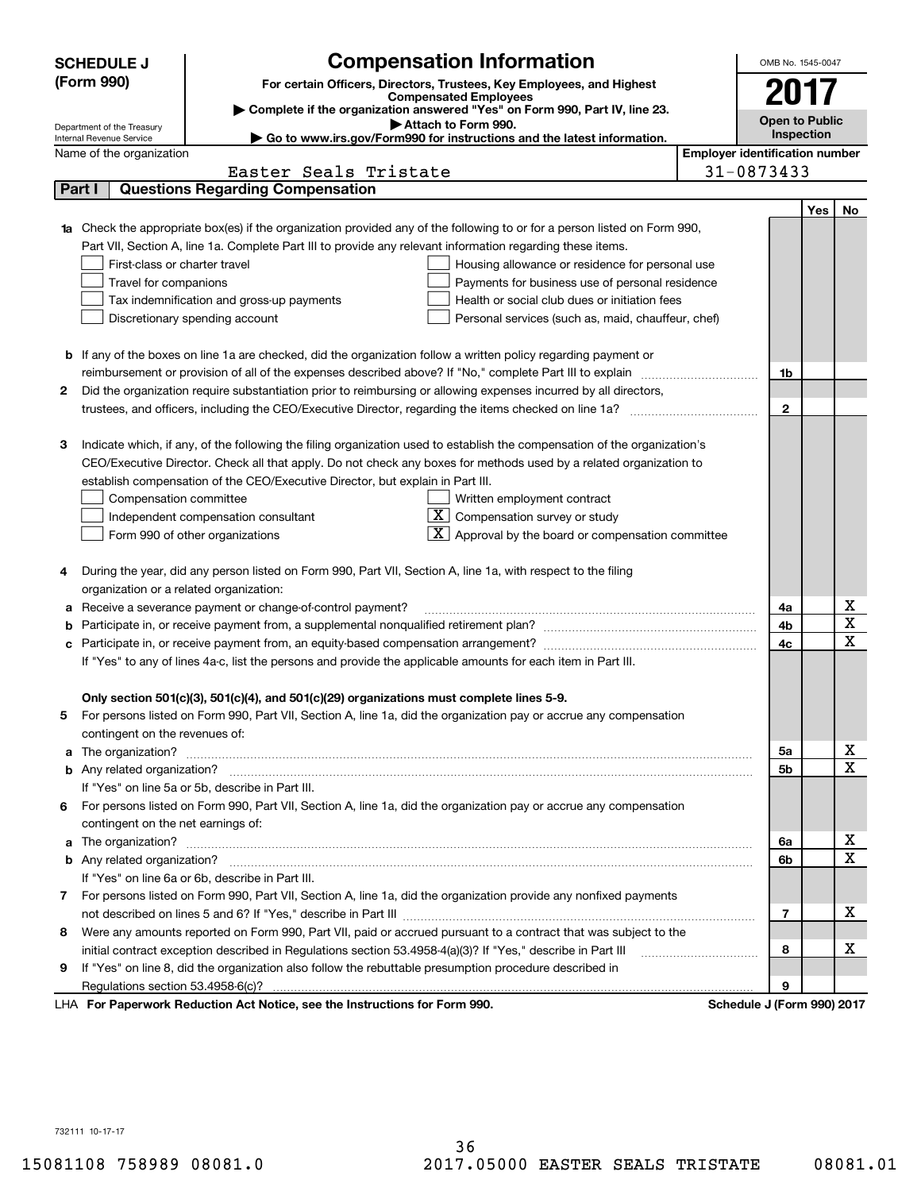**SCHEDULE J (Form 990)**

Department of the Treasury
Internal Revenue Service

# Compensation Information

**For certain Officers, Directors, Trustees, Key Employees, and Highest Compensated Employees**

▶ Complete if the organization answered "Yes" on Form 990, Part IV, line 23.
▶ Attach to Form 990.
▶ Go to www.irs.gov/Form990 for instructions and the latest information.

OMB No. 1545-0047

**2017**

**Open to Public Inspection**

Name of the organization: Easter Seals Tristate

Employer identification number: 31-0873433

## Part I Questions Regarding Compensation

| | | | Yes | No |
|---|---|---|---|---|
| **1a** | Check the appropriate box(es) if the organization provided any of the following to or for a person listed on Form 990, Part VII, Section A, line 1a. Complete Part III to provide any relevant information regarding these items.<br>☐ First-class or charter travel ☐ Housing allowance or residence for personal use<br>☐ Travel for companions ☐ Payments for business use of personal residence<br>☐ Tax indemnification and gross-up payments ☐ Health or social club dues or initiation fees<br>☐ Discretionary spending account ☐ Personal services (such as, maid, chauffeur, chef) | | | |
| **b** | If any of the boxes on line 1a are checked, did the organization follow a written policy regarding payment or reimbursement or provision of all of the expenses described above? If "No," complete Part III to explain | 1b | | |
| **2** | Did the organization require substantiation prior to reimbursing or allowing expenses incurred by all directors, trustees, and officers, including the CEO/Executive Director, regarding the items checked on line 1a? | 2 | | |
| **3** | Indicate which, if any, of the following the filing organization used to establish the compensation of the organization's CEO/Executive Director. Check all that apply. Do not check any boxes for methods used by a related organization to establish compensation of the CEO/Executive Director, but explain in Part III.<br>☐ Compensation committee ☐ Written employment contract<br>☐ Independent compensation consultant ☒ Compensation survey or study<br>☐ Form 990 of other organizations ☒ Approval by the board or compensation committee | | | |
| **4** | During the year, did any person listed on Form 990, Part VII, Section A, line 1a, with respect to the filing organization or a related organization: | | | |
| **a** | Receive a severance payment or change-of-control payment? | 4a | | X |
| **b** | Participate in, or receive payment from, a supplemental nonqualified retirement plan? | 4b | | X |
| **c** | Participate in, or receive payment from, an equity-based compensation arrangement? | 4c | | X |
| | If "Yes" to any of lines 4a-c, list the persons and provide the applicable amounts for each item in Part III. | | | |
| | **Only section 501(c)(3), 501(c)(4), and 501(c)(29) organizations must complete lines 5-9.** | | | |
| **5** | For persons listed on Form 990, Part VII, Section A, line 1a, did the organization pay or accrue any compensation contingent on the revenues of: | | | |
| **a** | The organization? | 5a | | X |
| **b** | Any related organization? | 5b | | X |
| | If "Yes" on line 5a or 5b, describe in Part III. | | | |
| **6** | For persons listed on Form 990, Part VII, Section A, line 1a, did the organization pay or accrue any compensation contingent on the net earnings of: | | | |
| **a** | The organization? | 6a | | X |
| **b** | Any related organization? | 6b | | X |
| | If "Yes" on line 6a or 6b, describe in Part III. | | | |
| **7** | For persons listed on Form 990, Part VII, Section A, line 1a, did the organization provide any nonfixed payments not described on lines 5 and 6? If "Yes," describe in Part III | 7 | | X |
| **8** | Were any amounts reported on Form 990, Part VII, paid or accrued pursuant to a contract that was subject to the initial contract exception described in Regulations section 53.4958-4(a)(3)? If "Yes," describe in Part III | 8 | | X |
| **9** | If "Yes" on line 8, did the organization also follow the rebuttable presumption procedure described in Regulations section 53.4958-6(c)? | 9 | | |

LHA **For Paperwork Reduction Act Notice, see the Instructions for Form 990.** **Schedule J (Form 990) 2017**

732111 10-17-17

15081108 758989 08081.0 2017.05000 EASTER SEALS TRISTATE 08081.01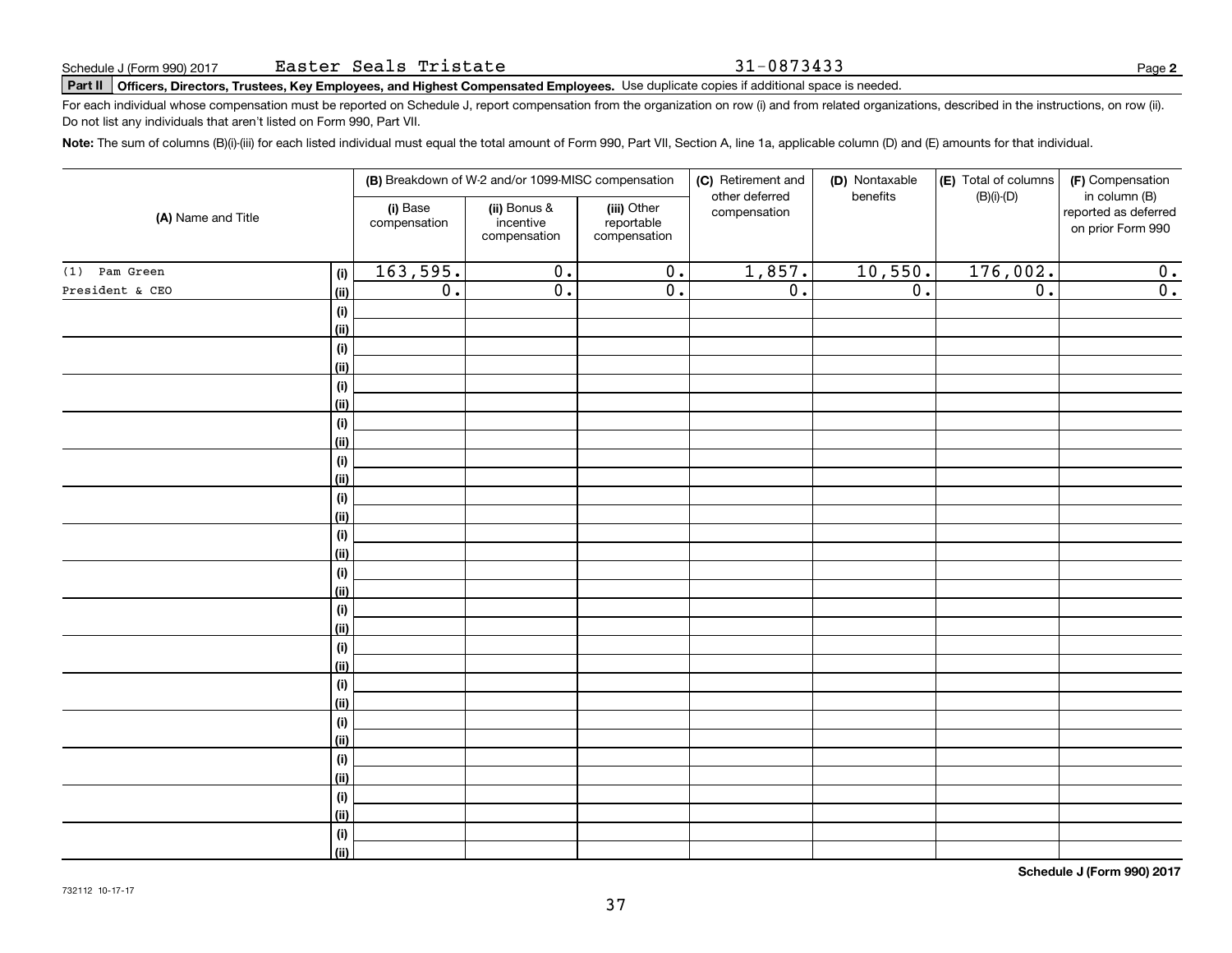Schedule J (Form 990) 2017 Easter Seals Tristate 31-0873433 Page **2**

**Part II** **Officers, Directors, Trustees, Key Employees, and Highest Compensated Employees.** Use duplicate copies if additional space is needed.

For each individual whose compensation must be reported on Schedule J, report compensation from the organization on row (i) and from related organizations, described in the instructions, on row (ii). Do not list any individuals that aren't listed on Form 990, Part VII.

**Note:** The sum of columns (B)(i)-(iii) for each listed individual must equal the total amount of Form 990, Part VII, Section A, line 1a, applicable column (D) and (E) amounts for that individual.

| (A) Name and Title | | (B) Breakdown of W-2 and/or 1099-MISC compensation | | | (C) Retirement and other deferred compensation | (D) Nontaxable benefits | (E) Total of columns (B)(i)-(D) | (F) Compensation in column (B) reported as deferred on prior Form 990 |
|---|---|---|---|---|---|---|---|---|
| | | (i) Base compensation | (ii) Bonus & incentive compensation | (iii) Other reportable compensation | | | | |
| (1) Pam Green | (i) | 163,595. | 0. | 0. | 1,857. | 10,550. | 176,002. | 0. |
| President & CEO | (ii) | 0. | 0. | 0. | 0. | 0. | 0. | 0. |
| | (i) | | | | | | | |
| | (ii) | | | | | | | |
| | (i) | | | | | | | |
| | (ii) | | | | | | | |
| | (i) | | | | | | | |
| | (ii) | | | | | | | |
| | (i) | | | | | | | |
| | (ii) | | | | | | | |
| | (i) | | | | | | | |
| | (ii) | | | | | | | |
| | (i) | | | | | | | |
| | (ii) | | | | | | | |
| | (i) | | | | | | | |
| | (ii) | | | | | | | |
| | (i) | | | | | | | |
| | (ii) | | | | | | | |
| | (i) | | | | | | | |
| | (ii) | | | | | | | |
| | (i) | | | | | | | |
| | (ii) | | | | | | | |
| | (i) | | | | | | | |
| | (ii) | | | | | | | |
| | (i) | | | | | | | |
| | (ii) | | | | | | | |
| | (i) | | | | | | | |
| | (ii) | | | | | | | |
| | (i) | | | | | | | |
| | (ii) | | | | | | | |
| | (i) | | | | | | | |
| | (ii) | | | | | | | |

732112 10-17-17

**Schedule J (Form 990) 2017**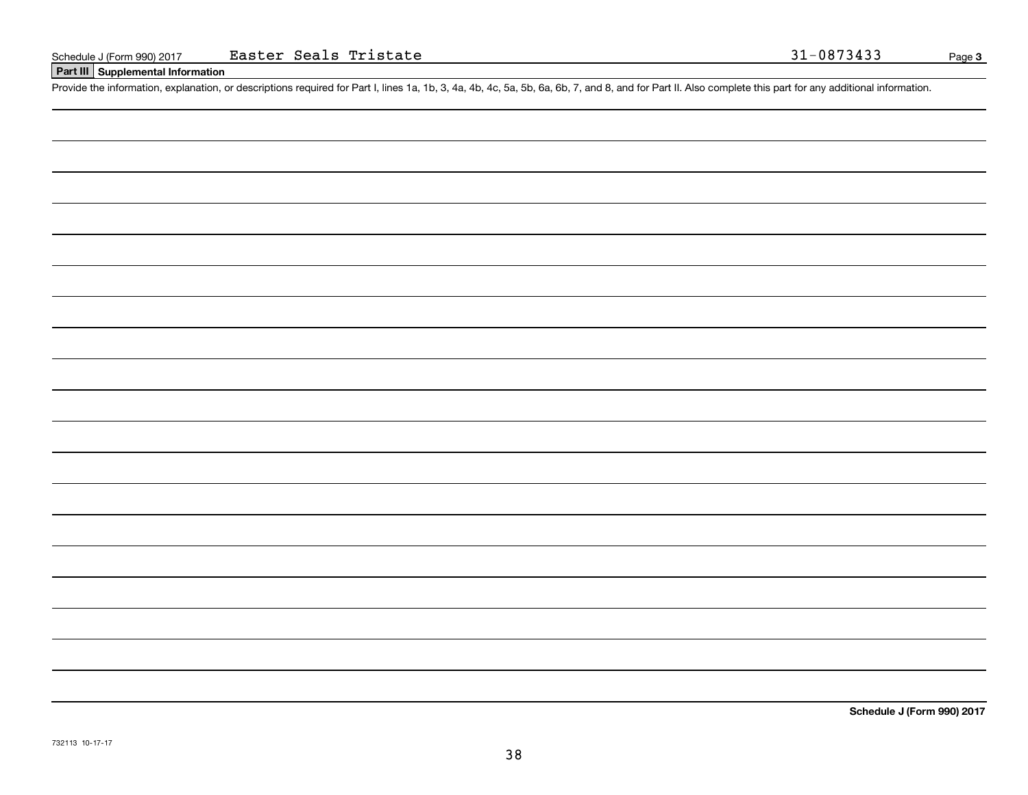Schedule J (Form 990) 2017 Easter Seals Tristate 31-0873433 Page **3**

## Part III Supplemental Information

Provide the information, explanation, or descriptions required for Part I, lines 1a, 1b, 3, 4a, 4b, 4c, 5a, 5b, 6a, 6b, 7, and 8, and for Part II. Also complete this part for any additional information.

**Schedule J (Form 990) 2017**

732113 10-17-17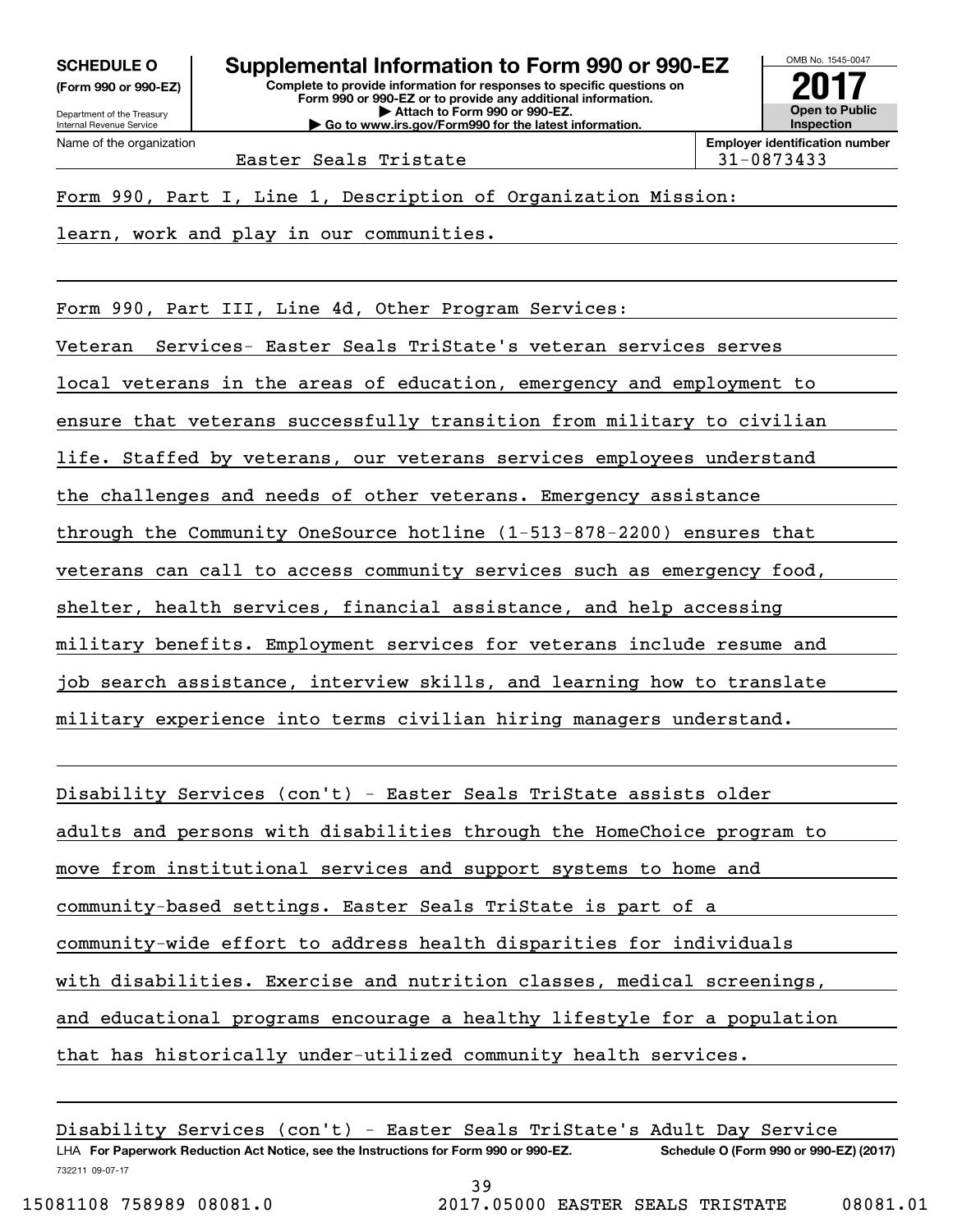**SCHEDULE O**
**(Form 990 or 990-EZ)**

Department of the Treasury
Internal Revenue Service

# Supplemental Information to Form 990 or 990-EZ

**Complete to provide information for responses to specific questions on Form 990 or 990-EZ or to provide any additional information.**
**▶ Attach to Form 990 or 990-EZ.**
**▶ Go to www.irs.gov/Form990 for the latest information.**

OMB No. 1545-0047
**2017**
**Open to Public Inspection**

| Name of the organization | Employer identification number |
|---|---|
| Easter Seals Tristate | 31-0873433 |

Form 990, Part I, Line 1, Description of Organization Mission:

learn, work and play in our communities.

Form 990, Part III, Line 4d, Other Program Services:

Veteran Services- Easter Seals TriState's veteran services serves local veterans in the areas of education, emergency and employment to ensure that veterans successfully transition from military to civilian life. Staffed by veterans, our veterans services employees understand the challenges and needs of other veterans. Emergency assistance through the Community OneSource hotline (1-513-878-2200) ensures that veterans can call to access community services such as emergency food, shelter, health services, financial assistance, and help accessing military benefits. Employment services for veterans include resume and job search assistance, interview skills, and learning how to translate military experience into terms civilian hiring managers understand.

Disability Services (con't) - Easter Seals TriState assists older adults and persons with disabilities through the HomeChoice program to move from institutional services and support systems to home and community-based settings. Easter Seals TriState is part of a community-wide effort to address health disparities for individuals with disabilities. Exercise and nutrition classes, medical screenings, and educational programs encourage a healthy lifestyle for a population that has historically under-utilized community health services.

Disability Services (con't) - Easter Seals TriState's Adult Day Service

LHA **For Paperwork Reduction Act Notice, see the Instructions for Form 990 or 990-EZ.** **Schedule O (Form 990 or 990-EZ) (2017)**
732211 09-07-17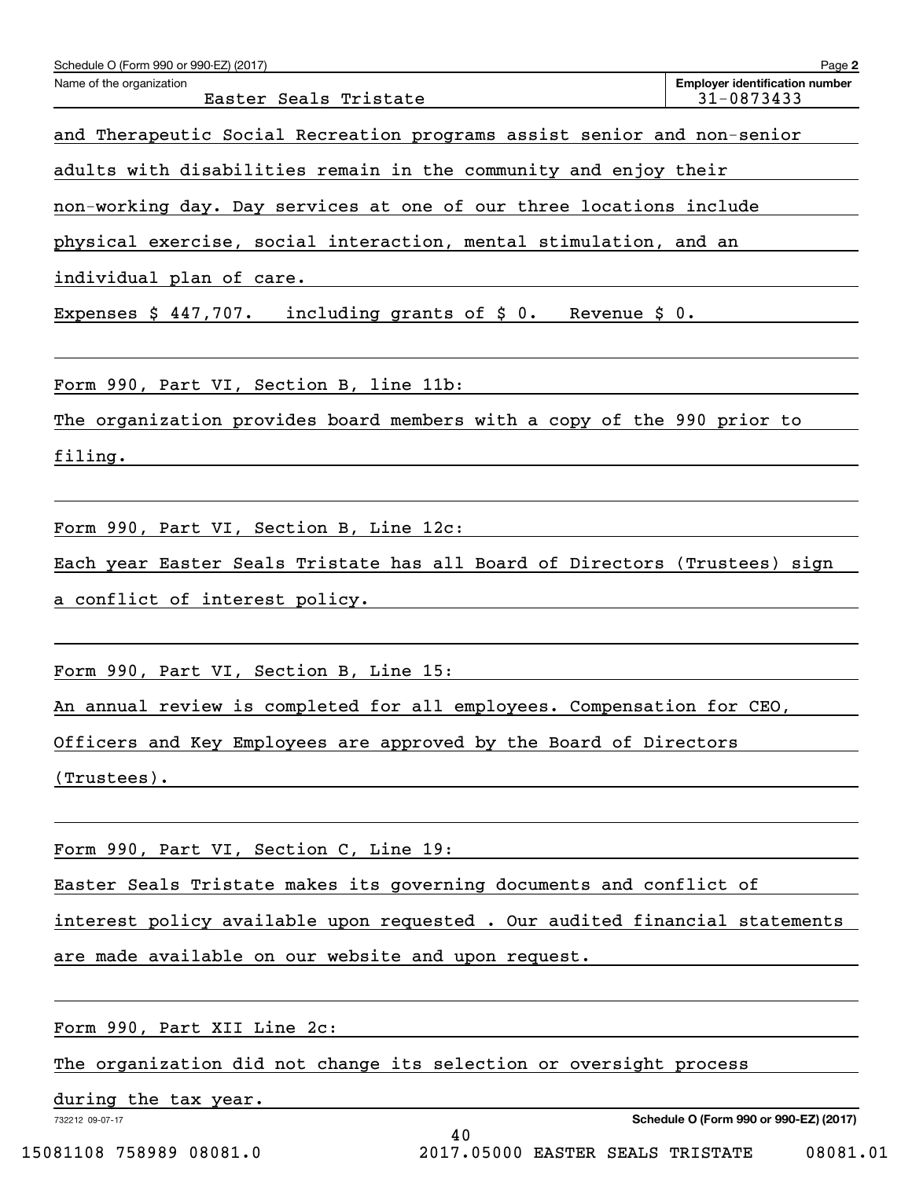Name of the organization: Easter Seals Tristate

Employer identification number: 31-0873433

and Therapeutic Social Recreation programs assist senior and non-senior adults with disabilities remain in the community and enjoy their non-working day. Day services at one of our three locations include physical exercise, social interaction, mental stimulation, and an individual plan of care.

Expenses $ 447,707. including grants of $ 0. Revenue $ 0.

Form 990, Part VI, Section B, line 11b:

The organization provides board members with a copy of the 990 prior to filing.

Form 990, Part VI, Section B, Line 12c:

Each year Easter Seals Tristate has all Board of Directors (Trustees) sign a conflict of interest policy.

Form 990, Part VI, Section B, Line 15:

An annual review is completed for all employees. Compensation for CEO, Officers and Key Employees are approved by the Board of Directors (Trustees).

Form 990, Part VI, Section C, Line 19:

Easter Seals Tristate makes its governing documents and conflict of interest policy available upon requested . Our audited financial statements are made available on our website and upon request.

Form 990, Part XII Line 2c:

The organization did not change its selection or oversight process during the tax year.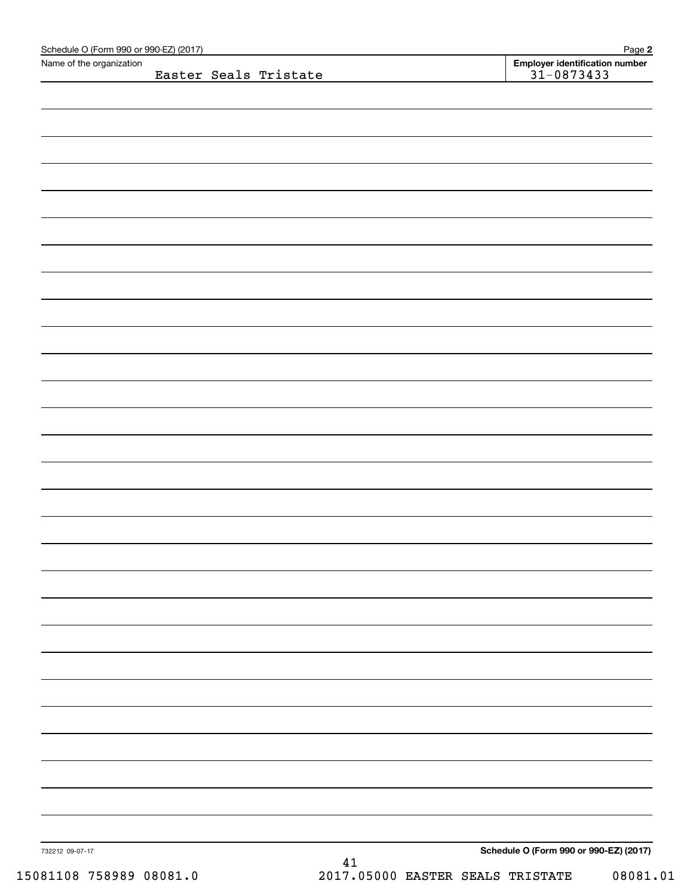Schedule O (Form 990 or 990-EZ) (2017) Page **2**

Name of the organization: Easter Seals Tristate

**Employer identification number**: 31-0873433

732212 09-07-17

**Schedule O (Form 990 or 990-EZ) (2017)**

15081108 758989 08081.0 2017.05000 EASTER SEALS TRISTATE 08081.01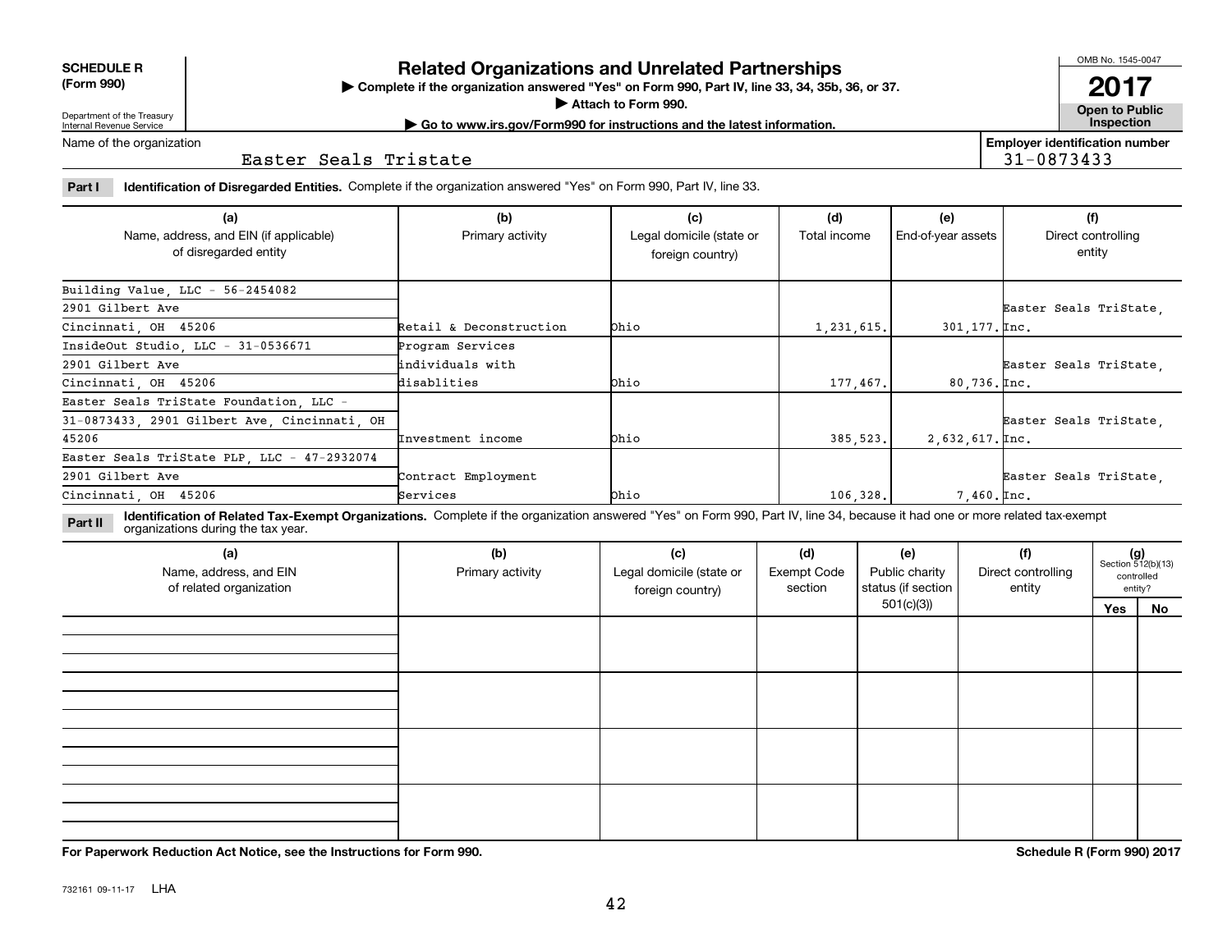**SCHEDULE R (Form 990)**

Department of the Treasury
Internal Revenue Service

# Related Organizations and Unrelated Partnerships

▶ Complete if the organization answered "Yes" on Form 990, Part IV, line 33, 34, 35b, 36, or 37.
▶ Attach to Form 990.
▶ Go to www.irs.gov/Form990 for instructions and the latest information.

OMB No. 1545-0047

**2017**

**Open to Public Inspection**

Name of the organization: Easter Seals Tristate

Employer identification number: 31-0873433

**Part I** **Identification of Disregarded Entities.** Complete if the organization answered "Yes" on Form 990, Part IV, line 33.

| (a) Name, address, and EIN (if applicable) of disregarded entity | (b) Primary activity | (c) Legal domicile (state or foreign country) | (d) Total income | (e) End-of-year assets | (f) Direct controlling entity |
|---|---|---|---|---|---|
| Building Value, LLC - 56-2454082 2901 Gilbert Ave Cincinnati, OH 45206 | Retail & Deconstruction | Ohio | 1,231,615. | 301,177. | Easter Seals TriState, Inc. |
| InsideOut Studio, LLC - 31-0536671 2901 Gilbert Ave Cincinnati, OH 45206 | Program Services individuals with disablities | Ohio | 177,467. | 80,736. | Easter Seals TriState, Inc. |
| Easter Seals TriState Foundation, LLC - 31-0873433, 2901 Gilbert Ave, Cincinnati, OH 45206 | Investment income | Ohio | 385,523. | 2,632,617. | Easter Seals TriState, Inc. |
| Easter Seals TriState PLP, LLC - 47-2932074 2901 Gilbert Ave Cincinnati, OH 45206 | Contract Employment Services | Ohio | 106,328. | 7,460. | Easter Seals TriState, Inc. |

**Part II** **Identification of Related Tax-Exempt Organizations.** Complete if the organization answered "Yes" on Form 990, Part IV, line 34, because it had one or more related tax-exempt organizations during the tax year.

| (a) Name, address, and EIN of related organization | (b) Primary activity | (c) Legal domicile (state or foreign country) | (d) Exempt Code section | (e) Public charity status (if section 501(c)(3)) | (f) Direct controlling entity | (g) Section 512(b)(13) controlled entity? Yes | No |
|---|---|---|---|---|---|---|---|
| | | | | | | | |
| | | | | | | | |
| | | | | | | | |
| | | | | | | | |

**For Paperwork Reduction Act Notice, see the Instructions for Form 990.**

**Schedule R (Form 990) 2017**

732161 09-11-17 LHA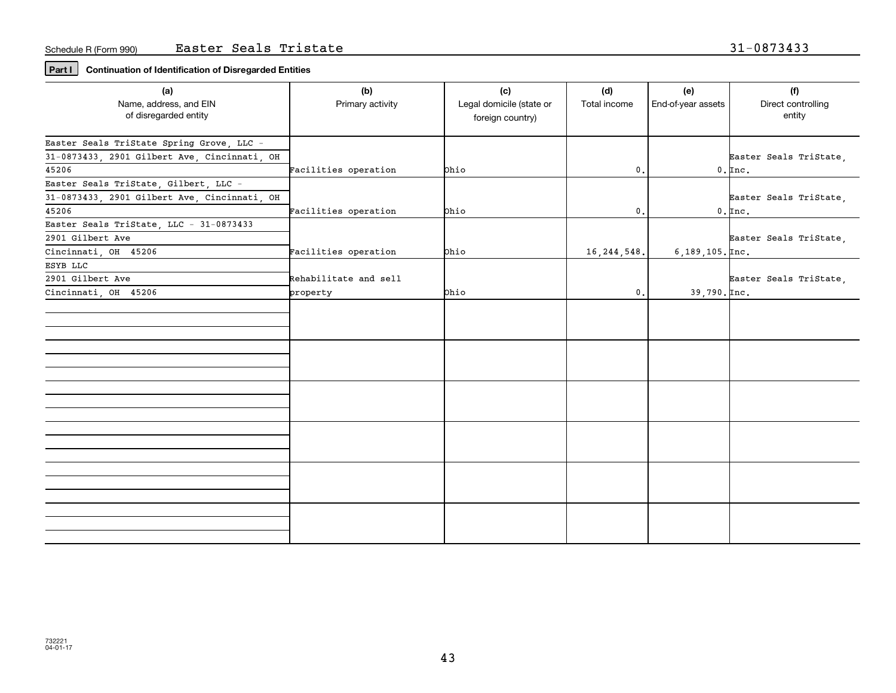Schedule R (Form 990) Easter Seals Tristate 31-0873433

**Part I** **Continuation of Identification of Disregarded Entities**

| (a) Name, address, and EIN of disregarded entity | (b) Primary activity | (c) Legal domicile (state or foreign country) | (d) Total income | (e) End-of-year assets | (f) Direct controlling entity |
|---|---|---|---|---|---|
| Easter Seals TriState Spring Grove, LLC - 31-0873433, 2901 Gilbert Ave, Cincinnati, OH 45206 | Facilities operation | Ohio | 0. | 0. | Easter Seals TriState, Inc. |
| Easter Seals TriState, Gilbert, LLC - 31-0873433, 2901 Gilbert Ave, Cincinnati, OH 45206 | Facilities operation | Ohio | 0. | 0. | Easter Seals TriState, Inc. |
| Easter Seals TriState, LLC - 31-0873433 2901 Gilbert Ave Cincinnati, OH 45206 | Facilities operation | Ohio | 16,244,548. | 6,189,105. | Easter Seals TriState, Inc. |
| ESYB LLC 2901 Gilbert Ave Cincinnati, OH 45206 | Rehabilitate and sell property | Ohio | 0. | 39,790. | Easter Seals TriState, Inc. |
| | | | | | |
| | | | | | |
| | | | | | |
| | | | | | |
| | | | | | |
| | | | | | |

732221 04-01-17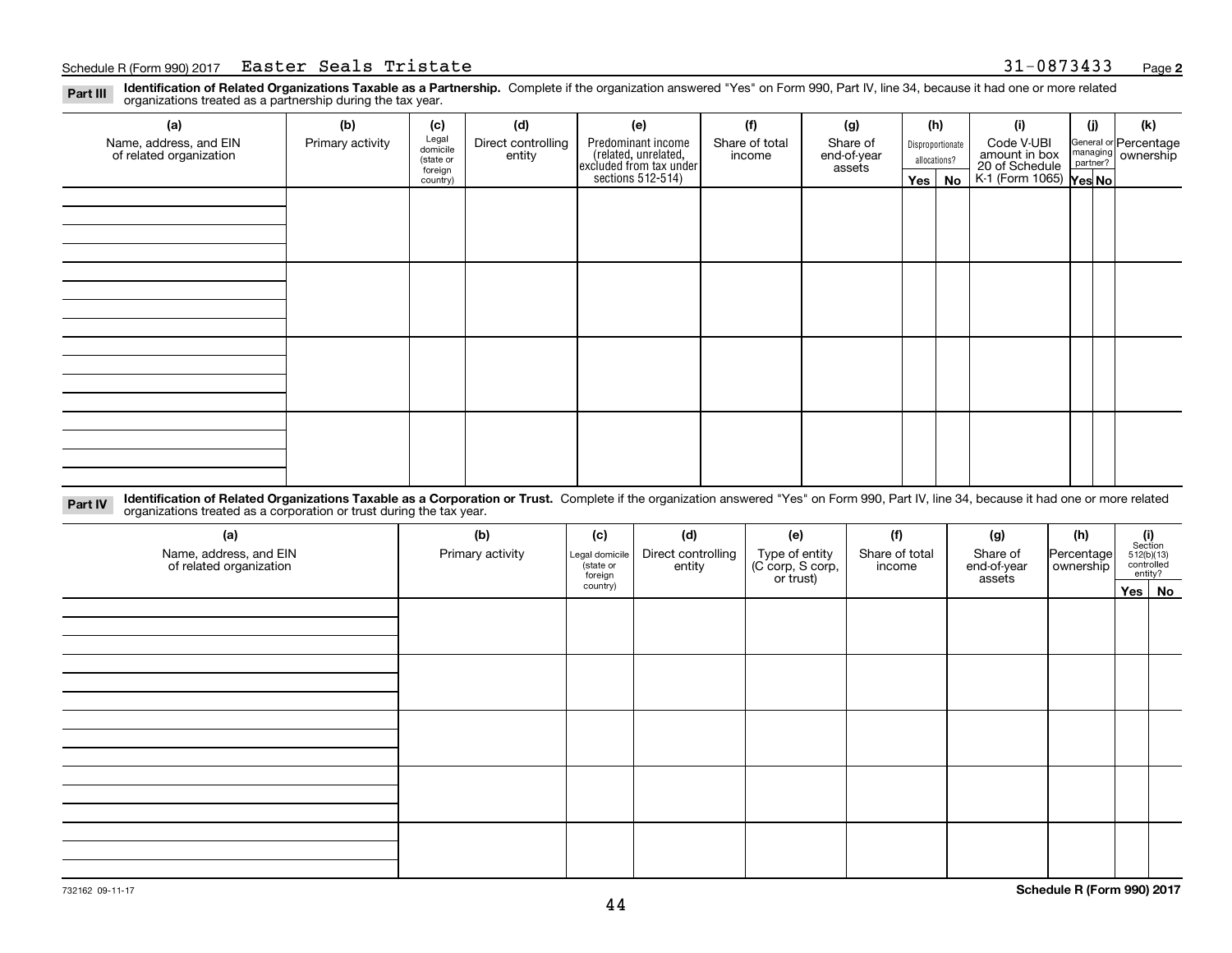Schedule R (Form 990) 2017 Easter Seals Tristate 31-0873433 Page 2

**Part III** **Identification of Related Organizations Taxable as a Partnership.** Complete if the organization answered "Yes" on Form 990, Part IV, line 34, because it had one or more related organizations treated as a partnership during the tax year.

| (a) Name, address, and EIN of related organization | (b) Primary activity | (c) Legal domicile (state or foreign country) | (d) Direct controlling entity | (e) Predominant income (related, unrelated, excluded from tax under sections 512-514) | (f) Share of total income | (g) Share of end-of-year assets | (h) Disproportionate allocations? Yes | No | (i) Code V-UBI amount in box 20 of Schedule K-1 (Form 1065) | (j) General or managing partner? Yes | No | (k) Percentage ownership |
|---|---|---|---|---|---|---|---|---|---|---|---|---|
| | | | | | | | | | | | | |
| | | | | | | | | | | | | |
| | | | | | | | | | | | | |
| | | | | | | | | | | | | |

**Part IV** **Identification of Related Organizations Taxable as a Corporation or Trust.** Complete if the organization answered "Yes" on Form 990, Part IV, line 34, because it had one or more related organizations treated as a corporation or trust during the tax year.

| (a) Name, address, and EIN of related organization | (b) Primary activity | (c) Legal domicile (state or foreign country) | (d) Direct controlling entity | (e) Type of entity (C corp, S corp, or trust) | (f) Share of total income | (g) Share of end-of-year assets | (h) Percentage ownership | (i) Section 512(b)(13) controlled entity? Yes | No |
|---|---|---|---|---|---|---|---|---|---|
| | | | | | | | | | |
| | | | | | | | | | |
| | | | | | | | | | |
| | | | | | | | | | |
| | | | | | | | | | |

732162 09-11-17 **Schedule R (Form 990) 2017**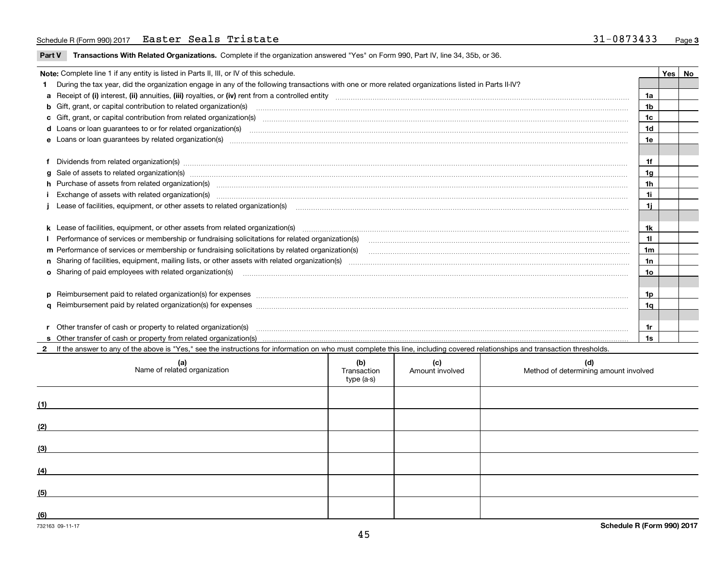Schedule R (Form 990) 2017 Easter Seals Tristate 31-0873433 Page 3

**Part V Transactions With Related Organizations.** Complete if the organization answered "Yes" on Form 990, Part IV, line 34, 35b, or 36.

| Note: Complete line 1 if any entity is listed in Parts II, III, or IV of this schedule. | | Yes | No |
|---|---|---|---|
| **1** During the tax year, did the organization engage in any of the following transactions with one or more related organizations listed in Parts II-IV? | | | |
| **a** Receipt of **(i)** interest, **(ii)** annuities, **(iii)** royalties, or **(iv)** rent from a controlled entity | 1a | | |
| **b** Gift, grant, or capital contribution to related organization(s) | 1b | | |
| **c** Gift, grant, or capital contribution from related organization(s) | 1c | | |
| **d** Loans or loan guarantees to or for related organization(s) | 1d | | |
| **e** Loans or loan guarantees by related organization(s) | 1e | | |
| **f** Dividends from related organization(s) | 1f | | |
| **g** Sale of assets to related organization(s) | 1g | | |
| **h** Purchase of assets from related organization(s) | 1h | | |
| **i** Exchange of assets with related organization(s) | 1i | | |
| **j** Lease of facilities, equipment, or other assets to related organization(s) | 1j | | |
| **k** Lease of facilities, equipment, or other assets from related organization(s) | 1k | | |
| **l** Performance of services or membership or fundraising solicitations for related organization(s) | 1l | | |
| **m** Performance of services or membership or fundraising solicitations by related organization(s) | 1m | | |
| **n** Sharing of facilities, equipment, mailing lists, or other assets with related organization(s) | 1n | | |
| **o** Sharing of paid employees with related organization(s) | 1o | | |
| **p** Reimbursement paid to related organization(s) for expenses | 1p | | |
| **q** Reimbursement paid by related organization(s) for expenses | 1q | | |
| **r** Other transfer of cash or property to related organization(s) | 1r | | |
| **s** Other transfer of cash or property from related organization(s) | 1s | | |

**2** If the answer to any of the above is "Yes," see the instructions for information on who must complete this line, including covered relationships and transaction thresholds.

| | (a) Name of related organization | (b) Transaction type (a-s) | (c) Amount involved | (d) Method of determining amount involved |
|---|---|---|---|---|
| (1) | | | | |
| (2) | | | | |
| (3) | | | | |
| (4) | | | | |
| (5) | | | | |
| (6) | | | | |

732163 09-11-17 **Schedule R (Form 990) 2017**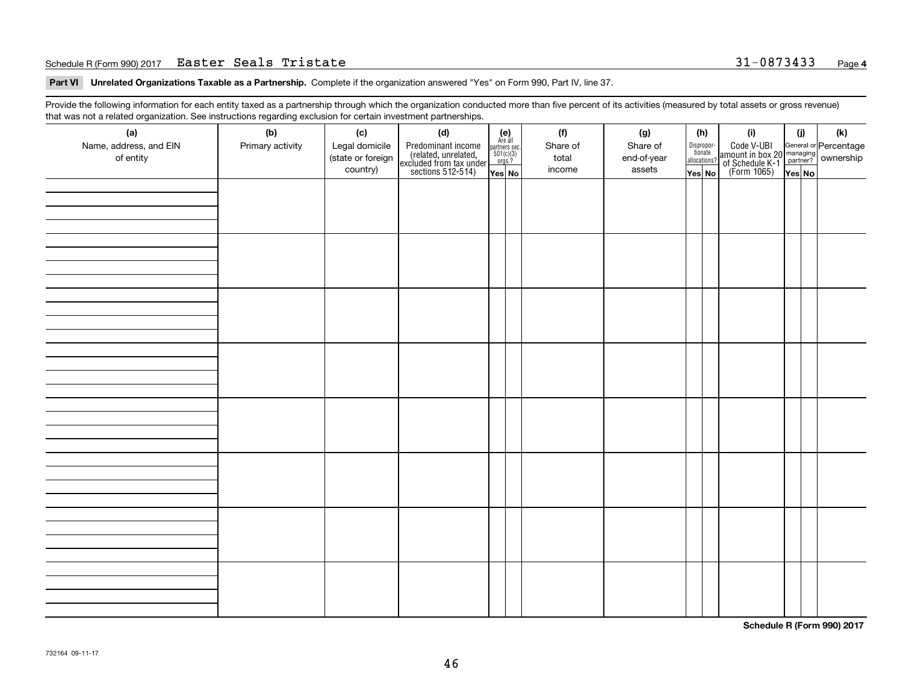Schedule R (Form 990) 2017 Easter Seals Tristate 31-0873433 Page **4**

**Part VI Unrelated Organizations Taxable as a Partnership.** Complete if the organization answered "Yes" on Form 990, Part IV, line 37.

Provide the following information for each entity taxed as a partnership through which the organization conducted more than five percent of its activities (measured by total assets or gross revenue) that was not a related organization. See instructions regarding exclusion for certain investment partnerships.

| (a) Name, address, and EIN of entity | (b) Primary activity | (c) Legal domicile (state or foreign country) | (d) Predominant income (related, unrelated, excluded from tax under sections 512-514) | (e) Are all partners sec. 501(c)(3) orgs.? Yes | (e) No | (f) Share of total income | (g) Share of end-of-year assets | (h) Disproportionate allocations? Yes | (h) No | (i) Code V-UBI amount in box 20 of Schedule K-1 (Form 1065) | (j) General or managing partner? Yes | (j) No | (k) Percentage ownership |
|---|---|---|---|---|---|---|---|---|---|---|---|---|---|
| | | | | | | | | | | | | | |
| | | | | | | | | | | | | | |
| | | | | | | | | | | | | | |
| | | | | | | | | | | | | | |
| | | | | | | | | | | | | | |
| | | | | | | | | | | | | | |
| | | | | | | | | | | | | | |
| | | | | | | | | | | | | | |

**Schedule R (Form 990) 2017**

732164 09-11-17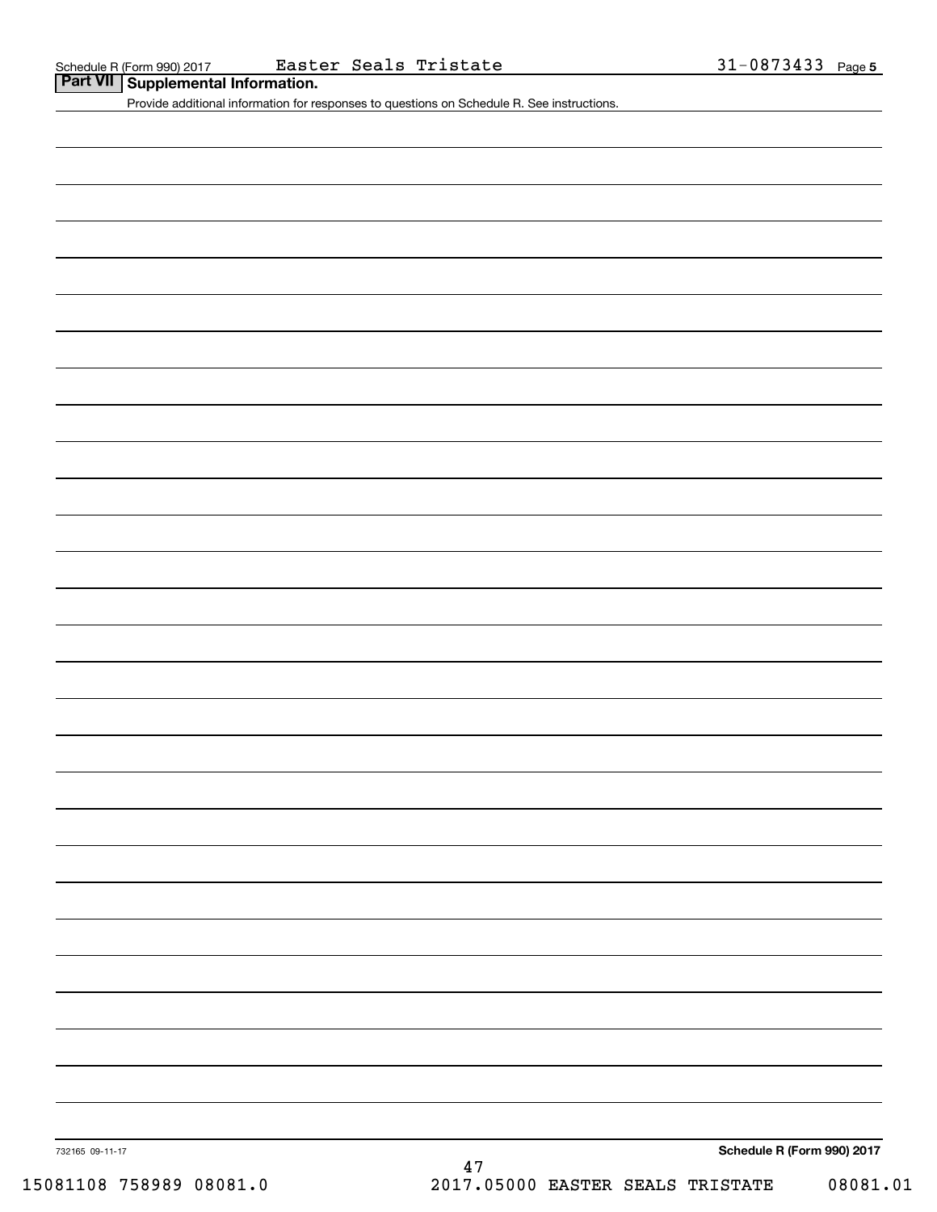Schedule R (Form 990) 2017 Easter Seals Tristate 31-0873433 Page 5

## Part VII Supplemental Information.

Provide additional information for responses to questions on Schedule R. See instructions.

732165 09-11-17

**Schedule R (Form 990) 2017**

15081108 758989 08081.0 2017.05000 EASTER SEALS TRISTATE 08081.01